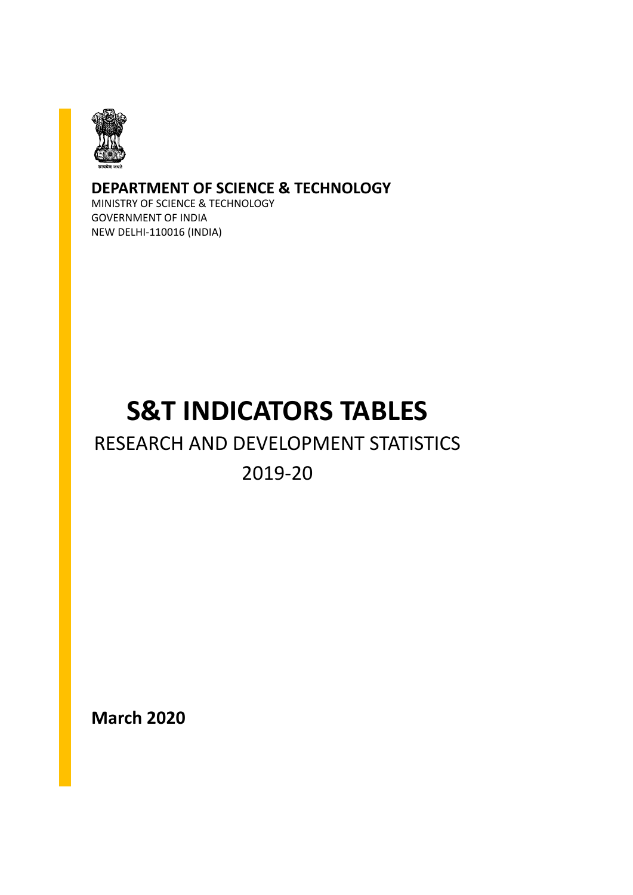**DEPARTMENT OF SCIENCE & TECHNOLOGY**

MINISTRY OF SCIENCE & TECHNOLOGY
GOVERNMENT OF INDIA
NEW DELHI-110016 (INDIA)

# S&T INDICATORS TABLES

## RESEARCH AND DEVELOPMENT STATISTICS

## 2019-20

**March 2020**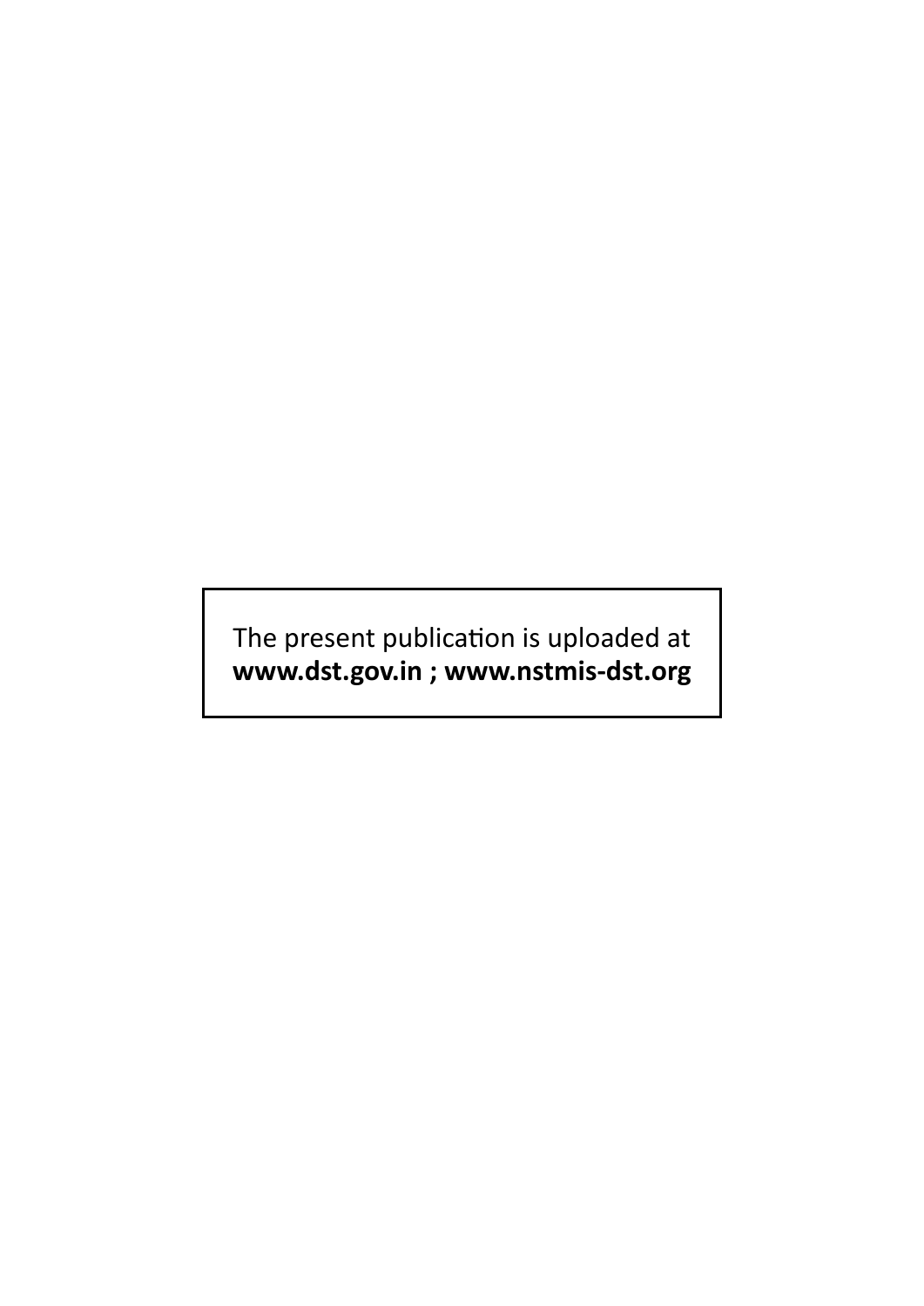The present publication is uploaded at
**www.dst.gov.in ; www.nstmis-dst.org**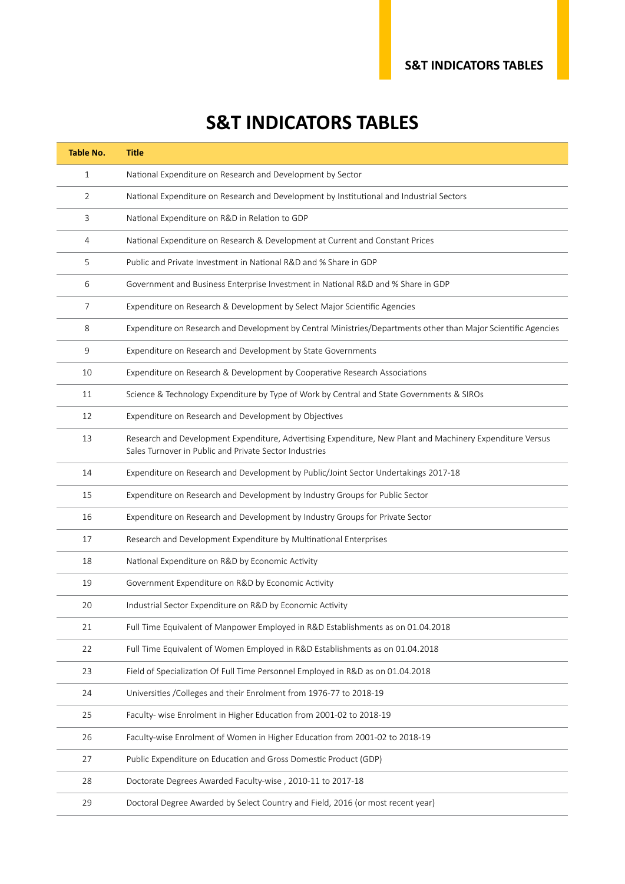# S&T INDICATORS TABLES

| Table No. | Title |
|---|---|
| 1 | National Expenditure on Research and Development by Sector |
| 2 | National Expenditure on Research and Development by Institutional and Industrial Sectors |
| 3 | National Expenditure on R&D in Relation to GDP |
| 4 | National Expenditure on Research & Development at Current and Constant Prices |
| 5 | Public and Private Investment in National R&D and % Share in GDP |
| 6 | Government and Business Enterprise Investment in National R&D and % Share in GDP |
| 7 | Expenditure on Research & Development by Select Major Scientific Agencies |
| 8 | Expenditure on Research and Development by Central Ministries/Departments other than Major Scientific Agencies |
| 9 | Expenditure on Research and Development by State Governments |
| 10 | Expenditure on Research & Development by Cooperative Research Associations |
| 11 | Science & Technology Expenditure by Type of Work by Central and State Governments & SIROs |
| 12 | Expenditure on Research and Development by Objectives |
| 13 | Research and Development Expenditure, Advertising Expenditure, New Plant and Machinery Expenditure Versus Sales Turnover in Public and Private Sector Industries |
| 14 | Expenditure on Research and Development by Public/Joint Sector Undertakings 2017-18 |
| 15 | Expenditure on Research and Development by Industry Groups for Public Sector |
| 16 | Expenditure on Research and Development by Industry Groups for Private Sector |
| 17 | Research and Development Expenditure by Multinational Enterprises |
| 18 | National Expenditure on R&D by Economic Activity |
| 19 | Government Expenditure on R&D by Economic Activity |
| 20 | Industrial Sector Expenditure on R&D by Economic Activity |
| 21 | Full Time Equivalent of Manpower Employed in R&D Establishments as on 01.04.2018 |
| 22 | Full Time Equivalent of Women Employed in R&D Establishments as on 01.04.2018 |
| 23 | Field of Specialization Of Full Time Personnel Employed in R&D as on 01.04.2018 |
| 24 | Universities /Colleges and their Enrolment from 1976-77 to 2018-19 |
| 25 | Faculty- wise Enrolment in Higher Education from 2001-02 to 2018-19 |
| 26 | Faculty-wise Enrolment of Women in Higher Education from 2001-02 to 2018-19 |
| 27 | Public Expenditure on Education and Gross Domestic Product (GDP) |
| 28 | Doctorate Degrees Awarded Faculty-wise , 2010-11 to 2017-18 |
| 29 | Doctoral Degree Awarded by Select Country and Field, 2016 (or most recent year) |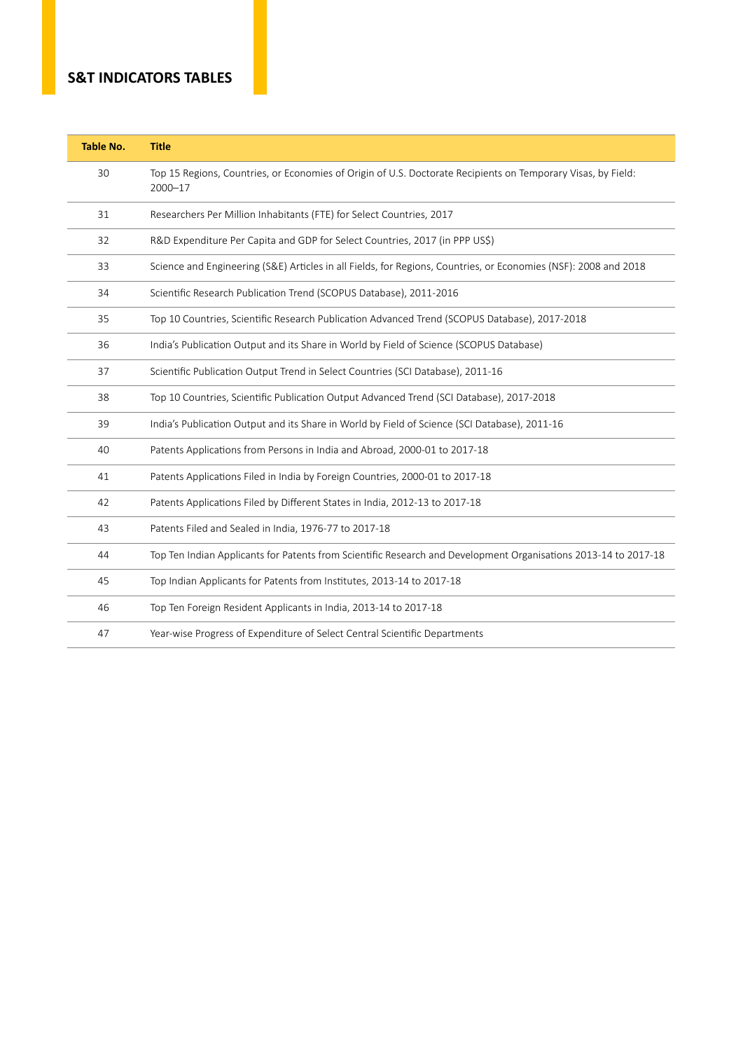## S&T INDICATORS TABLES

| Table No. | Title |
|---|---|
| 30 | Top 15 Regions, Countries, or Economies of Origin of U.S. Doctorate Recipients on Temporary Visas, by Field: 2000–17 |
| 31 | Researchers Per Million Inhabitants (FTE) for Select Countries, 2017 |
| 32 | R&D Expenditure Per Capita and GDP for Select Countries, 2017 (in PPP US$) |
| 33 | Science and Engineering (S&E) Articles in all Fields, for Regions, Countries, or Economies (NSF): 2008 and 2018 |
| 34 | Scientific Research Publication Trend (SCOPUS Database), 2011-2016 |
| 35 | Top 10 Countries, Scientific Research Publication Advanced Trend (SCOPUS Database), 2017-2018 |
| 36 | India's Publication Output and its Share in World by Field of Science (SCOPUS Database) |
| 37 | Scientific Publication Output Trend in Select Countries (SCI Database), 2011-16 |
| 38 | Top 10 Countries, Scientific Publication Output Advanced Trend (SCI Database), 2017-2018 |
| 39 | India's Publication Output and its Share in World by Field of Science (SCI Database), 2011-16 |
| 40 | Patents Applications from Persons in India and Abroad, 2000-01 to 2017-18 |
| 41 | Patents Applications Filed in India by Foreign Countries, 2000-01 to 2017-18 |
| 42 | Patents Applications Filed by Different States in India, 2012-13 to 2017-18 |
| 43 | Patents Filed and Sealed in India, 1976-77 to 2017-18 |
| 44 | Top Ten Indian Applicants for Patents from Scientific Research and Development Organisations 2013-14 to 2017-18 |
| 45 | Top Indian Applicants for Patents from Institutes, 2013-14 to 2017-18 |
| 46 | Top Ten Foreign Resident Applicants in India, 2013-14 to 2017-18 |
| 47 | Year-wise Progress of Expenditure of Select Central Scientific Departments |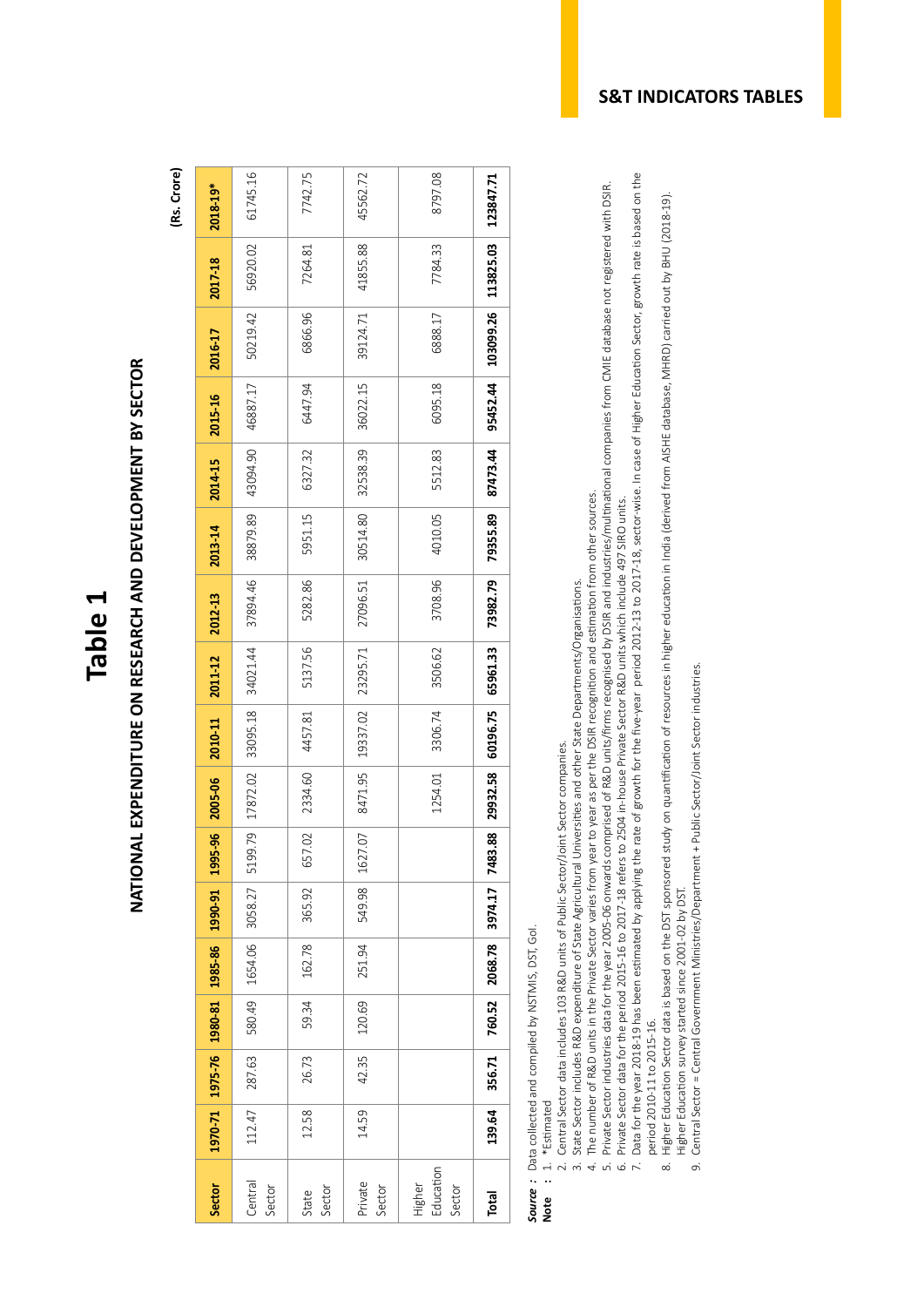# Table 1

## NATIONAL EXPENDITURE ON RESEARCH AND DEVELOPMENT BY SECTOR

(Rs. Crore)

| Sector | 1970-71 | 1975-76 | 1980-81 | 1985-86 | 1990-91 | 1995-96 | 2005-06 | 2010-11 | 2011-12 | 2012-13 | 2013-14 | 2014-15 | 2015-16 | 2016-17 | 2017-18 | 2018-19* |
|---|---|---|---|---|---|---|---|---|---|---|---|---|---|---|---|---|
| Central Sector | 112.47 | 287.63 | 580.49 | 1654.06 | 3058.27 | 5199.79 | 17872.02 | 33095.18 | 34021.44 | 37894.46 | 38879.89 | 43094.90 | 46887.17 | 50219.42 | 56920.02 | 61745.16 |
| State Sector | 12.58 | 26.73 | 59.34 | 162.78 | 365.92 | 657.02 | 2334.60 | 4457.81 | 5137.56 | 5282.86 | 5951.15 | 6327.32 | 6447.94 | 6866.96 | 7264.81 | 7742.75 |
| Private Sector | 14.59 | 42.35 | 120.69 | 251.94 | 549.98 | 1627.07 | 8471.95 | 19337.02 | 23295.71 | 27096.51 | 30514.80 | 32538.39 | 36022.15 | 39124.71 | 41855.88 | 45562.72 |
| Higher Education Sector | | | | | | | 1254.01 | 3306.74 | 3506.62 | 3708.96 | 4010.05 | 5512.83 | 6095.18 | 6888.17 | 7784.33 | 8797.08 |
| **Total** | **139.64** | **356.71** | **760.52** | **2068.78** | **3974.17** | **7483.88** | **29932.58** | **60196.75** | **65961.33** | **73982.79** | **79355.89** | **87473.44** | **95452.44** | **103099.26** | **113825.03** | **123847.71** |

***Source*** **:** Data collected and compiled by NSTMIS, DST, GoI.

**Note :**
1. *Estimated
2. Central Sector data includes 103 R&D units of Public Sector/Joint Sector companies.
3. State Sector includes R&D expenditure of State Agricultural Universities and other State Departments/Organisations.
4. The number of R&D units in the Private Sector varies from year to year as per the DSIR recognition and estimation from other sources.
5. Private Sector industries data for the year 2005-06 onwards comprised of R&D units/firms recognised by DSIR and industries/multinational companies from CMIE database not registered with DSIR.
6. Private Sector data for the period 2015-16 to 2017-18 refers to 2504 in-house Private Sector R&D units which include 497 SIRO units.
7. Data for the year 2018-19 has been estimated by applying the rate of growth for the five-year period 2012-13 to 2017-18, sector-wise. In case of Higher Education Sector, growth rate is based on the period 2010-11 to 2015-16.
8. Higher Education Sector data is based on the DST sponsored study on quantification of resources in higher education in India (derived from AISHE database, MHRD) carried out by BHU (2018-19). Higher Education survey started since 2001-02 by DST.
9. Central Sector = Central Government Ministries/Department + Public Sector/Joint Sector industries.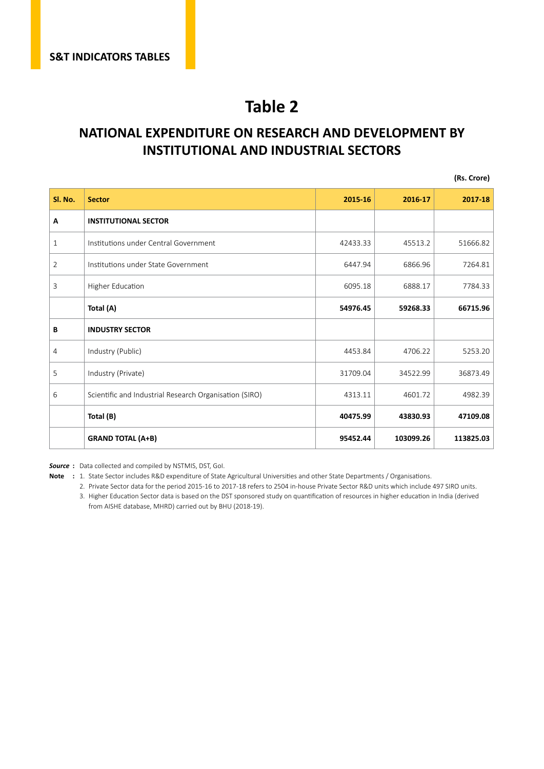# Table 2

## NATIONAL EXPENDITURE ON RESEARCH AND DEVELOPMENT BY INSTITUTIONAL AND INDUSTRIAL SECTORS

**(Rs. Crore)**

| Sl. No. | Sector | 2015-16 | 2016-17 | 2017-18 |
|---|---|---|---|---|
| **A** | **INSTITUTIONAL SECTOR** | | | |
| 1 | Institutions under Central Government | 42433.33 | 45513.2 | 51666.82 |
| 2 | Institutions under State Government | 6447.94 | 6866.96 | 7264.81 |
| 3 | Higher Education | 6095.18 | 6888.17 | 7784.33 |
| | **Total (A)** | **54976.45** | **59268.33** | **66715.96** |
| **B** | **INDUSTRY SECTOR** | | | |
| 4 | Industry (Public) | 4453.84 | 4706.22 | 5253.20 |
| 5 | Industry (Private) | 31709.04 | 34522.99 | 36873.49 |
| 6 | Scientific and Industrial Research Organisation (SIRO) | 4313.11 | 4601.72 | 4982.39 |
| | **Total (B)** | **40475.99** | **43830.93** | **47109.08** |
| | **GRAND TOTAL (A+B)** | **95452.44** | **103099.26** | **113825.03** |

***Source*** **:** Data collected and compiled by NSTMIS, DST, GoI.

**Note** **:**
1. State Sector includes R&D expenditure of State Agricultural Universities and other State Departments / Organisations.
2. Private Sector data for the period 2015-16 to 2017-18 refers to 2504 in-house Private Sector R&D units which include 497 SIRO units.
3. Higher Education Sector data is based on the DST sponsored study on quantification of resources in higher education in India (derived from AISHE database, MHRD) carried out by BHU (2018-19).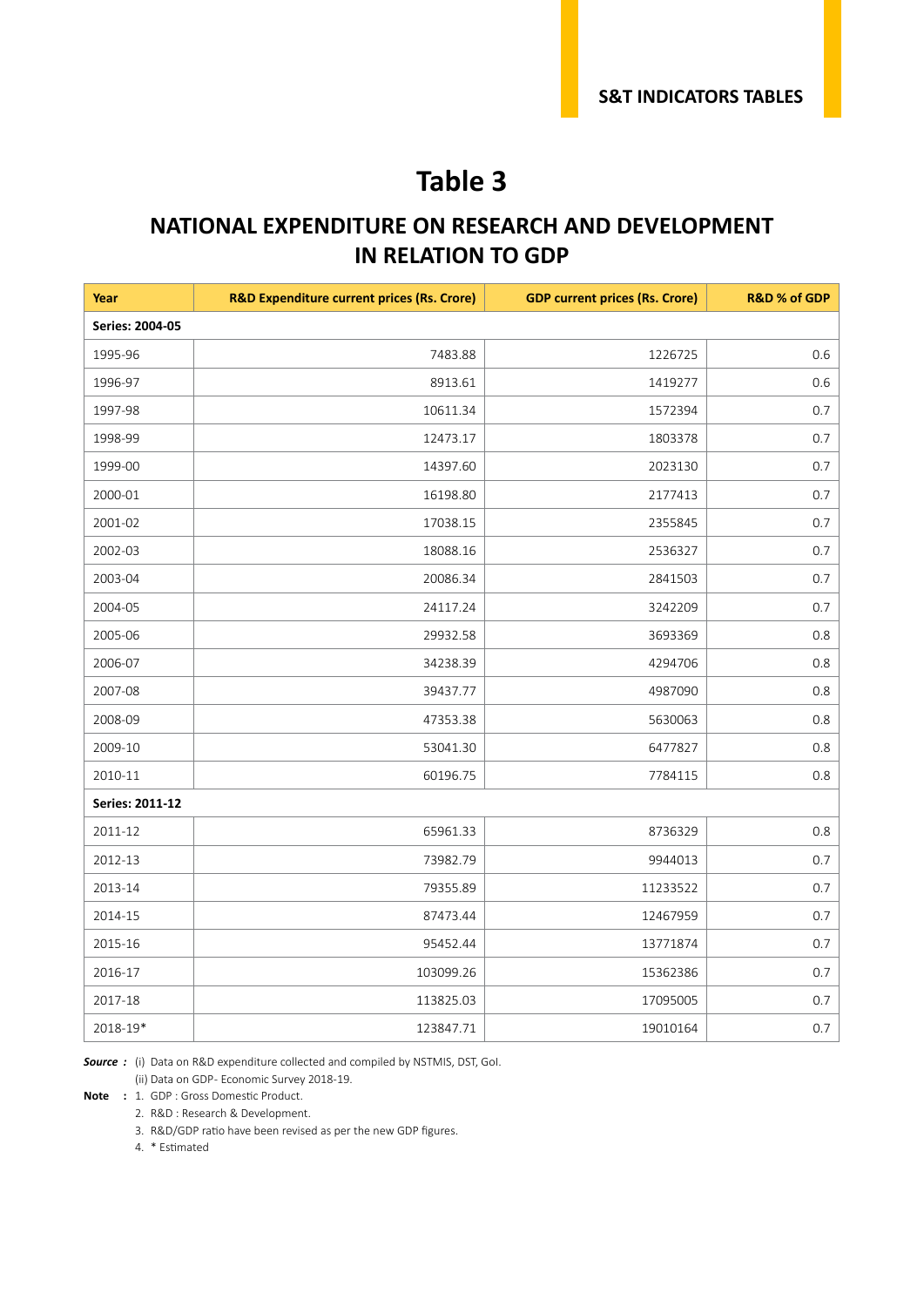# Table 3

## NATIONAL EXPENDITURE ON RESEARCH AND DEVELOPMENT IN RELATION TO GDP

| Year | R&D Expenditure current prices (Rs. Crore) | GDP current prices (Rs. Crore) | R&D % of GDP |
|---|---|---|---|
| **Series: 2004-05** | | | |
| 1995-96 | 7483.88 | 1226725 | 0.6 |
| 1996-97 | 8913.61 | 1419277 | 0.6 |
| 1997-98 | 10611.34 | 1572394 | 0.7 |
| 1998-99 | 12473.17 | 1803378 | 0.7 |
| 1999-00 | 14397.60 | 2023130 | 0.7 |
| 2000-01 | 16198.80 | 2177413 | 0.7 |
| 2001-02 | 17038.15 | 2355845 | 0.7 |
| 2002-03 | 18088.16 | 2536327 | 0.7 |
| 2003-04 | 20086.34 | 2841503 | 0.7 |
| 2004-05 | 24117.24 | 3242209 | 0.7 |
| 2005-06 | 29932.58 | 3693369 | 0.8 |
| 2006-07 | 34238.39 | 4294706 | 0.8 |
| 2007-08 | 39437.77 | 4987090 | 0.8 |
| 2008-09 | 47353.38 | 5630063 | 0.8 |
| 2009-10 | 53041.30 | 6477827 | 0.8 |
| 2010-11 | 60196.75 | 7784115 | 0.8 |
| **Series: 2011-12** | | | |
| 2011-12 | 65961.33 | 8736329 | 0.8 |
| 2012-13 | 73982.79 | 9944013 | 0.7 |
| 2013-14 | 79355.89 | 11233522 | 0.7 |
| 2014-15 | 87473.44 | 12467959 | 0.7 |
| 2015-16 | 95452.44 | 13771874 | 0.7 |
| 2016-17 | 103099.26 | 15362386 | 0.7 |
| 2017-18 | 113825.03 | 17095005 | 0.7 |
| 2018-19* | 123847.71 | 19010164 | 0.7 |

***Source :*** (i) Data on R&D expenditure collected and compiled by NSTMIS, DST, GoI.
(ii) Data on GDP- Economic Survey 2018-19.

**Note :**
1. GDP : Gross Domestic Product.
2. R&D : Research & Development.
3. R&D/GDP ratio have been revised as per the new GDP figures.
4. * Estimated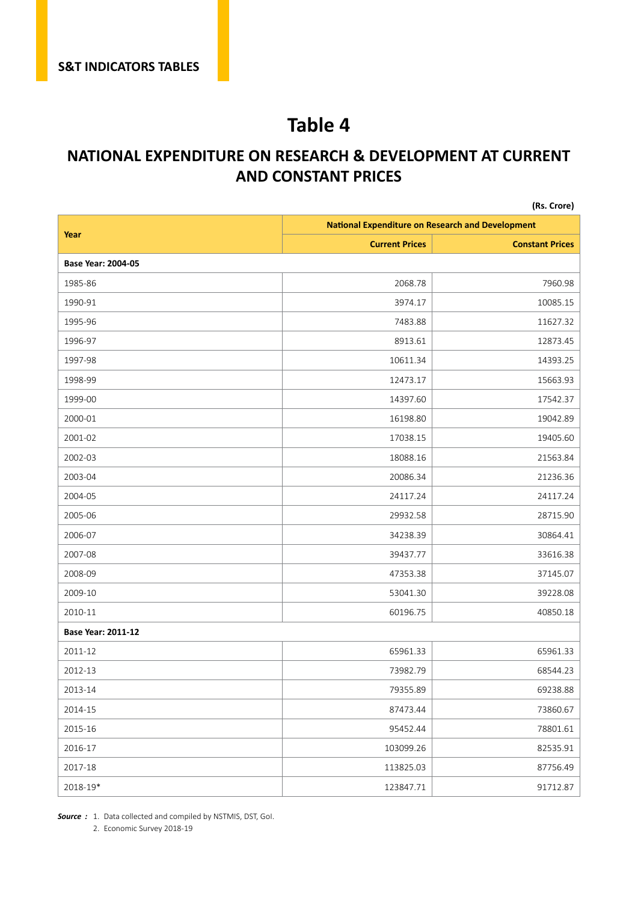# Table 4

## NATIONAL EXPENDITURE ON RESEARCH & DEVELOPMENT AT CURRENT AND CONSTANT PRICES

**(Rs. Crore)**

| Year | National Expenditure on Research and Development | |
|---|---|---|
| | Current Prices | Constant Prices |
| **Base Year: 2004-05** | | |
| 1985-86 | 2068.78 | 7960.98 |
| 1990-91 | 3974.17 | 10085.15 |
| 1995-96 | 7483.88 | 11627.32 |
| 1996-97 | 8913.61 | 12873.45 |
| 1997-98 | 10611.34 | 14393.25 |
| 1998-99 | 12473.17 | 15663.93 |
| 1999-00 | 14397.60 | 17542.37 |
| 2000-01 | 16198.80 | 19042.89 |
| 2001-02 | 17038.15 | 19405.60 |
| 2002-03 | 18088.16 | 21563.84 |
| 2003-04 | 20086.34 | 21236.36 |
| 2004-05 | 24117.24 | 24117.24 |
| 2005-06 | 29932.58 | 28715.90 |
| 2006-07 | 34238.39 | 30864.41 |
| 2007-08 | 39437.77 | 33616.38 |
| 2008-09 | 47353.38 | 37145.07 |
| 2009-10 | 53041.30 | 39228.08 |
| 2010-11 | 60196.75 | 40850.18 |
| **Base Year: 2011-12** | | |
| 2011-12 | 65961.33 | 65961.33 |
| 2012-13 | 73982.79 | 68544.23 |
| 2013-14 | 79355.89 | 69238.88 |
| 2014-15 | 87473.44 | 73860.67 |
| 2015-16 | 95452.44 | 78801.61 |
| 2016-17 | 103099.26 | 82535.91 |
| 2017-18 | 113825.03 | 87756.49 |
| 2018-19* | 123847.71 | 91712.87 |

***Source :*** 1. Data collected and compiled by NSTMIS, DST, GoI.
2. Economic Survey 2018-19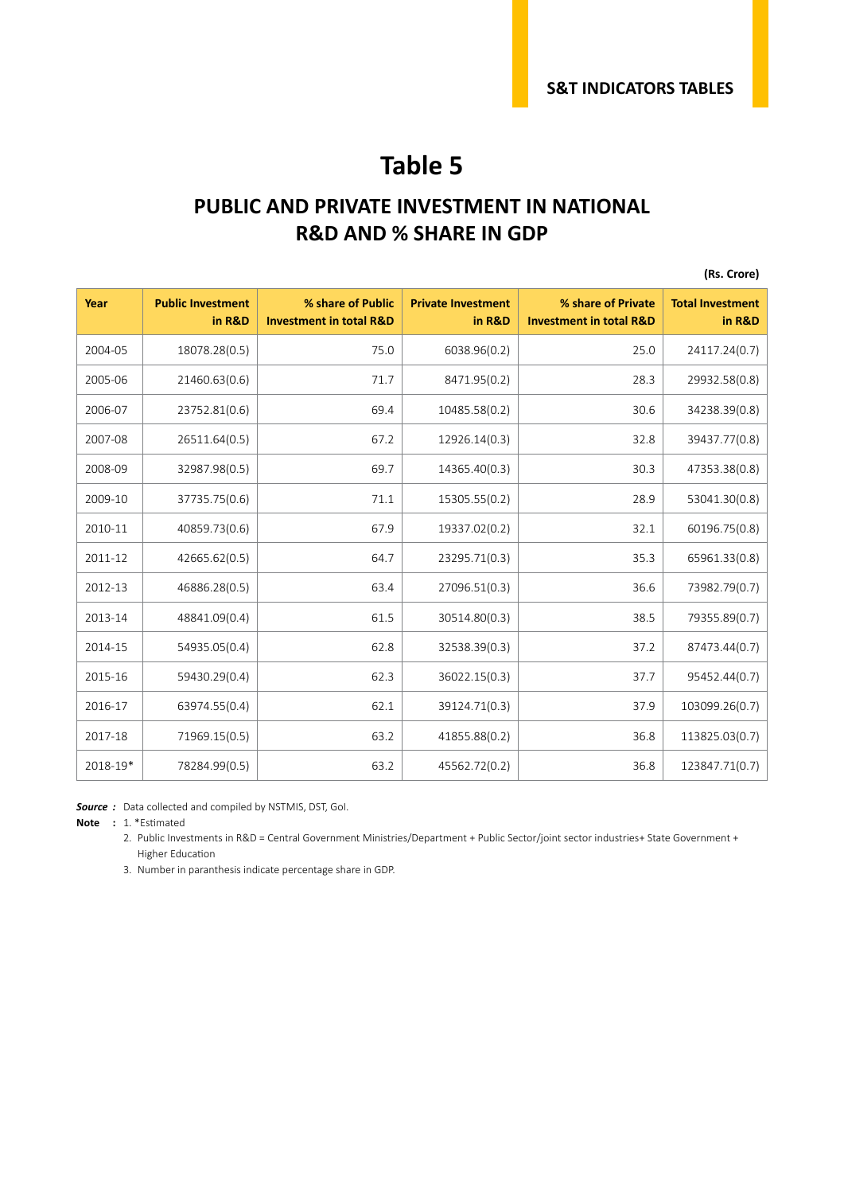# Table 5

## PUBLIC AND PRIVATE INVESTMENT IN NATIONAL R&D AND % SHARE IN GDP

**(Rs. Crore)**

| Year | Public Investment in R&D | % share of Public Investment in total R&D | Private Investment in R&D | % share of Private Investment in total R&D | Total Investment in R&D |
|---|---|---|---|---|---|
| 2004-05 | 18078.28(0.5) | 75.0 | 6038.96(0.2) | 25.0 | 24117.24(0.7) |
| 2005-06 | 21460.63(0.6) | 71.7 | 8471.95(0.2) | 28.3 | 29932.58(0.8) |
| 2006-07 | 23752.81(0.6) | 69.4 | 10485.58(0.2) | 30.6 | 34238.39(0.8) |
| 2007-08 | 26511.64(0.5) | 67.2 | 12926.14(0.3) | 32.8 | 39437.77(0.8) |
| 2008-09 | 32987.98(0.5) | 69.7 | 14365.40(0.3) | 30.3 | 47353.38(0.8) |
| 2009-10 | 37735.75(0.6) | 71.1 | 15305.55(0.2) | 28.9 | 53041.30(0.8) |
| 2010-11 | 40859.73(0.6) | 67.9 | 19337.02(0.2) | 32.1 | 60196.75(0.8) |
| 2011-12 | 42665.62(0.5) | 64.7 | 23295.71(0.3) | 35.3 | 65961.33(0.8) |
| 2012-13 | 46886.28(0.5) | 63.4 | 27096.51(0.3) | 36.6 | 73982.79(0.7) |
| 2013-14 | 48841.09(0.4) | 61.5 | 30514.80(0.3) | 38.5 | 79355.89(0.7) |
| 2014-15 | 54935.05(0.4) | 62.8 | 32538.39(0.3) | 37.2 | 87473.44(0.7) |
| 2015-16 | 59430.29(0.4) | 62.3 | 36022.15(0.3) | 37.7 | 95452.44(0.7) |
| 2016-17 | 63974.55(0.4) | 62.1 | 39124.71(0.3) | 37.9 | 103099.26(0.7) |
| 2017-18 | 71969.15(0.5) | 63.2 | 41855.88(0.2) | 36.8 | 113825.03(0.7) |
| 2018-19* | 78284.99(0.5) | 63.2 | 45562.72(0.2) | 36.8 | 123847.71(0.7) |

***Source :*** Data collected and compiled by NSTMIS, DST, GoI.

**Note :**
1. *Estimated
2. Public Investments in R&D = Central Government Ministries/Department + Public Sector/joint sector industries+ State Government + Higher Education
3. Number in paranthesis indicate percentage share in GDP.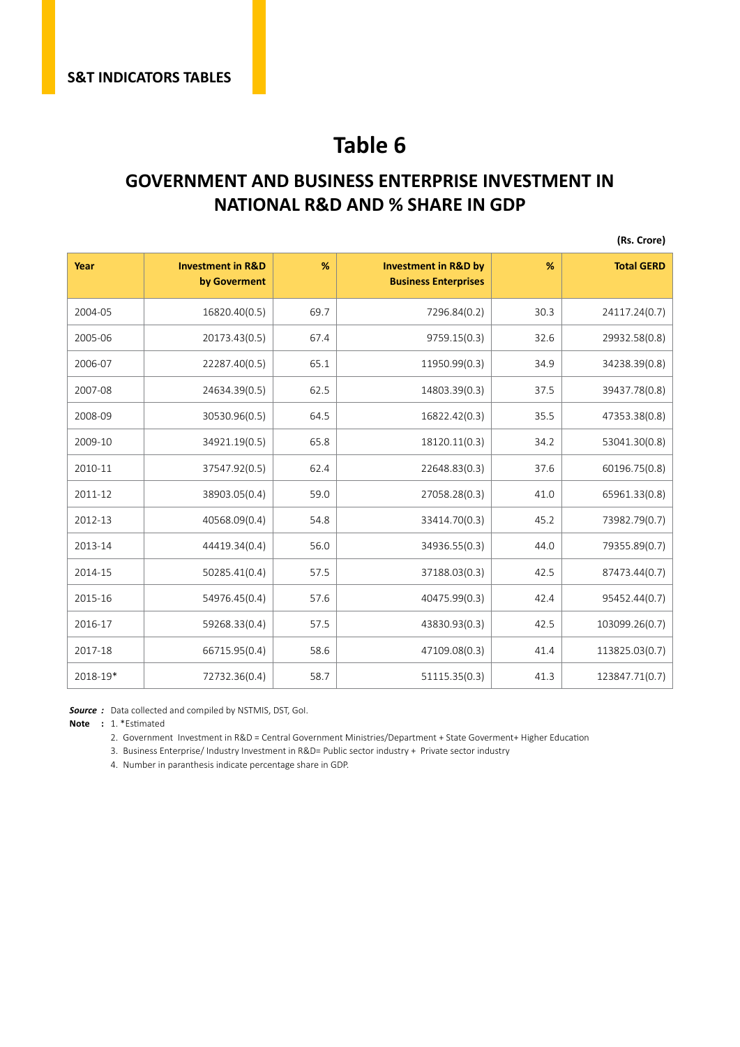# Table 6

## GOVERNMENT AND BUSINESS ENTERPRISE INVESTMENT IN NATIONAL R&D AND % SHARE IN GDP

**(Rs. Crore)**

| Year | Investment in R&D by Goverment | % | Investment in R&D by Business Enterprises | % | Total GERD |
|---|---|---|---|---|---|
| 2004-05 | 16820.40(0.5) | 69.7 | 7296.84(0.2) | 30.3 | 24117.24(0.7) |
| 2005-06 | 20173.43(0.5) | 67.4 | 9759.15(0.3) | 32.6 | 29932.58(0.8) |
| 2006-07 | 22287.40(0.5) | 65.1 | 11950.99(0.3) | 34.9 | 34238.39(0.8) |
| 2007-08 | 24634.39(0.5) | 62.5 | 14803.39(0.3) | 37.5 | 39437.78(0.8) |
| 2008-09 | 30530.96(0.5) | 64.5 | 16822.42(0.3) | 35.5 | 47353.38(0.8) |
| 2009-10 | 34921.19(0.5) | 65.8 | 18120.11(0.3) | 34.2 | 53041.30(0.8) |
| 2010-11 | 37547.92(0.5) | 62.4 | 22648.83(0.3) | 37.6 | 60196.75(0.8) |
| 2011-12 | 38903.05(0.4) | 59.0 | 27058.28(0.3) | 41.0 | 65961.33(0.8) |
| 2012-13 | 40568.09(0.4) | 54.8 | 33414.70(0.3) | 45.2 | 73982.79(0.7) |
| 2013-14 | 44419.34(0.4) | 56.0 | 34936.55(0.3) | 44.0 | 79355.89(0.7) |
| 2014-15 | 50285.41(0.4) | 57.5 | 37188.03(0.3) | 42.5 | 87473.44(0.7) |
| 2015-16 | 54976.45(0.4) | 57.6 | 40475.99(0.3) | 42.4 | 95452.44(0.7) |
| 2016-17 | 59268.33(0.4) | 57.5 | 43830.93(0.3) | 42.5 | 103099.26(0.7) |
| 2017-18 | 66715.95(0.4) | 58.6 | 47109.08(0.3) | 41.4 | 113825.03(0.7) |
| 2018-19* | 72732.36(0.4) | 58.7 | 51115.35(0.3) | 41.3 | 123847.71(0.7) |

***Source :*** Data collected and compiled by NSTMIS, DST, GoI.

**Note :**
1. *Estimated
2. Government Investment in R&D = Central Government Ministries/Department + State Goverment+ Higher Education
3. Business Enterprise/ Industry Investment in R&D= Public sector industry + Private sector industry
4. Number in paranthesis indicate percentage share in GDP.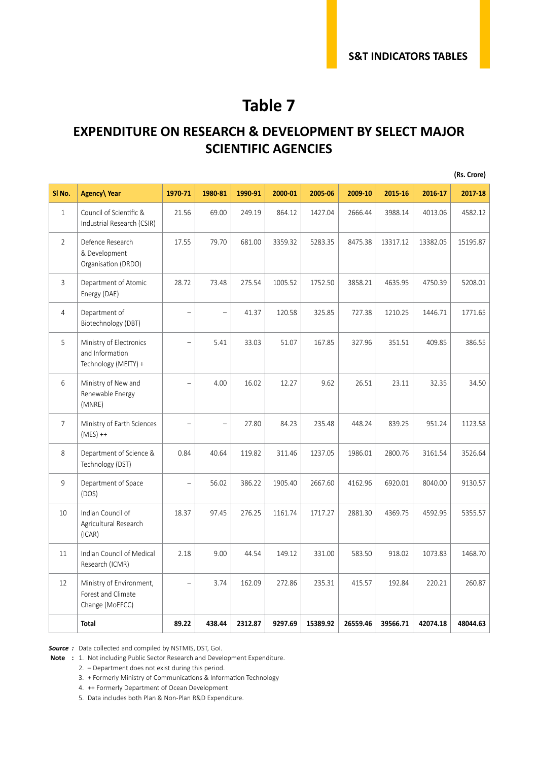# Table 7

## EXPENDITURE ON RESEARCH & DEVELOPMENT BY SELECT MAJOR SCIENTIFIC AGENCIES

**(Rs. Crore)**

| Sl No. | Agency\ Year | 1970-71 | 1980-81 | 1990-91 | 2000-01 | 2005-06 | 2009-10 | 2015-16 | 2016-17 | 2017-18 |
|---|---|---|---|---|---|---|---|---|---|---|
| 1 | Council of Scientific & Industrial Research (CSIR) | 21.56 | 69.00 | 249.19 | 864.12 | 1427.04 | 2666.44 | 3988.14 | 4013.06 | 4582.12 |
| 2 | Defence Research & Development Organisation (DRDO) | 17.55 | 79.70 | 681.00 | 3359.32 | 5283.35 | 8475.38 | 13317.12 | 13382.05 | 15195.87 |
| 3 | Department of Atomic Energy (DAE) | 28.72 | 73.48 | 275.54 | 1005.52 | 1752.50 | 3858.21 | 4635.95 | 4750.39 | 5208.01 |
| 4 | Department of Biotechnology (DBT) | – | – | 41.37 | 120.58 | 325.85 | 727.38 | 1210.25 | 1446.71 | 1771.65 |
| 5 | Ministry of Electronics and Information Technology (MEITY) + | – | 5.41 | 33.03 | 51.07 | 167.85 | 327.96 | 351.51 | 409.85 | 386.55 |
| 6 | Ministry of New and Renewable Energy (MNRE) | – | 4.00 | 16.02 | 12.27 | 9.62 | 26.51 | 23.11 | 32.35 | 34.50 |
| 7 | Ministry of Earth Sciences (MES) ++ | – | – | 27.80 | 84.23 | 235.48 | 448.24 | 839.25 | 951.24 | 1123.58 |
| 8 | Department of Science & Technology (DST) | 0.84 | 40.64 | 119.82 | 311.46 | 1237.05 | 1986.01 | 2800.76 | 3161.54 | 3526.64 |
| 9 | Department of Space (DOS) | – | 56.02 | 386.22 | 1905.40 | 2667.60 | 4162.96 | 6920.01 | 8040.00 | 9130.57 |
| 10 | Indian Council of Agricultural Research (ICAR) | 18.37 | 97.45 | 276.25 | 1161.74 | 1717.27 | 2881.30 | 4369.75 | 4592.95 | 5355.57 |
| 11 | Indian Council of Medical Research (ICMR) | 2.18 | 9.00 | 44.54 | 149.12 | 331.00 | 583.50 | 918.02 | 1073.83 | 1468.70 |
| 12 | Ministry of Environment, Forest and Climate Change (MoEFCC) | – | 3.74 | 162.09 | 272.86 | 235.31 | 415.57 | 192.84 | 220.21 | 260.87 |
| | **Total** | **89.22** | **438.44** | **2312.87** | **9297.69** | **15389.92** | **26559.46** | **39566.71** | **42074.18** | **48044.63** |

***Source :*** Data collected and compiled by NSTMIS, DST, GoI.

**Note :**
1. Not including Public Sector Research and Development Expenditure.
2. – Department does not exist during this period.
3. + Formerly Ministry of Communications & Information Technology
4. ++ Formerly Department of Ocean Development
5. Data includes both Plan & Non-Plan R&D Expenditure.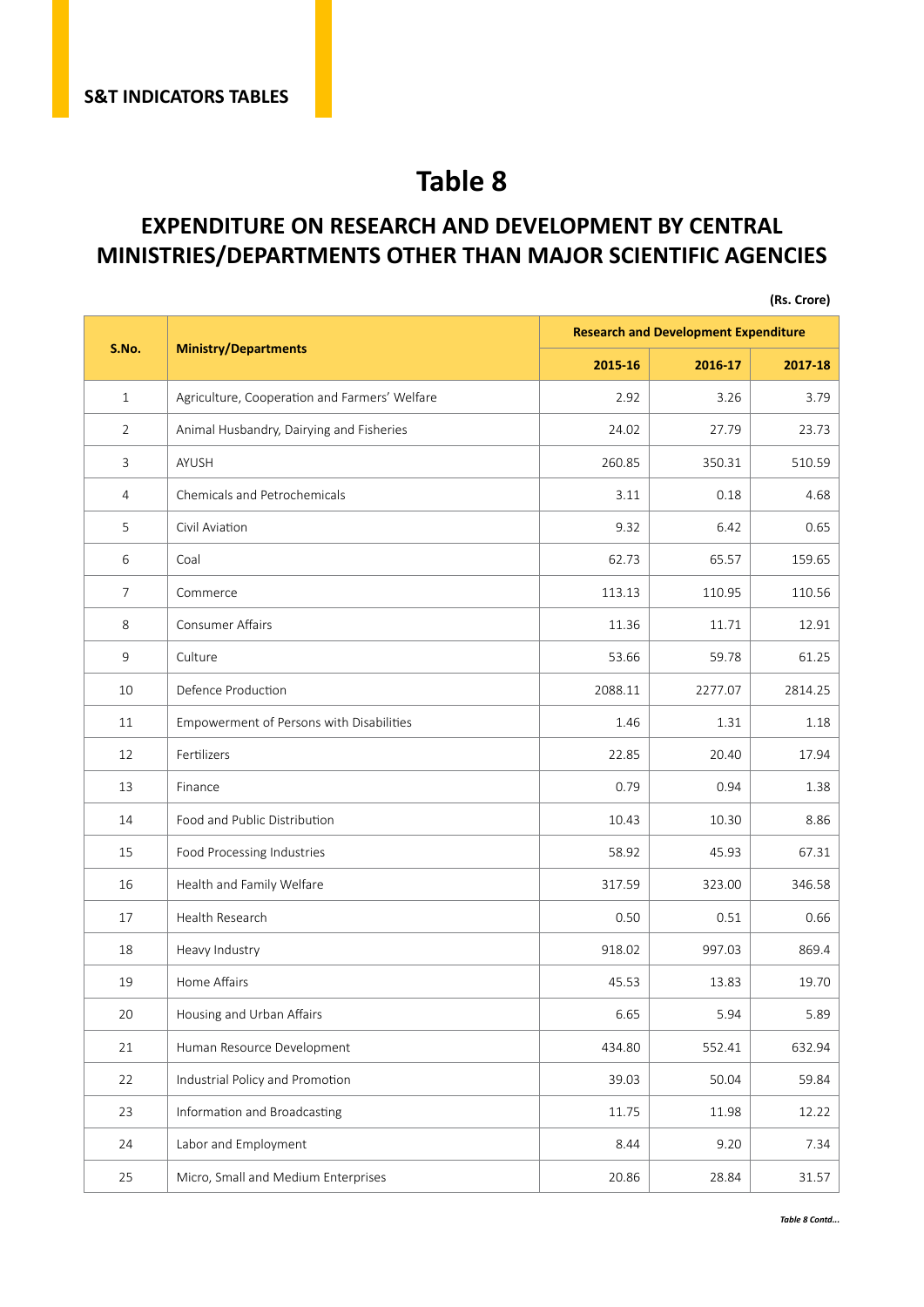# Table 8

## EXPENDITURE ON RESEARCH AND DEVELOPMENT BY CENTRAL MINISTRIES/DEPARTMENTS OTHER THAN MAJOR SCIENTIFIC AGENCIES

**(Rs. Crore)**

| S.No. | Ministry/Departments | Research and Development Expenditure | | |
|---|---|---|---|---|
| | | 2015-16 | 2016-17 | 2017-18 |
| 1 | Agriculture, Cooperation and Farmers' Welfare | 2.92 | 3.26 | 3.79 |
| 2 | Animal Husbandry, Dairying and Fisheries | 24.02 | 27.79 | 23.73 |
| 3 | AYUSH | 260.85 | 350.31 | 510.59 |
| 4 | Chemicals and Petrochemicals | 3.11 | 0.18 | 4.68 |
| 5 | Civil Aviation | 9.32 | 6.42 | 0.65 |
| 6 | Coal | 62.73 | 65.57 | 159.65 |
| 7 | Commerce | 113.13 | 110.95 | 110.56 |
| 8 | Consumer Affairs | 11.36 | 11.71 | 12.91 |
| 9 | Culture | 53.66 | 59.78 | 61.25 |
| 10 | Defence Production | 2088.11 | 2277.07 | 2814.25 |
| 11 | Empowerment of Persons with Disabilities | 1.46 | 1.31 | 1.18 |
| 12 | Fertilizers | 22.85 | 20.40 | 17.94 |
| 13 | Finance | 0.79 | 0.94 | 1.38 |
| 14 | Food and Public Distribution | 10.43 | 10.30 | 8.86 |
| 15 | Food Processing Industries | 58.92 | 45.93 | 67.31 |
| 16 | Health and Family Welfare | 317.59 | 323.00 | 346.58 |
| 17 | Health Research | 0.50 | 0.51 | 0.66 |
| 18 | Heavy Industry | 918.02 | 997.03 | 869.4 |
| 19 | Home Affairs | 45.53 | 13.83 | 19.70 |
| 20 | Housing and Urban Affairs | 6.65 | 5.94 | 5.89 |
| 21 | Human Resource Development | 434.80 | 552.41 | 632.94 |
| 22 | Industrial Policy and Promotion | 39.03 | 50.04 | 59.84 |
| 23 | Information and Broadcasting | 11.75 | 11.98 | 12.22 |
| 24 | Labor and Employment | 8.44 | 9.20 | 7.34 |
| 25 | Micro, Small and Medium Enterprises | 20.86 | 28.84 | 31.57 |

*Table 8 Contd...*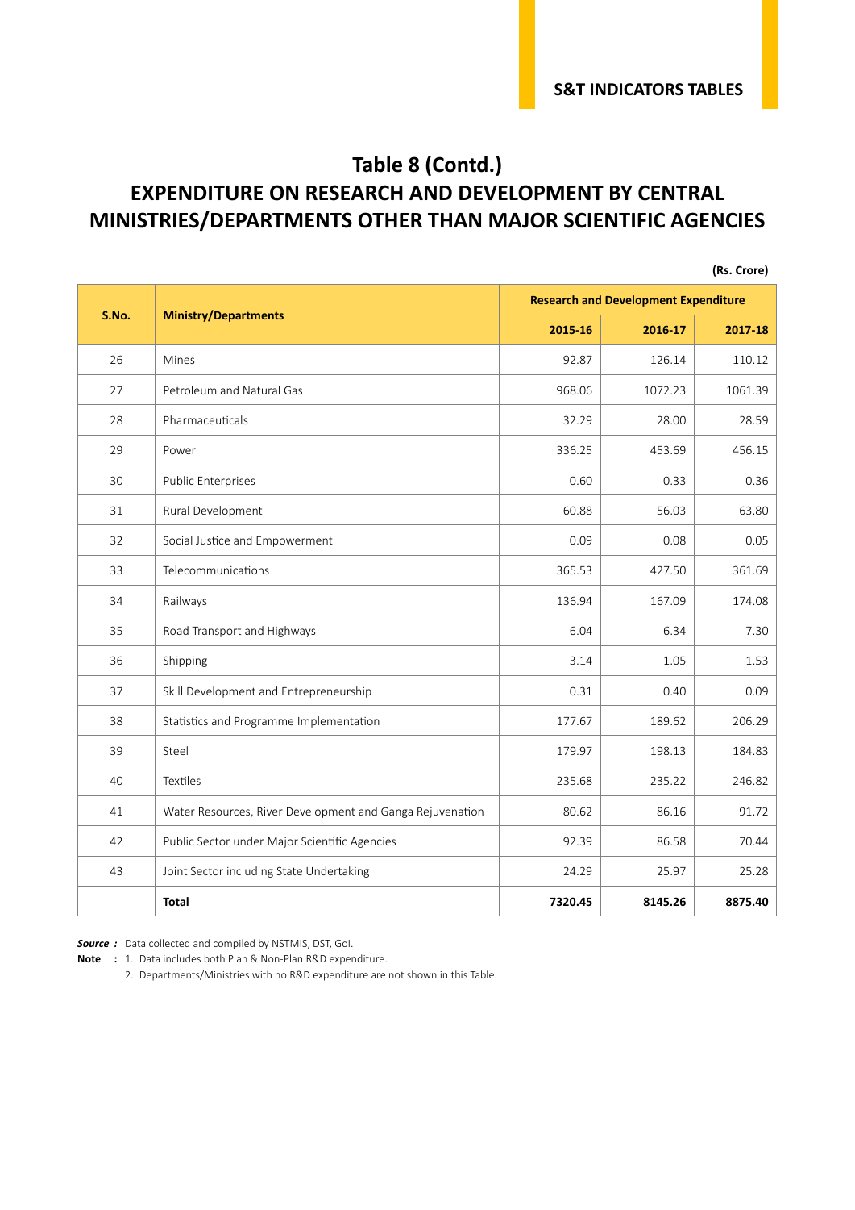## Table 8 (Contd.)

## EXPENDITURE ON RESEARCH AND DEVELOPMENT BY CENTRAL MINISTRIES/DEPARTMENTS OTHER THAN MAJOR SCIENTIFIC AGENCIES

**(Rs. Crore)**

| S.No. | Ministry/Departments | Research and Development Expenditure | | |
|---|---|---|---|---|
| | | 2015-16 | 2016-17 | 2017-18 |
| 26 | Mines | 92.87 | 126.14 | 110.12 |
| 27 | Petroleum and Natural Gas | 968.06 | 1072.23 | 1061.39 |
| 28 | Pharmaceuticals | 32.29 | 28.00 | 28.59 |
| 29 | Power | 336.25 | 453.69 | 456.15 |
| 30 | Public Enterprises | 0.60 | 0.33 | 0.36 |
| 31 | Rural Development | 60.88 | 56.03 | 63.80 |
| 32 | Social Justice and Empowerment | 0.09 | 0.08 | 0.05 |
| 33 | Telecommunications | 365.53 | 427.50 | 361.69 |
| 34 | Railways | 136.94 | 167.09 | 174.08 |
| 35 | Road Transport and Highways | 6.04 | 6.34 | 7.30 |
| 36 | Shipping | 3.14 | 1.05 | 1.53 |
| 37 | Skill Development and Entrepreneurship | 0.31 | 0.40 | 0.09 |
| 38 | Statistics and Programme Implementation | 177.67 | 189.62 | 206.29 |
| 39 | Steel | 179.97 | 198.13 | 184.83 |
| 40 | Textiles | 235.68 | 235.22 | 246.82 |
| 41 | Water Resources, River Development and Ganga Rejuvenation | 80.62 | 86.16 | 91.72 |
| 42 | Public Sector under Major Scientific Agencies | 92.39 | 86.58 | 70.44 |
| 43 | Joint Sector including State Undertaking | 24.29 | 25.97 | 25.28 |
| | **Total** | **7320.45** | **8145.26** | **8875.40** |

***Source :*** Data collected and compiled by NSTMIS, DST, GoI.

**Note :** 1. Data includes both Plan & Non-Plan R&D expenditure.

2. Departments/Ministries with no R&D expenditure are not shown in this Table.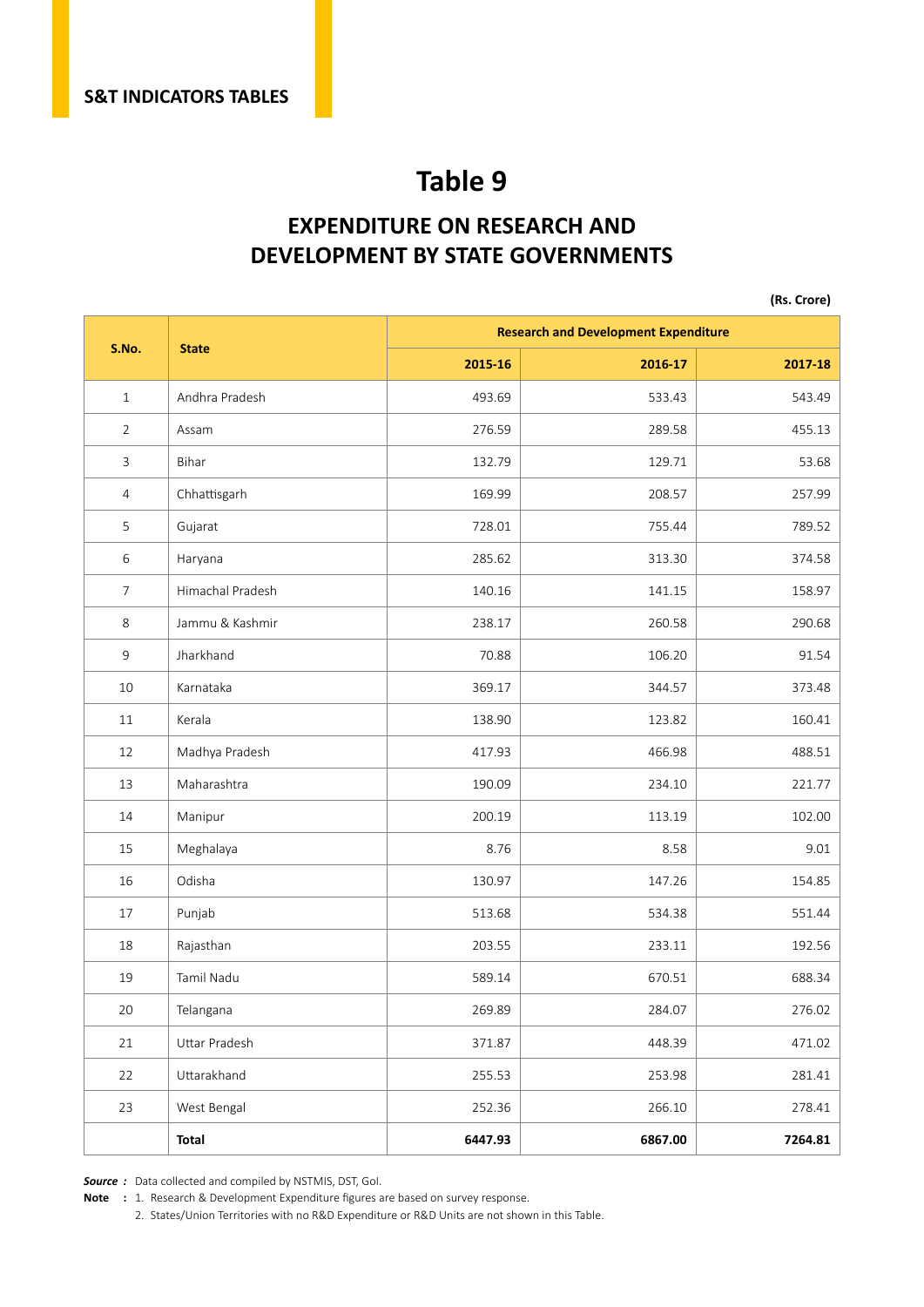# Table 9

## EXPENDITURE ON RESEARCH AND DEVELOPMENT BY STATE GOVERNMENTS

**(Rs. Crore)**

| S.No. | State | Research and Development Expenditure | | |
|---|---|---|---|---|
| | | 2015-16 | 2016-17 | 2017-18 |
| 1 | Andhra Pradesh | 493.69 | 533.43 | 543.49 |
| 2 | Assam | 276.59 | 289.58 | 455.13 |
| 3 | Bihar | 132.79 | 129.71 | 53.68 |
| 4 | Chhattisgarh | 169.99 | 208.57 | 257.99 |
| 5 | Gujarat | 728.01 | 755.44 | 789.52 |
| 6 | Haryana | 285.62 | 313.30 | 374.58 |
| 7 | Himachal Pradesh | 140.16 | 141.15 | 158.97 |
| 8 | Jammu & Kashmir | 238.17 | 260.58 | 290.68 |
| 9 | Jharkhand | 70.88 | 106.20 | 91.54 |
| 10 | Karnataka | 369.17 | 344.57 | 373.48 |
| 11 | Kerala | 138.90 | 123.82 | 160.41 |
| 12 | Madhya Pradesh | 417.93 | 466.98 | 488.51 |
| 13 | Maharashtra | 190.09 | 234.10 | 221.77 |
| 14 | Manipur | 200.19 | 113.19 | 102.00 |
| 15 | Meghalaya | 8.76 | 8.58 | 9.01 |
| 16 | Odisha | 130.97 | 147.26 | 154.85 |
| 17 | Punjab | 513.68 | 534.38 | 551.44 |
| 18 | Rajasthan | 203.55 | 233.11 | 192.56 |
| 19 | Tamil Nadu | 589.14 | 670.51 | 688.34 |
| 20 | Telangana | 269.89 | 284.07 | 276.02 |
| 21 | Uttar Pradesh | 371.87 | 448.39 | 471.02 |
| 22 | Uttarakhand | 255.53 | 253.98 | 281.41 |
| 23 | West Bengal | 252.36 | 266.10 | 278.41 |
| | **Total** | **6447.93** | **6867.00** | **7264.81** |

***Source :*** Data collected and compiled by NSTMIS, DST, GoI.

**Note :** 1. Research & Development Expenditure figures are based on survey response.

2. States/Union Territories with no R&D Expenditure or R&D Units are not shown in this Table.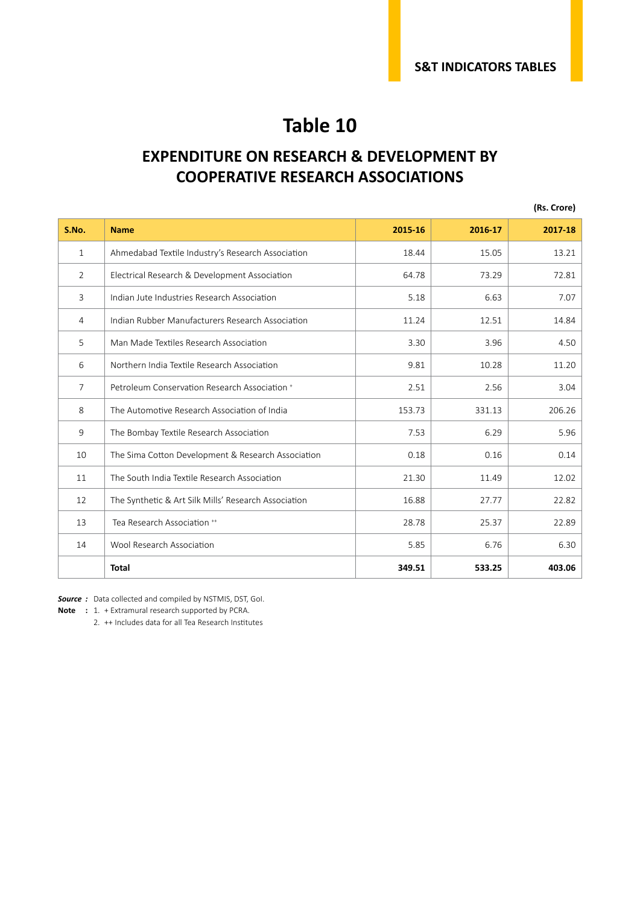# Table 10

## EXPENDITURE ON RESEARCH & DEVELOPMENT BY COOPERATIVE RESEARCH ASSOCIATIONS

**(Rs. Crore)**

| S.No. | Name | 2015-16 | 2016-17 | 2017-18 |
|---|---|---|---|---|
| 1 | Ahmedabad Textile Industry's Research Association | 18.44 | 15.05 | 13.21 |
| 2 | Electrical Research & Development Association | 64.78 | 73.29 | 72.81 |
| 3 | Indian Jute Industries Research Association | 5.18 | 6.63 | 7.07 |
| 4 | Indian Rubber Manufacturers Research Association | 11.24 | 12.51 | 14.84 |
| 5 | Man Made Textiles Research Association | 3.30 | 3.96 | 4.50 |
| 6 | Northern India Textile Research Association | 9.81 | 10.28 | 11.20 |
| 7 | Petroleum Conservation Research Association + | 2.51 | 2.56 | 3.04 |
| 8 | The Automotive Research Association of India | 153.73 | 331.13 | 206.26 |
| 9 | The Bombay Textile Research Association | 7.53 | 6.29 | 5.96 |
| 10 | The Sima Cotton Development & Research Association | 0.18 | 0.16 | 0.14 |
| 11 | The South India Textile Research Association | 21.30 | 11.49 | 12.02 |
| 12 | The Synthetic & Art Silk Mills' Research Association | 16.88 | 27.77 | 22.82 |
| 13 | Tea Research Association ++ | 28.78 | 25.37 | 22.89 |
| 14 | Wool Research Association | 5.85 | 6.76 | 6.30 |
| | **Total** | **349.51** | **533.25** | **403.06** |

***Source :*** Data collected and compiled by NSTMIS, DST, GoI.

**Note :** 1. + Extramural research supported by PCRA.

2. ++ Includes data for all Tea Research Institutes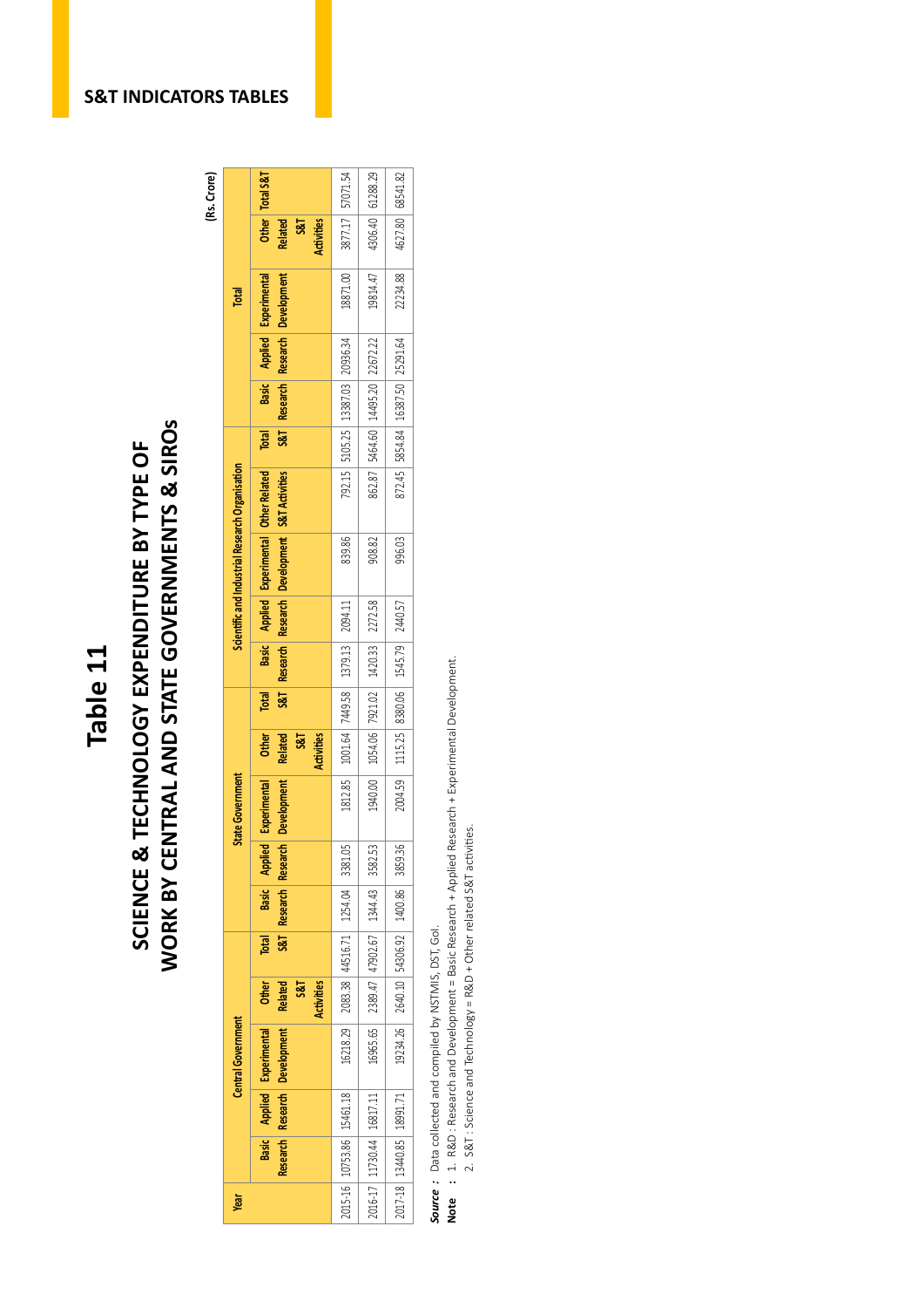# Table 11

## SCIENCE & TECHNOLOGY EXPENDITURE BY TYPE OF WORK BY CENTRAL AND STATE GOVERNMENTS & SIROs

(Rs. Crore)

| Year | Central Government | | | | | State Government | | | | | Scientific and Industrial Research Organisation | | | | | Total | | | | |
|---|---|---|---|---|---|---|---|---|---|---|---|---|---|---|---|---|---|---|---|---|
| | Basic Research | Applied Research | Experimental Development | Other Related S&T Activities | Total S&T | Basic Research | Applied Research | Experimental Development | Other Related S&T Activities | Total S&T | Basic Research | Applied Research | Experimental Development | Other Related S&T Activities | Total S&T | Basic Research | Applied Research | Experimental Development | Other Related S&T Activities | Total S&T |
| 2015-16 | 10753.86 | 15461.18 | 16218.29 | 2083.38 | 44516.71 | 1254.04 | 3381.05 | 1812.85 | 1001.64 | 7449.58 | 1379.13 | 2094.11 | 839.86 | 792.15 | 5105.25 | 13387.03 | 20936.34 | 18871.00 | 3877.17 | 57071.54 |
| 2016-17 | 11730.44 | 16817.11 | 16965.65 | 2389.47 | 47902.67 | 1344.43 | 3582.53 | 1940.00 | 1054.06 | 7921.02 | 1420.33 | 2272.58 | 908.82 | 862.87 | 5464.60 | 14495.20 | 22672.22 | 19814.47 | 4306.40 | 61288.29 |
| 2017-18 | 13440.85 | 18991.71 | 19234.26 | 2640.10 | 54306.92 | 1400.86 | 3859.36 | 2004.59 | 1115.25 | 8380.06 | 1545.79 | 2440.57 | 996.03 | 872.45 | 5854.84 | 16387.50 | 25291.64 | 22234.88 | 4627.80 | 68541.82 |

***Source :*** Data collected and compiled by NSTMIS, DST, GoI.

**Note :** 1. R&D : Research and Development = Basic Research + Applied Research + Experimental Development.

2. S&T : Science and Technology = R&D + Other related S&T activities.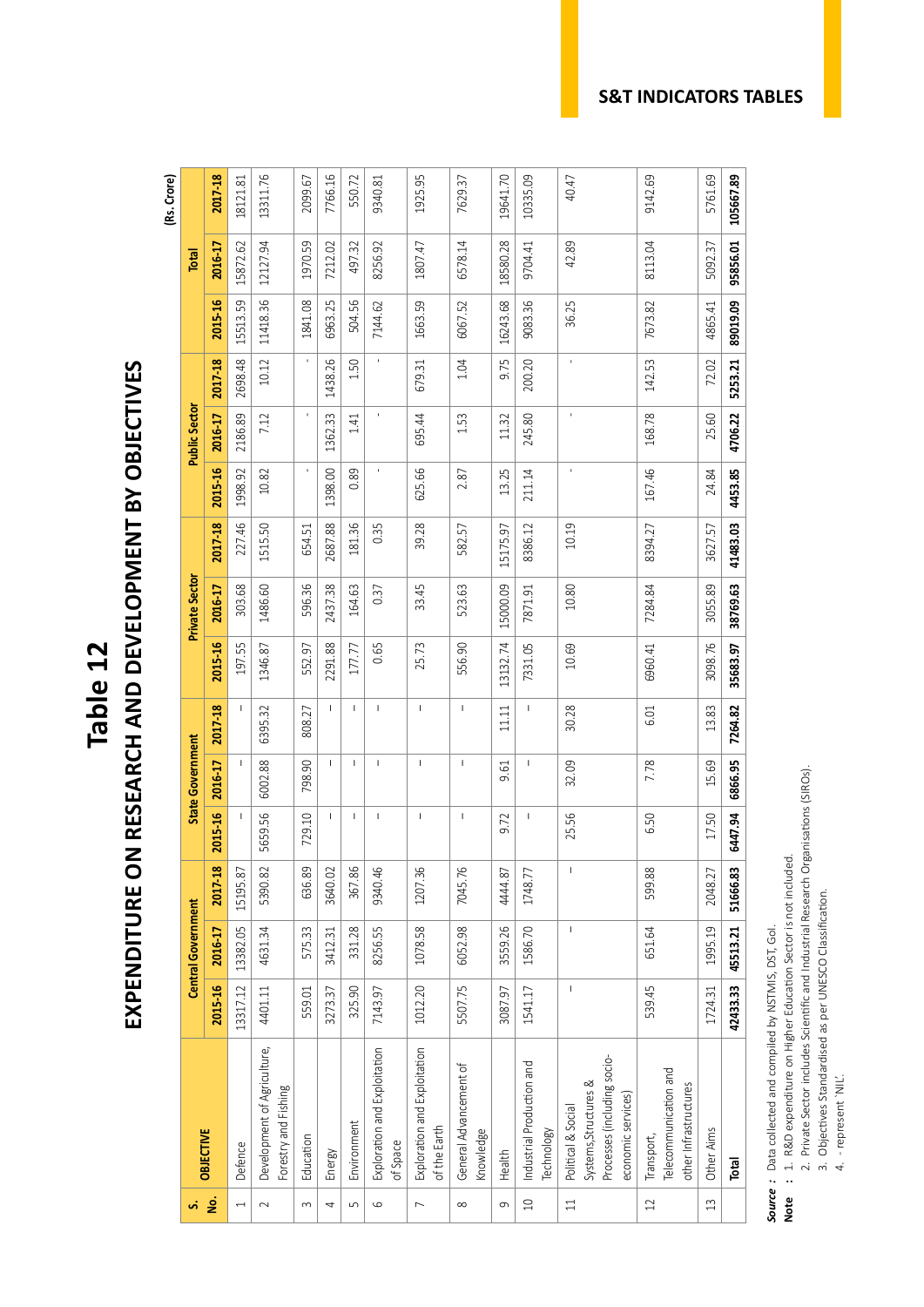# Table 12

## EXPENDITURE ON RESEARCH AND DEVELOPMENT BY OBJECTIVES

(Rs. Crore)

| S. No. | OBJECTIVE | Central Government | | | State Government | | | Private Sector | | | Public Sector | | | Total | | |
|---|---|---|---|---|---|---|---|---|---|---|---|---|---|---|---|---|
| | | 2015-16 | 2016-17 | 2017-18 | 2015-16 | 2016-17 | 2017-18 | 2015-16 | 2016-17 | 2017-18 | 2015-16 | 2016-17 | 2017-18 | 2015-16 | 2016-17 | 2017-18 |
| 1 | Defence | 13317.12 | 13382.05 | 15195.87 | - | - | - | 197.55 | 303.68 | 227.46 | 1998.92 | 2186.89 | 2698.48 | 15513.59 | 15872.62 | 18121.81 |
| 2 | Development of Agriculture, Forestry and Fishing | 4401.11 | 4631.34 | 5390.82 | 5659.56 | 6002.88 | 6395.32 | 1346.87 | 1486.60 | 1515.50 | 10.82 | 7.12 | 10.12 | 11418.36 | 12127.94 | 13311.76 |
| 3 | Education | 559.01 | 575.33 | 636.89 | 729.10 | 798.90 | 808.27 | 552.97 | 596.36 | 654.51 | - | - | - | 1841.08 | 1970.59 | 2099.67 |
| 4 | Energy | 3273.37 | 3412.31 | 3640.02 | - | - | - | 2291.88 | 2437.38 | 2687.88 | 1398.00 | 1362.33 | 1438.26 | 6963.25 | 7212.02 | 7766.16 |
| 5 | Environment | 325.90 | 331.28 | 367.86 | - | - | - | 177.77 | 164.63 | 181.36 | 0.89 | 1.41 | 1.50 | 504.56 | 497.32 | 550.72 |
| 6 | Exploration and Exploitation of Space | 7143.97 | 8256.55 | 9340.46 | - | - | - | 0.65 | 0.37 | 0.35 | - | - | - | 7144.62 | 8256.92 | 9340.81 |
| 7 | Exploration and Exploitation of the Earth | 1012.20 | 1078.58 | 1207.36 | - | - | - | 25.73 | 33.45 | 39.28 | 625.66 | 695.44 | 679.31 | 1663.59 | 1807.47 | 1925.95 |
| 8 | General Advancement of Knowledge | 5507.75 | 6052.98 | 7045.76 | - | - | - | 556.90 | 523.63 | 582.57 | 2.87 | 1.53 | 1.04 | 6067.52 | 6578.14 | 7629.37 |
| 9 | Health | 3087.97 | 3559.26 | 4444.87 | 9.72 | 9.61 | 11.11 | 13132.74 | 15000.09 | 15175.97 | 13.25 | 11.32 | 9.75 | 16243.68 | 18580.28 | 19641.70 |
| 10 | Industrial Production and Technology | 1541.17 | 1586.70 | 1748.77 | - | - | - | 7331.05 | 7871.91 | 8386.12 | 211.14 | 245.80 | 200.20 | 9083.36 | 9704.41 | 10335.09 |
| 11 | Political & Social Systems,Structures & Processes (including socio-economic services) | - | - | - | 25.56 | 32.09 | 30.28 | 10.69 | 10.80 | 10.19 | - | - | - | 36.25 | 42.89 | 40.47 |
| 12 | Transport, Telecommunication and other Infrastructures | 539.45 | 651.64 | 599.88 | 6.50 | 7.78 | 6.01 | 6960.41 | 7284.84 | 8394.27 | 167.46 | 168.78 | 142.53 | 7673.82 | 8113.04 | 9142.69 |
| 13 | Other Aims | 1724.31 | 1995.19 | 2048.27 | 17.50 | 15.69 | 13.83 | 3098.76 | 3055.89 | 3627.57 | 24.84 | 25.60 | 72.02 | 4865.41 | 5092.37 | 5761.69 |
| | **Total** | **42433.33** | **45513.21** | **51666.83** | **6447.94** | **6866.95** | **7264.82** | **35683.97** | **38769.63** | **41483.03** | **4453.85** | **4706.22** | **5253.21** | **89019.09** | **95856.01** | **105667.89** |

***Source :*** Data collected and compiled by NSTMIS, DST, GoI.

**Note :**
1. R&D expenditure on Higher Education Sector is not included.
2. Private Sector includes Scientific and Industrial Research Organisations (SIROs).
3. Objectives Standardised as per UNESCO Classification.
4. - represent 'NIL'.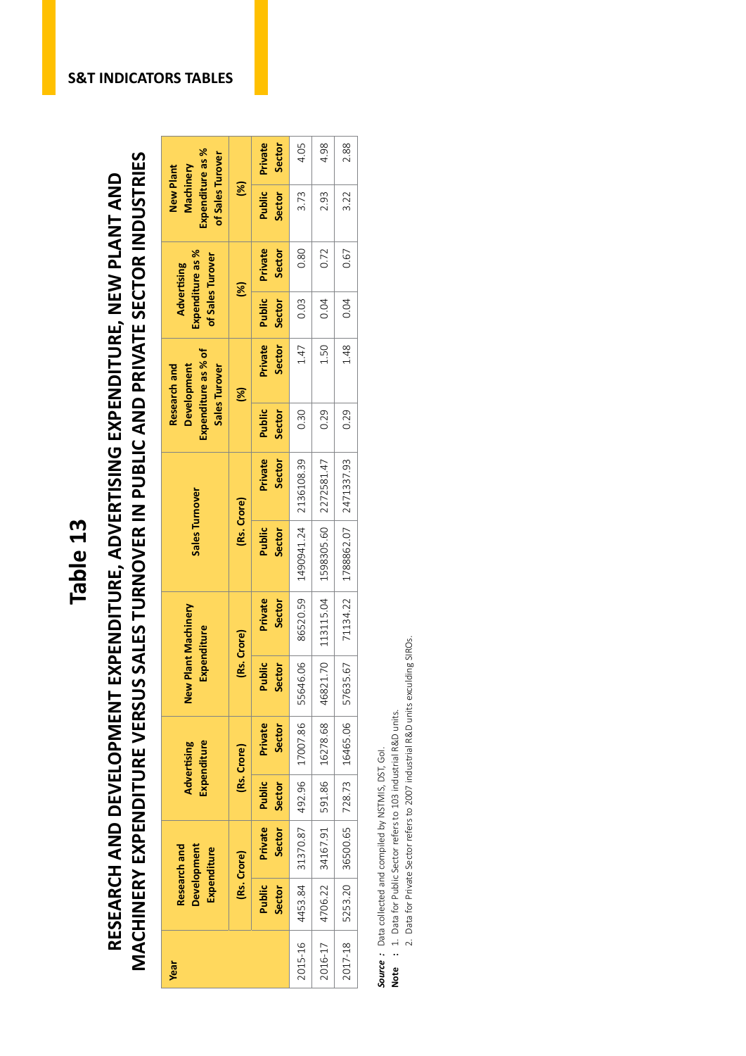# Table 13

## RESEARCH AND DEVELOPMENT EXPENDITURE, ADVERTISING EXPENDITURE, NEW PLANT AND MACHINERY EXPENDITURE VERSUS SALES TURNOVER IN PUBLIC AND PRIVATE SECTOR INDUSTRIES

| Year | Research and Development Expenditure (Rs. Crore) | | Advertising Expenditure (Rs. Crore) | | New Plant Machinery Expenditure (Rs. Crore) | | Sales Turnover (Rs. Crore) | | Research and Development Expenditure as % of Sales Turover (%) | | Advertising Expenditure as % of Sales Turover (%) | | New Plant Machinery Expenditure as % of Sales Turover (%) | |
|---|---|---|---|---|---|---|---|---|---|---|---|---|---|---|
| | Public Sector | Private Sector | Public Sector | Private Sector | Public Sector | Private Sector | Public Sector | Private Sector | Public Sector | Private Sector | Public Sector | Private Sector | Public Sector | Private Sector |
| 2015-16 | 4453.84 | 31370.87 | 492.96 | 17007.86 | 55646.06 | 86520.59 | 1490941.24 | 2136108.39 | 0.30 | 1.47 | 0.03 | 0.80 | 3.73 | 4.05 |
| 2016-17 | 4706.22 | 34167.91 | 591.86 | 16278.68 | 46821.70 | 113115.04 | 1598305.60 | 2272581.47 | 0.29 | 1.50 | 0.04 | 0.72 | 2.93 | 4.98 |
| 2017-18 | 5253.20 | 36500.65 | 728.73 | 16465.06 | 57635.67 | 71134.22 | 1788862.07 | 2471337.93 | 0.29 | 1.48 | 0.04 | 0.67 | 3.22 | 2.88 |

***Source :*** Data collected and compiled by NSTMIS, DST, GoI.

**Note :** 1. Data for Public Sector refers to 103 industrial R&D units.

2. Data for Private Sector refers to 2007 industrial R&D units exculding SIROs.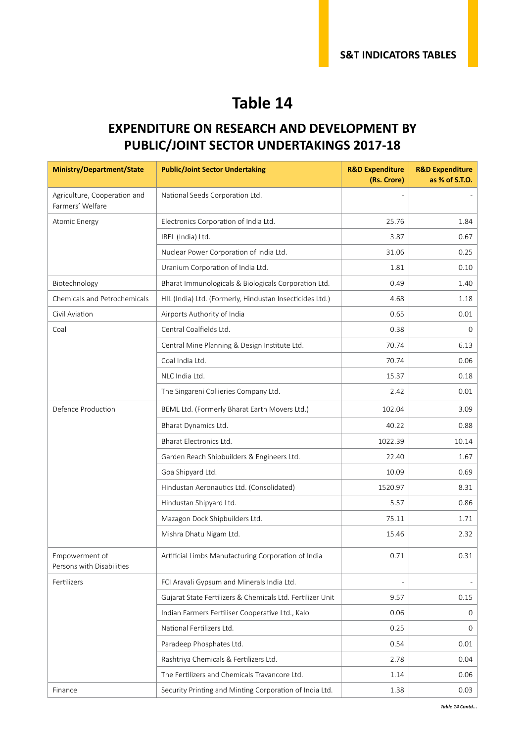# Table 14

## EXPENDITURE ON RESEARCH AND DEVELOPMENT BY PUBLIC/JOINT SECTOR UNDERTAKINGS 2017-18

| Ministry/Department/State | Public/Joint Sector Undertaking | R&D Expenditure (Rs. Crore) | R&D Expenditure as % of S.T.O. |
|---|---|---|---|
| Agriculture, Cooperation and Farmers' Welfare | National Seeds Corporation Ltd. | - | - |
| Atomic Energy | Electronics Corporation of India Ltd. | 25.76 | 1.84 |
| | IREL (India) Ltd. | 3.87 | 0.67 |
| | Nuclear Power Corporation of India Ltd. | 31.06 | 0.25 |
| | Uranium Corporation of India Ltd. | 1.81 | 0.10 |
| Biotechnology | Bharat Immunologicals & Biologicals Corporation Ltd. | 0.49 | 1.40 |
| Chemicals and Petrochemicals | HIL (India) Ltd. (Formerly, Hindustan Insecticides Ltd.) | 4.68 | 1.18 |
| Civil Aviation | Airports Authority of India | 0.65 | 0.01 |
| Coal | Central Coalfields Ltd. | 0.38 | 0 |
| | Central Mine Planning & Design Institute Ltd. | 70.74 | 6.13 |
| | Coal India Ltd. | 70.74 | 0.06 |
| | NLC India Ltd. | 15.37 | 0.18 |
| | The Singareni Collieries Company Ltd. | 2.42 | 0.01 |
| Defence Production | BEML Ltd. (Formerly Bharat Earth Movers Ltd.) | 102.04 | 3.09 |
| | Bharat Dynamics Ltd. | 40.22 | 0.88 |
| | Bharat Electronics Ltd. | 1022.39 | 10.14 |
| | Garden Reach Shipbuilders & Engineers Ltd. | 22.40 | 1.67 |
| | Goa Shipyard Ltd. | 10.09 | 0.69 |
| | Hindustan Aeronautics Ltd. (Consolidated) | 1520.97 | 8.31 |
| | Hindustan Shipyard Ltd. | 5.57 | 0.86 |
| | Mazagon Dock Shipbuilders Ltd. | 75.11 | 1.71 |
| | Mishra Dhatu Nigam Ltd. | 15.46 | 2.32 |
| Empowerment of Persons with Disabilities | Artificial Limbs Manufacturing Corporation of India | 0.71 | 0.31 |
| Fertilizers | FCI Aravali Gypsum and Minerals India Ltd. | - | - |
| | Gujarat State Fertilizers & Chemicals Ltd. Fertilizer Unit | 9.57 | 0.15 |
| | Indian Farmers Fertiliser Cooperative Ltd., Kalol | 0.06 | 0 |
| | National Fertilizers Ltd. | 0.25 | 0 |
| | Paradeep Phosphates Ltd. | 0.54 | 0.01 |
| | Rashtriya Chemicals & Fertilizers Ltd. | 2.78 | 0.04 |
| | The Fertilizers and Chemicals Travancore Ltd. | 1.14 | 0.06 |
| Finance | Security Printing and Minting Corporation of India Ltd. | 1.38 | 0.03 |

*Table 14 Contd...*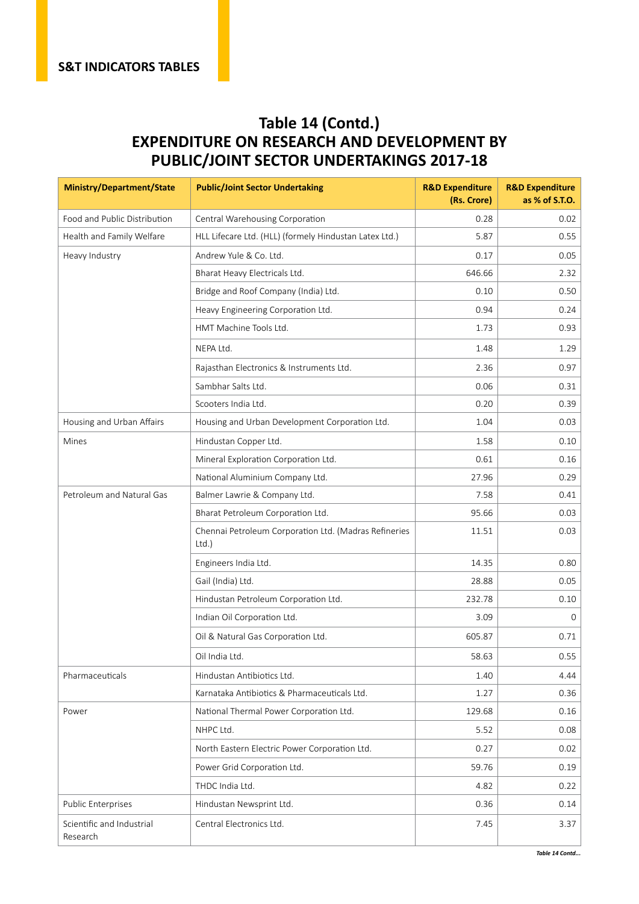## Table 14 (Contd.)
## EXPENDITURE ON RESEARCH AND DEVELOPMENT BY PUBLIC/JOINT SECTOR UNDERTAKINGS 2017-18

| Ministry/Department/State | Public/Joint Sector Undertaking | R&D Expenditure (Rs. Crore) | R&D Expenditure as % of S.T.O. |
|---|---|---|---|
| Food and Public Distribution | Central Warehousing Corporation | 0.28 | 0.02 |
| Health and Family Welfare | HLL Lifecare Ltd. (HLL) (formely Hindustan Latex Ltd.) | 5.87 | 0.55 |
| Heavy Industry | Andrew Yule & Co. Ltd. | 0.17 | 0.05 |
| | Bharat Heavy Electricals Ltd. | 646.66 | 2.32 |
| | Bridge and Roof Company (India) Ltd. | 0.10 | 0.50 |
| | Heavy Engineering Corporation Ltd. | 0.94 | 0.24 |
| | HMT Machine Tools Ltd. | 1.73 | 0.93 |
| | NEPA Ltd. | 1.48 | 1.29 |
| | Rajasthan Electronics & Instruments Ltd. | 2.36 | 0.97 |
| | Sambhar Salts Ltd. | 0.06 | 0.31 |
| | Scooters India Ltd. | 0.20 | 0.39 |
| Housing and Urban Affairs | Housing and Urban Development Corporation Ltd. | 1.04 | 0.03 |
| Mines | Hindustan Copper Ltd. | 1.58 | 0.10 |
| | Mineral Exploration Corporation Ltd. | 0.61 | 0.16 |
| | National Aluminium Company Ltd. | 27.96 | 0.29 |
| Petroleum and Natural Gas | Balmer Lawrie & Company Ltd. | 7.58 | 0.41 |
| | Bharat Petroleum Corporation Ltd. | 95.66 | 0.03 |
| | Chennai Petroleum Corporation Ltd. (Madras Refineries Ltd.) | 11.51 | 0.03 |
| | Engineers India Ltd. | 14.35 | 0.80 |
| | Gail (India) Ltd. | 28.88 | 0.05 |
| | Hindustan Petroleum Corporation Ltd. | 232.78 | 0.10 |
| | Indian Oil Corporation Ltd. | 3.09 | 0 |
| | Oil & Natural Gas Corporation Ltd. | 605.87 | 0.71 |
| | Oil India Ltd. | 58.63 | 0.55 |
| Pharmaceuticals | Hindustan Antibiotics Ltd. | 1.40 | 4.44 |
| | Karnataka Antibiotics & Pharmaceuticals Ltd. | 1.27 | 0.36 |
| Power | National Thermal Power Corporation Ltd. | 129.68 | 0.16 |
| | NHPC Ltd. | 5.52 | 0.08 |
| | North Eastern Electric Power Corporation Ltd. | 0.27 | 0.02 |
| | Power Grid Corporation Ltd. | 59.76 | 0.19 |
| | THDC India Ltd. | 4.82 | 0.22 |
| Public Enterprises | Hindustan Newsprint Ltd. | 0.36 | 0.14 |
| Scientific and Industrial Research | Central Electronics Ltd. | 7.45 | 3.37 |

*Table 14 Contd...*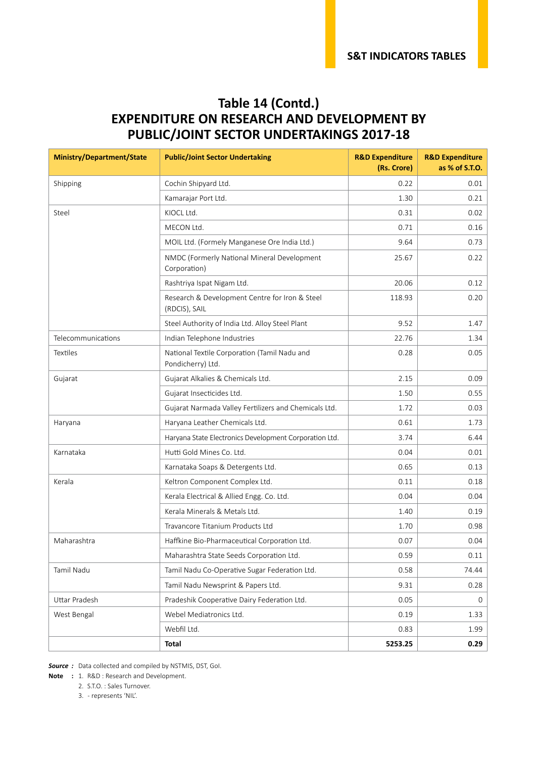## Table 14 (Contd.)
## EXPENDITURE ON RESEARCH AND DEVELOPMENT BY PUBLIC/JOINT SECTOR UNDERTAKINGS 2017-18

| Ministry/Department/State | Public/Joint Sector Undertaking | R&D Expenditure (Rs. Crore) | R&D Expenditure as % of S.T.O. |
|---|---|---|---|
| Shipping | Cochin Shipyard Ltd. | 0.22 | 0.01 |
| | Kamarajar Port Ltd. | 1.30 | 0.21 |
| Steel | KIOCL Ltd. | 0.31 | 0.02 |
| | MECON Ltd. | 0.71 | 0.16 |
| | MOIL Ltd. (Formely Manganese Ore India Ltd.) | 9.64 | 0.73 |
| | NMDC (Formerly National Mineral Development Corporation) | 25.67 | 0.22 |
| | Rashtriya Ispat Nigam Ltd. | 20.06 | 0.12 |
| | Research & Development Centre for Iron & Steel (RDCIS), SAIL | 118.93 | 0.20 |
| | Steel Authority of India Ltd. Alloy Steel Plant | 9.52 | 1.47 |
| Telecommunications | Indian Telephone Industries | 22.76 | 1.34 |
| Textiles | National Textile Corporation (Tamil Nadu and Pondicherry) Ltd. | 0.28 | 0.05 |
| Gujarat | Gujarat Alkalies & Chemicals Ltd. | 2.15 | 0.09 |
| | Gujarat Insecticides Ltd. | 1.50 | 0.55 |
| | Gujarat Narmada Valley Fertilizers and Chemicals Ltd. | 1.72 | 0.03 |
| Haryana | Haryana Leather Chemicals Ltd. | 0.61 | 1.73 |
| | Haryana State Electronics Development Corporation Ltd. | 3.74 | 6.44 |
| Karnataka | Hutti Gold Mines Co. Ltd. | 0.04 | 0.01 |
| | Karnataka Soaps & Detergents Ltd. | 0.65 | 0.13 |
| Kerala | Keltron Component Complex Ltd. | 0.11 | 0.18 |
| | Kerala Electrical & Allied Engg. Co. Ltd. | 0.04 | 0.04 |
| | Kerala Minerals & Metals Ltd. | 1.40 | 0.19 |
| | Travancore Titanium Products Ltd | 1.70 | 0.98 |
| Maharashtra | Haffkine Bio-Pharmaceutical Corporation Ltd. | 0.07 | 0.04 |
| | Maharashtra State Seeds Corporation Ltd. | 0.59 | 0.11 |
| Tamil Nadu | Tamil Nadu Co-Operative Sugar Federation Ltd. | 0.58 | 74.44 |
| | Tamil Nadu Newsprint & Papers Ltd. | 9.31 | 0.28 |
| Uttar Pradesh | Pradeshik Cooperative Dairy Federation Ltd. | 0.05 | 0 |
| West Bengal | Webel Mediatronics Ltd. | 0.19 | 1.33 |
| | Webfil Ltd. | 0.83 | 1.99 |
| | **Total** | **5253.25** | **0.29** |

***Source :*** Data collected and compiled by NSTMIS, DST, GoI.

**Note :** 1. R&D : Research and Development.
2. S.T.O. : Sales Turnover.
3. - represents 'NIL'.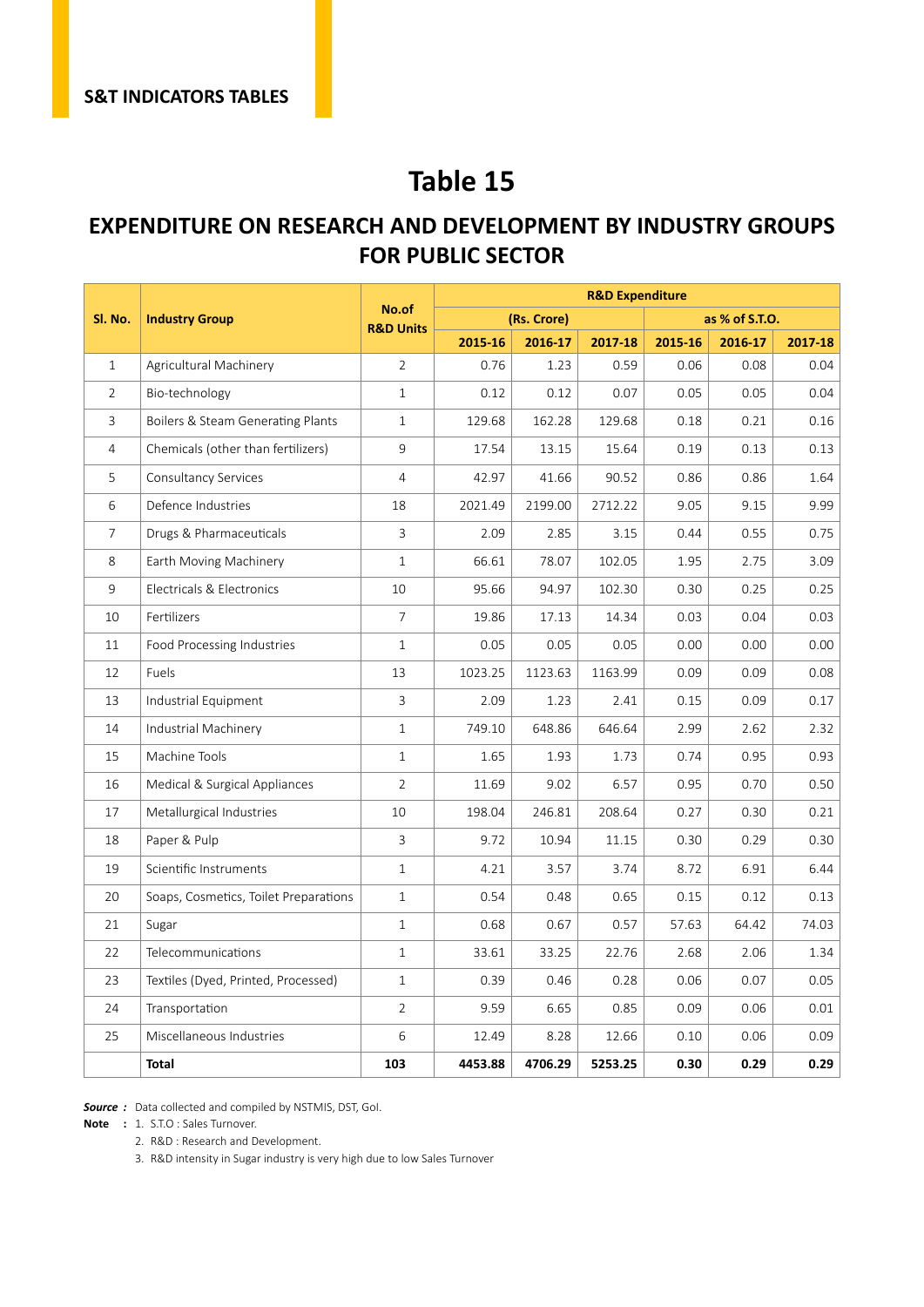S&T INDICATORS TABLES

# Table 15

## EXPENDITURE ON RESEARCH AND DEVELOPMENT BY INDUSTRY GROUPS FOR PUBLIC SECTOR

| Sl. No. | Industry Group | No.of R&D Units | R&D Expenditure | | | | | |
|---|---|---|---|---|---|---|---|---|
| | | | (Rs. Crore) | | | as % of S.T.O. | | |
| | | | 2015-16 | 2016-17 | 2017-18 | 2015-16 | 2016-17 | 2017-18 |
| 1 | Agricultural Machinery | 2 | 0.76 | 1.23 | 0.59 | 0.06 | 0.08 | 0.04 |
| 2 | Bio-technology | 1 | 0.12 | 0.12 | 0.07 | 0.05 | 0.05 | 0.04 |
| 3 | Boilers & Steam Generating Plants | 1 | 129.68 | 162.28 | 129.68 | 0.18 | 0.21 | 0.16 |
| 4 | Chemicals (other than fertilizers) | 9 | 17.54 | 13.15 | 15.64 | 0.19 | 0.13 | 0.13 |
| 5 | Consultancy Services | 4 | 42.97 | 41.66 | 90.52 | 0.86 | 0.86 | 1.64 |
| 6 | Defence Industries | 18 | 2021.49 | 2199.00 | 2712.22 | 9.05 | 9.15 | 9.99 |
| 7 | Drugs & Pharmaceuticals | 3 | 2.09 | 2.85 | 3.15 | 0.44 | 0.55 | 0.75 |
| 8 | Earth Moving Machinery | 1 | 66.61 | 78.07 | 102.05 | 1.95 | 2.75 | 3.09 |
| 9 | Electricals & Electronics | 10 | 95.66 | 94.97 | 102.30 | 0.30 | 0.25 | 0.25 |
| 10 | Fertilizers | 7 | 19.86 | 17.13 | 14.34 | 0.03 | 0.04 | 0.03 |
| 11 | Food Processing Industries | 1 | 0.05 | 0.05 | 0.05 | 0.00 | 0.00 | 0.00 |
| 12 | Fuels | 13 | 1023.25 | 1123.63 | 1163.99 | 0.09 | 0.09 | 0.08 |
| 13 | Industrial Equipment | 3 | 2.09 | 1.23 | 2.41 | 0.15 | 0.09 | 0.17 |
| 14 | Industrial Machinery | 1 | 749.10 | 648.86 | 646.64 | 2.99 | 2.62 | 2.32 |
| 15 | Machine Tools | 1 | 1.65 | 1.93 | 1.73 | 0.74 | 0.95 | 0.93 |
| 16 | Medical & Surgical Appliances | 2 | 11.69 | 9.02 | 6.57 | 0.95 | 0.70 | 0.50 |
| 17 | Metallurgical Industries | 10 | 198.04 | 246.81 | 208.64 | 0.27 | 0.30 | 0.21 |
| 18 | Paper & Pulp | 3 | 9.72 | 10.94 | 11.15 | 0.30 | 0.29 | 0.30 |
| 19 | Scientific Instruments | 1 | 4.21 | 3.57 | 3.74 | 8.72 | 6.91 | 6.44 |
| 20 | Soaps, Cosmetics, Toilet Preparations | 1 | 0.54 | 0.48 | 0.65 | 0.15 | 0.12 | 0.13 |
| 21 | Sugar | 1 | 0.68 | 0.67 | 0.57 | 57.63 | 64.42 | 74.03 |
| 22 | Telecommunications | 1 | 33.61 | 33.25 | 22.76 | 2.68 | 2.06 | 1.34 |
| 23 | Textiles (Dyed, Printed, Processed) | 1 | 0.39 | 0.46 | 0.28 | 0.06 | 0.07 | 0.05 |
| 24 | Transportation | 2 | 9.59 | 6.65 | 0.85 | 0.09 | 0.06 | 0.01 |
| 25 | Miscellaneous Industries | 6 | 12.49 | 8.28 | 12.66 | 0.10 | 0.06 | 0.09 |
| | **Total** | **103** | **4453.88** | **4706.29** | **5253.25** | **0.30** | **0.29** | **0.29** |

***Source :*** Data collected and compiled by NSTMIS, DST, GoI.

**Note :** 1. S.T.O : Sales Turnover.

2. R&D : Research and Development.

3. R&D intensity in Sugar industry is very high due to low Sales Turnover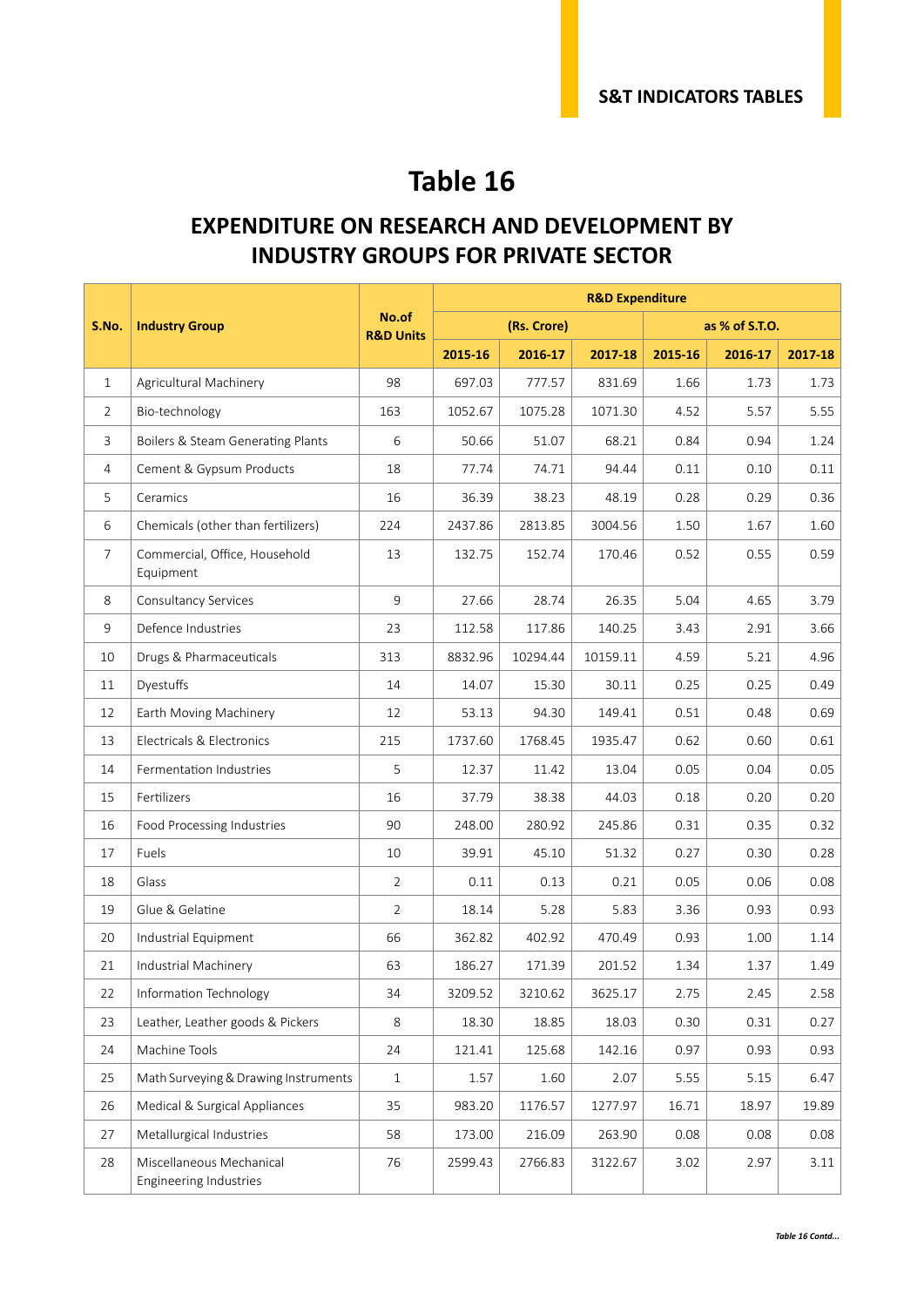# Table 16

## EXPENDITURE ON RESEARCH AND DEVELOPMENT BY INDUSTRY GROUPS FOR PRIVATE SECTOR

| S.No. | Industry Group | No.of R&D Units | R&D Expenditure | | | | | |
|---|---|---|---|---|---|---|---|---|
| | | | (Rs. Crore) | | | as % of S.T.O. | | |
| | | | 2015-16 | 2016-17 | 2017-18 | 2015-16 | 2016-17 | 2017-18 |
| 1 | Agricultural Machinery | 98 | 697.03 | 777.57 | 831.69 | 1.66 | 1.73 | 1.73 |
| 2 | Bio-technology | 163 | 1052.67 | 1075.28 | 1071.30 | 4.52 | 5.57 | 5.55 |
| 3 | Boilers & Steam Generating Plants | 6 | 50.66 | 51.07 | 68.21 | 0.84 | 0.94 | 1.24 |
| 4 | Cement & Gypsum Products | 18 | 77.74 | 74.71 | 94.44 | 0.11 | 0.10 | 0.11 |
| 5 | Ceramics | 16 | 36.39 | 38.23 | 48.19 | 0.28 | 0.29 | 0.36 |
| 6 | Chemicals (other than fertilizers) | 224 | 2437.86 | 2813.85 | 3004.56 | 1.50 | 1.67 | 1.60 |
| 7 | Commercial, Office, Household Equipment | 13 | 132.75 | 152.74 | 170.46 | 0.52 | 0.55 | 0.59 |
| 8 | Consultancy Services | 9 | 27.66 | 28.74 | 26.35 | 5.04 | 4.65 | 3.79 |
| 9 | Defence Industries | 23 | 112.58 | 117.86 | 140.25 | 3.43 | 2.91 | 3.66 |
| 10 | Drugs & Pharmaceuticals | 313 | 8832.96 | 10294.44 | 10159.11 | 4.59 | 5.21 | 4.96 |
| 11 | Dyestuffs | 14 | 14.07 | 15.30 | 30.11 | 0.25 | 0.25 | 0.49 |
| 12 | Earth Moving Machinery | 12 | 53.13 | 94.30 | 149.41 | 0.51 | 0.48 | 0.69 |
| 13 | Electricals & Electronics | 215 | 1737.60 | 1768.45 | 1935.47 | 0.62 | 0.60 | 0.61 |
| 14 | Fermentation Industries | 5 | 12.37 | 11.42 | 13.04 | 0.05 | 0.04 | 0.05 |
| 15 | Fertilizers | 16 | 37.79 | 38.38 | 44.03 | 0.18 | 0.20 | 0.20 |
| 16 | Food Processing Industries | 90 | 248.00 | 280.92 | 245.86 | 0.31 | 0.35 | 0.32 |
| 17 | Fuels | 10 | 39.91 | 45.10 | 51.32 | 0.27 | 0.30 | 0.28 |
| 18 | Glass | 2 | 0.11 | 0.13 | 0.21 | 0.05 | 0.06 | 0.08 |
| 19 | Glue & Gelatine | 2 | 18.14 | 5.28 | 5.83 | 3.36 | 0.93 | 0.93 |
| 20 | Industrial Equipment | 66 | 362.82 | 402.92 | 470.49 | 0.93 | 1.00 | 1.14 |
| 21 | Industrial Machinery | 63 | 186.27 | 171.39 | 201.52 | 1.34 | 1.37 | 1.49 |
| 22 | Information Technology | 34 | 3209.52 | 3210.62 | 3625.17 | 2.75 | 2.45 | 2.58 |
| 23 | Leather, Leather goods & Pickers | 8 | 18.30 | 18.85 | 18.03 | 0.30 | 0.31 | 0.27 |
| 24 | Machine Tools | 24 | 121.41 | 125.68 | 142.16 | 0.97 | 0.93 | 0.93 |
| 25 | Math Surveying & Drawing Instruments | 1 | 1.57 | 1.60 | 2.07 | 5.55 | 5.15 | 6.47 |
| 26 | Medical & Surgical Appliances | 35 | 983.20 | 1176.57 | 1277.97 | 16.71 | 18.97 | 19.89 |
| 27 | Metallurgical Industries | 58 | 173.00 | 216.09 | 263.90 | 0.08 | 0.08 | 0.08 |
| 28 | Miscellaneous Mechanical Engineering Industries | 76 | 2599.43 | 2766.83 | 3122.67 | 3.02 | 2.97 | 3.11 |

*Table 16 Contd...*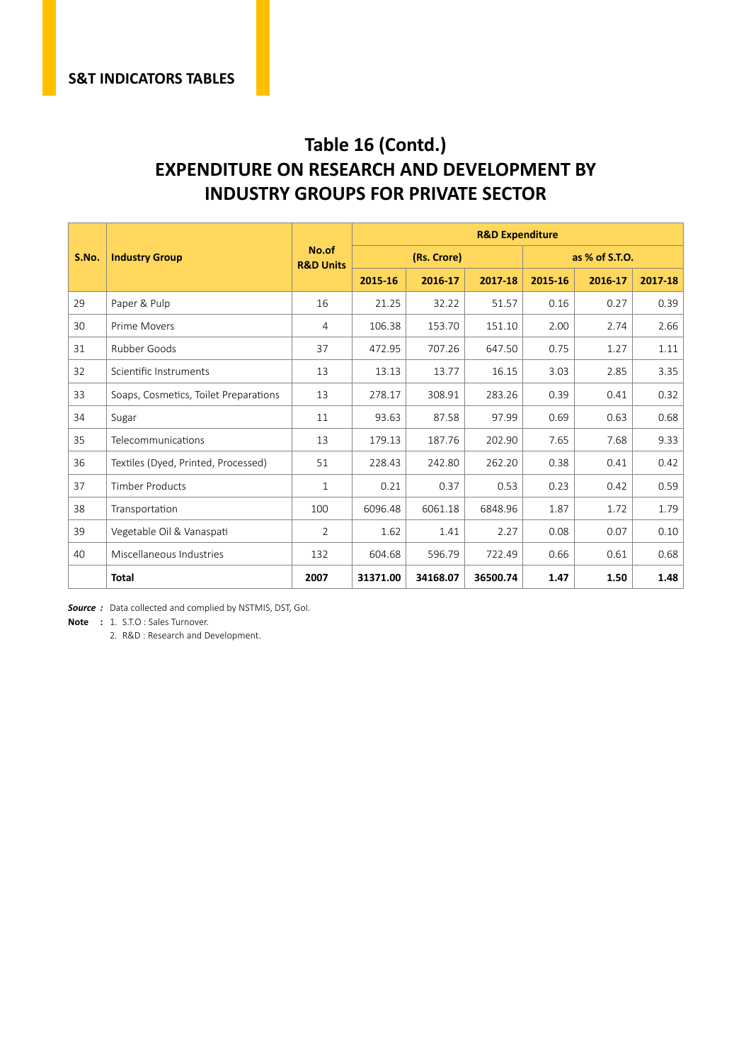## Table 16 (Contd.)
## EXPENDITURE ON RESEARCH AND DEVELOPMENT BY INDUSTRY GROUPS FOR PRIVATE SECTOR

| S.No. | Industry Group | No.of R&D Units | R&D Expenditure | | | | | |
|---|---|---|---|---|---|---|---|---|
| | | | (Rs. Crore) | | | as % of S.T.O. | | |
| | | | 2015-16 | 2016-17 | 2017-18 | 2015-16 | 2016-17 | 2017-18 |
| 29 | Paper & Pulp | 16 | 21.25 | 32.22 | 51.57 | 0.16 | 0.27 | 0.39 |
| 30 | Prime Movers | 4 | 106.38 | 153.70 | 151.10 | 2.00 | 2.74 | 2.66 |
| 31 | Rubber Goods | 37 | 472.95 | 707.26 | 647.50 | 0.75 | 1.27 | 1.11 |
| 32 | Scientific Instruments | 13 | 13.13 | 13.77 | 16.15 | 3.03 | 2.85 | 3.35 |
| 33 | Soaps, Cosmetics, Toilet Preparations | 13 | 278.17 | 308.91 | 283.26 | 0.39 | 0.41 | 0.32 |
| 34 | Sugar | 11 | 93.63 | 87.58 | 97.99 | 0.69 | 0.63 | 0.68 |
| 35 | Telecommunications | 13 | 179.13 | 187.76 | 202.90 | 7.65 | 7.68 | 9.33 |
| 36 | Textiles (Dyed, Printed, Processed) | 51 | 228.43 | 242.80 | 262.20 | 0.38 | 0.41 | 0.42 |
| 37 | Timber Products | 1 | 0.21 | 0.37 | 0.53 | 0.23 | 0.42 | 0.59 |
| 38 | Transportation | 100 | 6096.48 | 6061.18 | 6848.96 | 1.87 | 1.72 | 1.79 |
| 39 | Vegetable Oil & Vanaspati | 2 | 1.62 | 1.41 | 2.27 | 0.08 | 0.07 | 0.10 |
| 40 | Miscellaneous Industries | 132 | 604.68 | 596.79 | 722.49 | 0.66 | 0.61 | 0.68 |
| | **Total** | **2007** | **31371.00** | **34168.07** | **36500.74** | **1.47** | **1.50** | **1.48** |

***Source :*** Data collected and complied by NSTMIS, DST, GoI.

**Note :** 1. S.T.O : Sales Turnover.

2. R&D : Research and Development.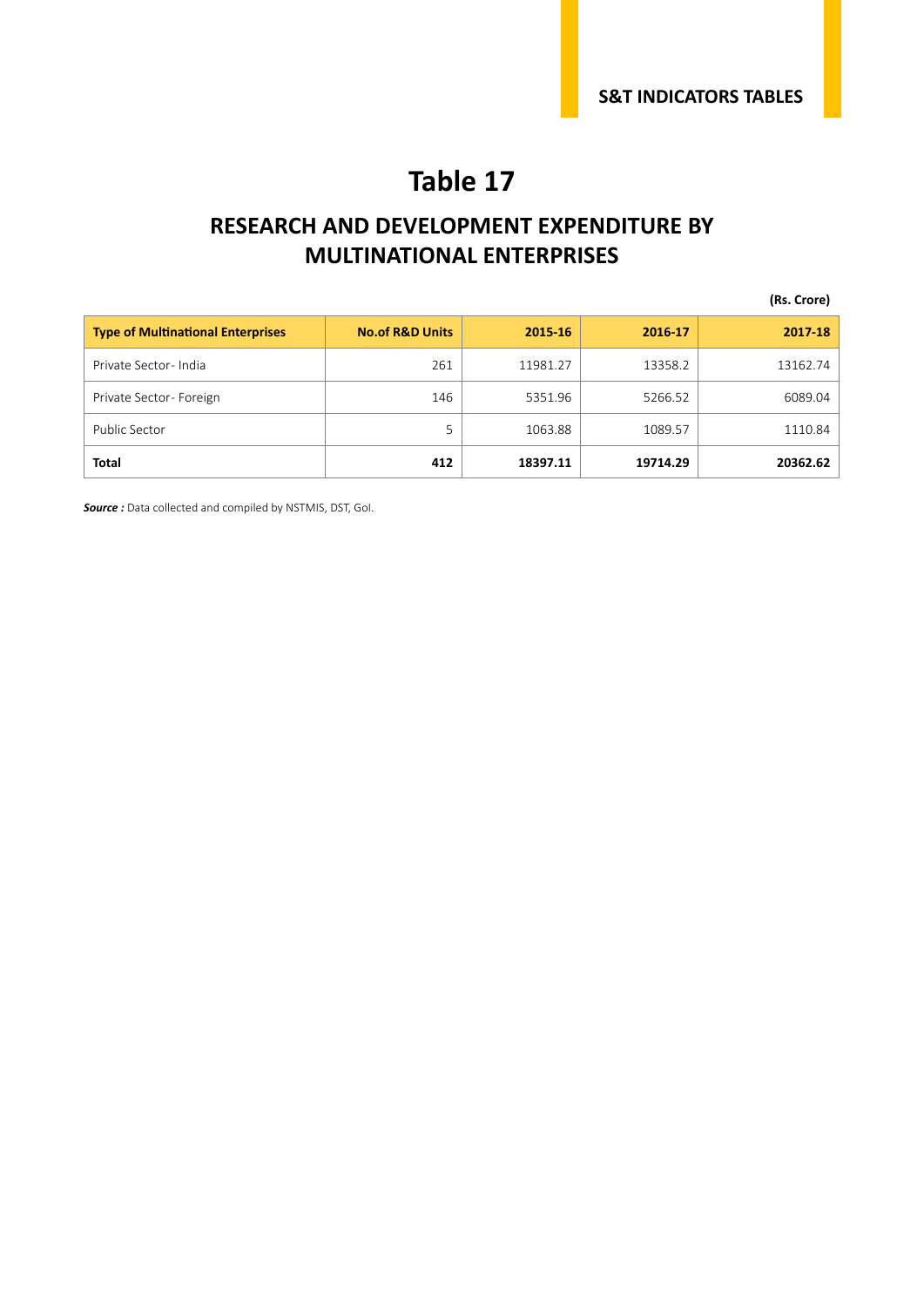# Table 17

## RESEARCH AND DEVELOPMENT EXPENDITURE BY MULTINATIONAL ENTERPRISES

**(Rs. Crore)**

| Type of Multinational Enterprises | No.of R&D Units | 2015-16 | 2016-17 | 2017-18 |
|---|---|---|---|---|
| Private Sector- India | 261 | 11981.27 | 13358.2 | 13162.74 |
| Private Sector- Foreign | 146 | 5351.96 | 5266.52 | 6089.04 |
| Public Sector | 5 | 1063.88 | 1089.57 | 1110.84 |
| **Total** | **412** | **18397.11** | **19714.29** | **20362.62** |

***Source :*** Data collected and compiled by NSTMIS, DST, GoI.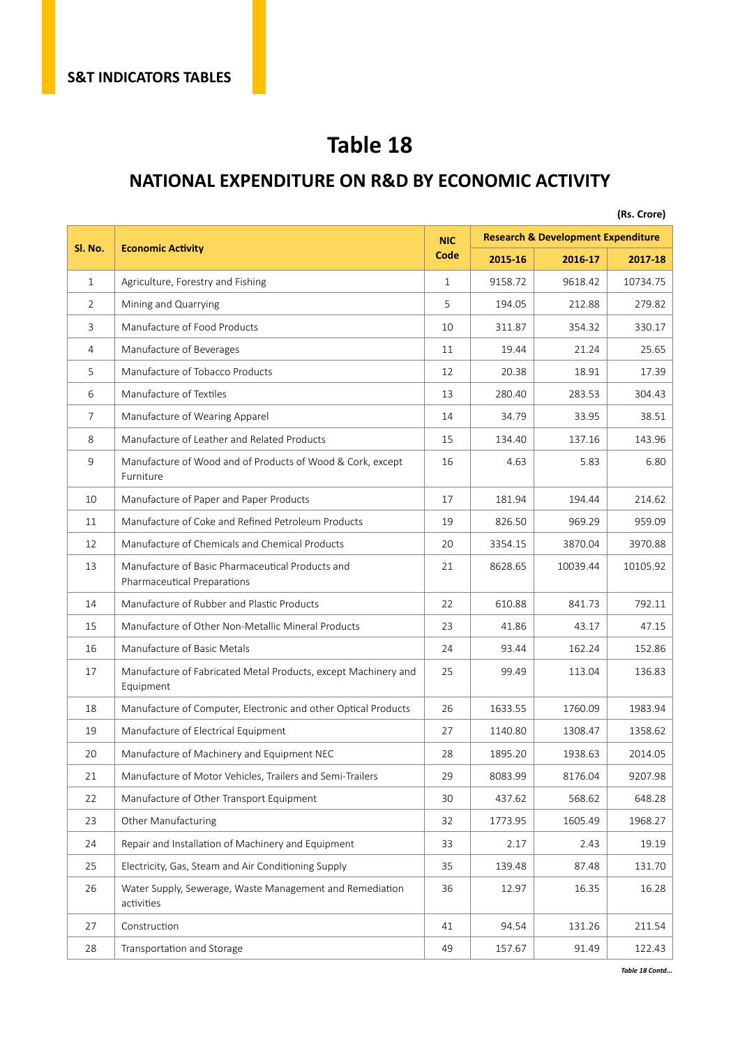S&T INDICATORS TABLES

# Table 18

## NATIONAL EXPENDITURE ON R&D BY ECONOMIC ACTIVITY

(Rs. Crore)

| Sl. No. | Economic Activity | NIC Code | Research & Development Expenditure | | |
|---|---|---|---|---|---|
| | | | 2015-16 | 2016-17 | 2017-18 |
| 1 | Agriculture, Forestry and Fishing | 1 | 9158.72 | 9618.42 | 10734.75 |
| 2 | Mining and Quarrying | 5 | 194.05 | 212.88 | 279.82 |
| 3 | Manufacture of Food Products | 10 | 311.87 | 354.32 | 330.17 |
| 4 | Manufacture of Beverages | 11 | 19.44 | 21.24 | 25.65 |
| 5 | Manufacture of Tobacco Products | 12 | 20.38 | 18.91 | 17.39 |
| 6 | Manufacture of Textiles | 13 | 280.40 | 283.53 | 304.43 |
| 7 | Manufacture of Wearing Apparel | 14 | 34.79 | 33.95 | 38.51 |
| 8 | Manufacture of Leather and Related Products | 15 | 134.40 | 137.16 | 143.96 |
| 9 | Manufacture of Wood and of Products of Wood & Cork, except Furniture | 16 | 4.63 | 5.83 | 6.80 |
| 10 | Manufacture of Paper and Paper Products | 17 | 181.94 | 194.44 | 214.62 |
| 11 | Manufacture of Coke and Refined Petroleum Products | 19 | 826.50 | 969.29 | 959.09 |
| 12 | Manufacture of Chemicals and Chemical Products | 20 | 3354.15 | 3870.04 | 3970.88 |
| 13 | Manufacture of Basic Pharmaceutical Products and Pharmaceutical Preparations | 21 | 8628.65 | 10039.44 | 10105.92 |
| 14 | Manufacture of Rubber and Plastic Products | 22 | 610.88 | 841.73 | 792.11 |
| 15 | Manufacture of Other Non-Metallic Mineral Products | 23 | 41.86 | 43.17 | 47.15 |
| 16 | Manufacture of Basic Metals | 24 | 93.44 | 162.24 | 152.86 |
| 17 | Manufacture of Fabricated Metal Products, except Machinery and Equipment | 25 | 99.49 | 113.04 | 136.83 |
| 18 | Manufacture of Computer, Electronic and other Optical Products | 26 | 1633.55 | 1760.09 | 1983.94 |
| 19 | Manufacture of Electrical Equipment | 27 | 1140.80 | 1308.47 | 1358.62 |
| 20 | Manufacture of Machinery and Equipment NEC | 28 | 1895.20 | 1938.63 | 2014.05 |
| 21 | Manufacture of Motor Vehicles, Trailers and Semi-Trailers | 29 | 8083.99 | 8176.04 | 9207.98 |
| 22 | Manufacture of Other Transport Equipment | 30 | 437.62 | 568.62 | 648.28 |
| 23 | Other Manufacturing | 32 | 1773.95 | 1605.49 | 1968.27 |
| 24 | Repair and Installation of Machinery and Equipment | 33 | 2.17 | 2.43 | 19.19 |
| 25 | Electricity, Gas, Steam and Air Conditioning Supply | 35 | 139.48 | 87.48 | 131.70 |
| 26 | Water Supply, Sewerage, Waste Management and Remediation activities | 36 | 12.97 | 16.35 | 16.28 |
| 27 | Construction | 41 | 94.54 | 131.26 | 211.54 |
| 28 | Transportation and Storage | 49 | 157.67 | 91.49 | 122.43 |

*Table 18 Contd...*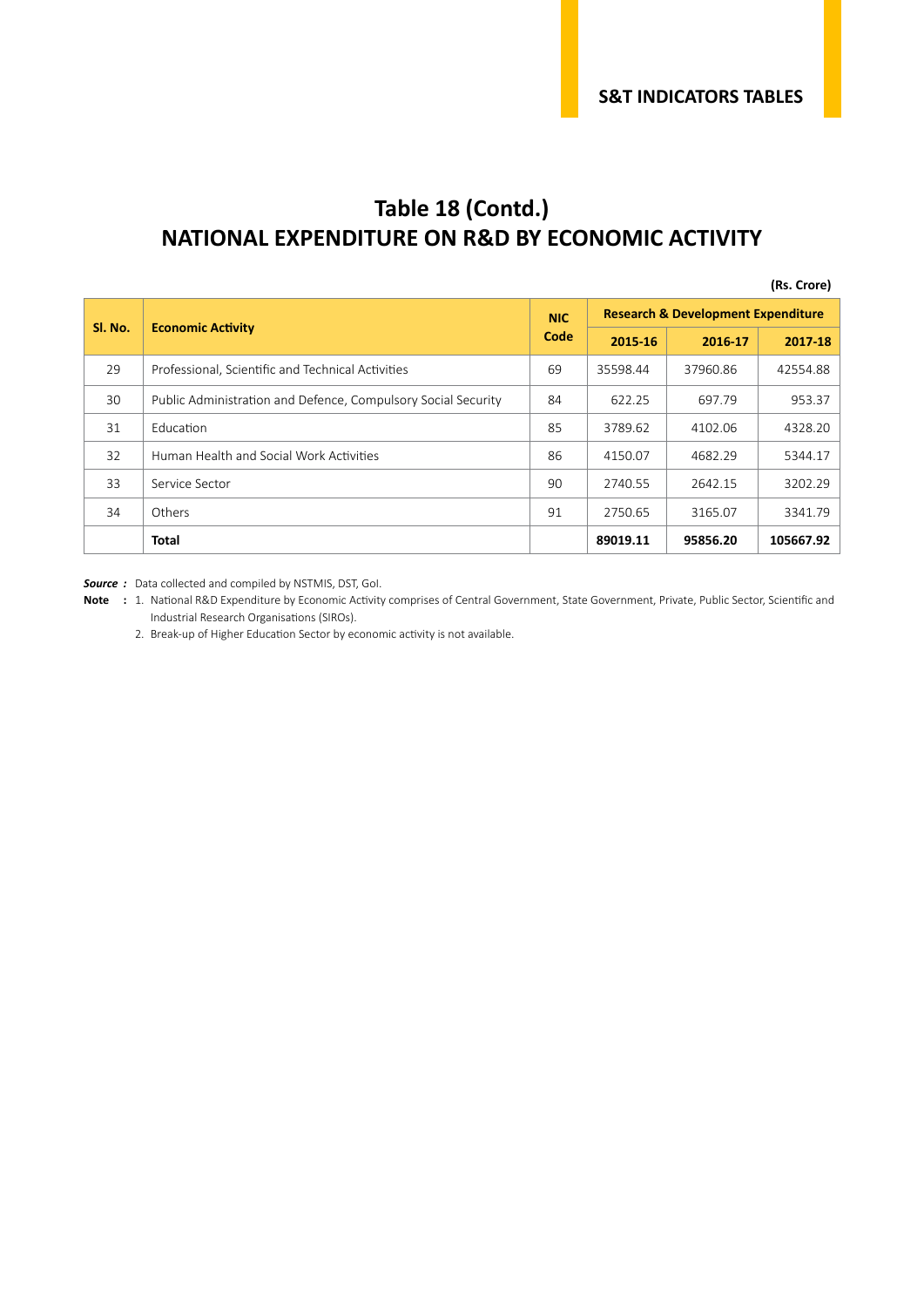# Table 18 (Contd.)
# NATIONAL EXPENDITURE ON R&D BY ECONOMIC ACTIVITY

**(Rs. Crore)**

| Sl. No. | Economic Activity | NIC Code | Research & Development Expenditure | | |
|---|---|---|---|---|---|
| | | | **2015-16** | **2016-17** | **2017-18** |
| 29 | Professional, Scientific and Technical Activities | 69 | 35598.44 | 37960.86 | 42554.88 |
| 30 | Public Administration and Defence, Compulsory Social Security | 84 | 622.25 | 697.79 | 953.37 |
| 31 | Education | 85 | 3789.62 | 4102.06 | 4328.20 |
| 32 | Human Health and Social Work Activities | 86 | 4150.07 | 4682.29 | 5344.17 |
| 33 | Service Sector | 90 | 2740.55 | 2642.15 | 3202.29 |
| 34 | Others | 91 | 2750.65 | 3165.07 | 3341.79 |
| | **Total** | | **89019.11** | **95856.20** | **105667.92** |

***Source :*** Data collected and compiled by NSTMIS, DST, GoI.

**Note :** 1. National R&D Expenditure by Economic Activity comprises of Central Government, State Government, Private, Public Sector, Scientific and Industrial Research Organisations (SIROs).

2. Break-up of Higher Education Sector by economic activity is not available.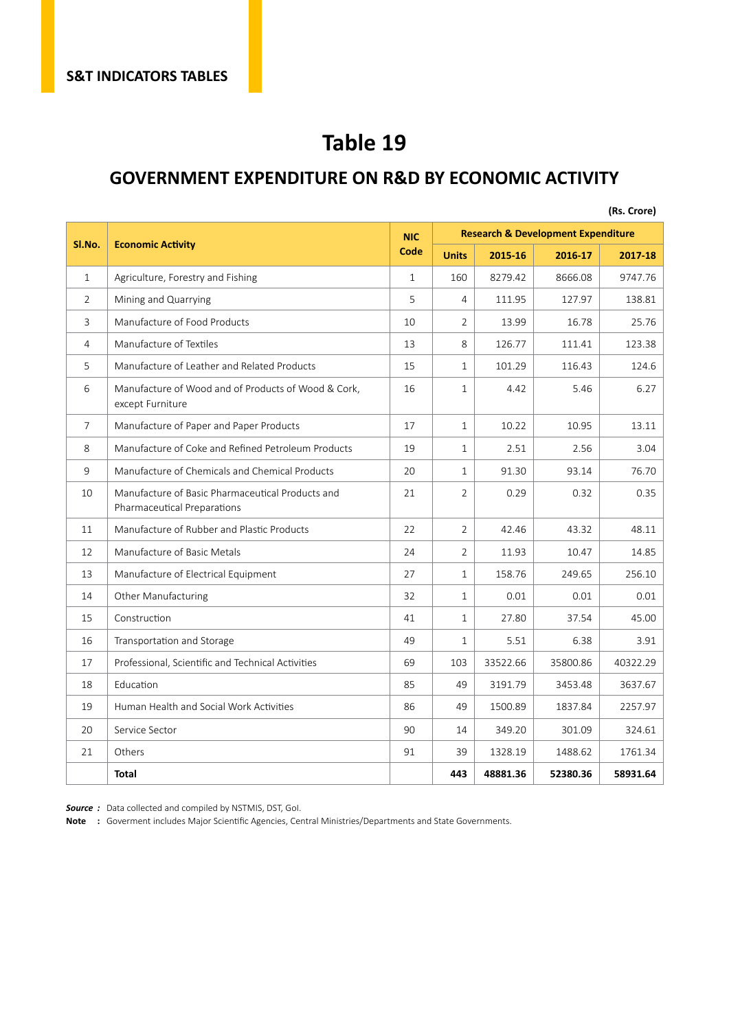S&T INDICATORS TABLES

# Table 19

## GOVERNMENT EXPENDITURE ON R&D BY ECONOMIC ACTIVITY

**(Rs. Crore)**

| Sl.No. | Economic Activity | NIC Code | Research & Development Expenditure | | | |
|---|---|---|---|---|---|---|
| | | | Units | 2015-16 | 2016-17 | 2017-18 |
| 1 | Agriculture, Forestry and Fishing | 1 | 160 | 8279.42 | 8666.08 | 9747.76 |
| 2 | Mining and Quarrying | 5 | 4 | 111.95 | 127.97 | 138.81 |
| 3 | Manufacture of Food Products | 10 | 2 | 13.99 | 16.78 | 25.76 |
| 4 | Manufacture of Textiles | 13 | 8 | 126.77 | 111.41 | 123.38 |
| 5 | Manufacture of Leather and Related Products | 15 | 1 | 101.29 | 116.43 | 124.6 |
| 6 | Manufacture of Wood and of Products of Wood & Cork, except Furniture | 16 | 1 | 4.42 | 5.46 | 6.27 |
| 7 | Manufacture of Paper and Paper Products | 17 | 1 | 10.22 | 10.95 | 13.11 |
| 8 | Manufacture of Coke and Refined Petroleum Products | 19 | 1 | 2.51 | 2.56 | 3.04 |
| 9 | Manufacture of Chemicals and Chemical Products | 20 | 1 | 91.30 | 93.14 | 76.70 |
| 10 | Manufacture of Basic Pharmaceutical Products and Pharmaceutical Preparations | 21 | 2 | 0.29 | 0.32 | 0.35 |
| 11 | Manufacture of Rubber and Plastic Products | 22 | 2 | 42.46 | 43.32 | 48.11 |
| 12 | Manufacture of Basic Metals | 24 | 2 | 11.93 | 10.47 | 14.85 |
| 13 | Manufacture of Electrical Equipment | 27 | 1 | 158.76 | 249.65 | 256.10 |
| 14 | Other Manufacturing | 32 | 1 | 0.01 | 0.01 | 0.01 |
| 15 | Construction | 41 | 1 | 27.80 | 37.54 | 45.00 |
| 16 | Transportation and Storage | 49 | 1 | 5.51 | 6.38 | 3.91 |
| 17 | Professional, Scientific and Technical Activities | 69 | 103 | 33522.66 | 35800.86 | 40322.29 |
| 18 | Education | 85 | 49 | 3191.79 | 3453.48 | 3637.67 |
| 19 | Human Health and Social Work Activities | 86 | 49 | 1500.89 | 1837.84 | 2257.97 |
| 20 | Service Sector | 90 | 14 | 349.20 | 301.09 | 324.61 |
| 21 | Others | 91 | 39 | 1328.19 | 1488.62 | 1761.34 |
| | **Total** | | **443** | **48881.36** | **52380.36** | **58931.64** |

***Source :*** Data collected and compiled by NSTMIS, DST, GoI.
**Note :** Goverment includes Major Scientific Agencies, Central Ministries/Departments and State Governments.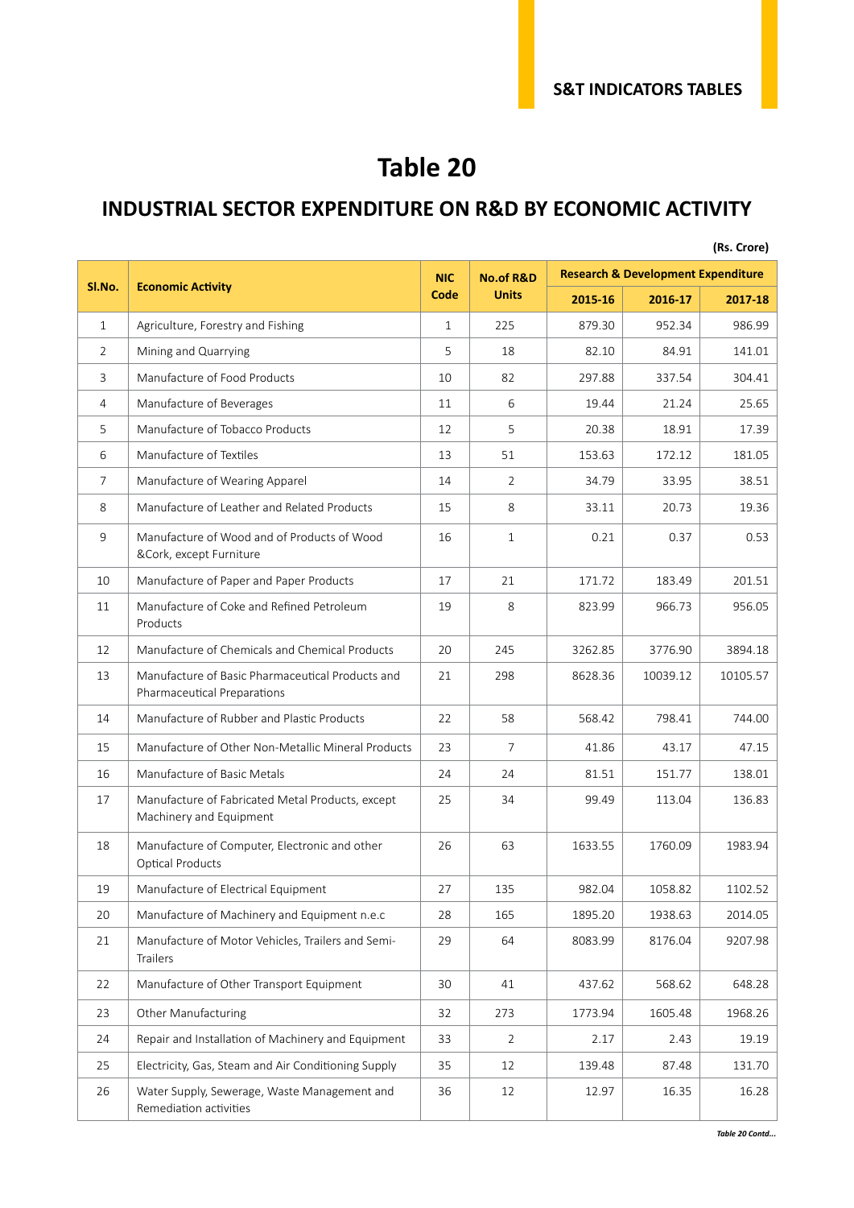# Table 20

## INDUSTRIAL SECTOR EXPENDITURE ON R&D BY ECONOMIC ACTIVITY

**(Rs. Crore)**

| Sl.No. | Economic Activity | NIC Code | No.of R&D Units | Research & Development Expenditure | | |
|---|---|---|---|---|---|---|
| | | | | 2015-16 | 2016-17 | 2017-18 |
| 1 | Agriculture, Forestry and Fishing | 1 | 225 | 879.30 | 952.34 | 986.99 |
| 2 | Mining and Quarrying | 5 | 18 | 82.10 | 84.91 | 141.01 |
| 3 | Manufacture of Food Products | 10 | 82 | 297.88 | 337.54 | 304.41 |
| 4 | Manufacture of Beverages | 11 | 6 | 19.44 | 21.24 | 25.65 |
| 5 | Manufacture of Tobacco Products | 12 | 5 | 20.38 | 18.91 | 17.39 |
| 6 | Manufacture of Textiles | 13 | 51 | 153.63 | 172.12 | 181.05 |
| 7 | Manufacture of Wearing Apparel | 14 | 2 | 34.79 | 33.95 | 38.51 |
| 8 | Manufacture of Leather and Related Products | 15 | 8 | 33.11 | 20.73 | 19.36 |
| 9 | Manufacture of Wood and of Products of Wood &Cork, except Furniture | 16 | 1 | 0.21 | 0.37 | 0.53 |
| 10 | Manufacture of Paper and Paper Products | 17 | 21 | 171.72 | 183.49 | 201.51 |
| 11 | Manufacture of Coke and Refined Petroleum Products | 19 | 8 | 823.99 | 966.73 | 956.05 |
| 12 | Manufacture of Chemicals and Chemical Products | 20 | 245 | 3262.85 | 3776.90 | 3894.18 |
| 13 | Manufacture of Basic Pharmaceutical Products and Pharmaceutical Preparations | 21 | 298 | 8628.36 | 10039.12 | 10105.57 |
| 14 | Manufacture of Rubber and Plastic Products | 22 | 58 | 568.42 | 798.41 | 744.00 |
| 15 | Manufacture of Other Non-Metallic Mineral Products | 23 | 7 | 41.86 | 43.17 | 47.15 |
| 16 | Manufacture of Basic Metals | 24 | 24 | 81.51 | 151.77 | 138.01 |
| 17 | Manufacture of Fabricated Metal Products, except Machinery and Equipment | 25 | 34 | 99.49 | 113.04 | 136.83 |
| 18 | Manufacture of Computer, Electronic and other Optical Products | 26 | 63 | 1633.55 | 1760.09 | 1983.94 |
| 19 | Manufacture of Electrical Equipment | 27 | 135 | 982.04 | 1058.82 | 1102.52 |
| 20 | Manufacture of Machinery and Equipment n.e.c | 28 | 165 | 1895.20 | 1938.63 | 2014.05 |
| 21 | Manufacture of Motor Vehicles, Trailers and Semi-Trailers | 29 | 64 | 8083.99 | 8176.04 | 9207.98 |
| 22 | Manufacture of Other Transport Equipment | 30 | 41 | 437.62 | 568.62 | 648.28 |
| 23 | Other Manufacturing | 32 | 273 | 1773.94 | 1605.48 | 1968.26 |
| 24 | Repair and Installation of Machinery and Equipment | 33 | 2 | 2.17 | 2.43 | 19.19 |
| 25 | Electricity, Gas, Steam and Air Conditioning Supply | 35 | 12 | 139.48 | 87.48 | 131.70 |
| 26 | Water Supply, Sewerage, Waste Management and Remediation activities | 36 | 12 | 12.97 | 16.35 | 16.28 |

*Table 20 Contd...*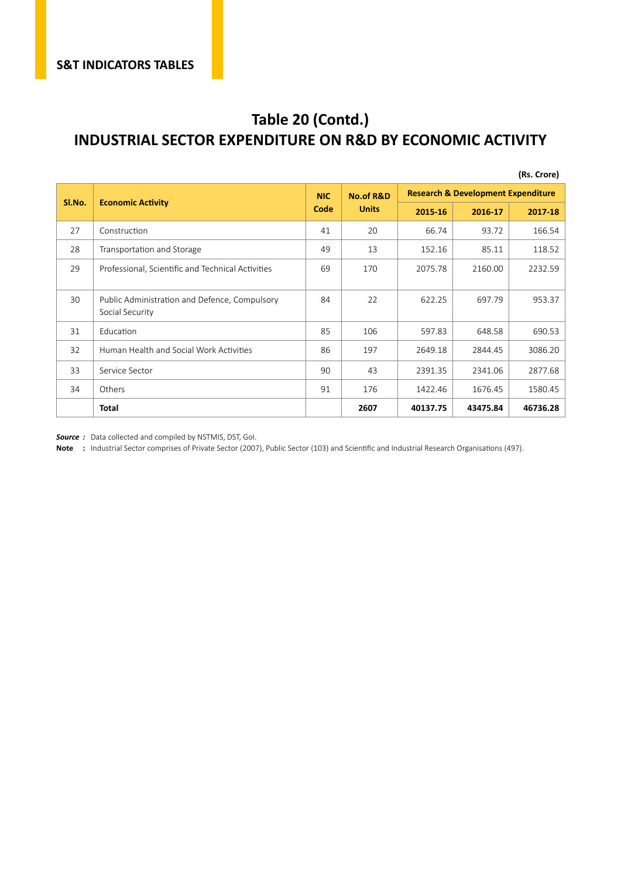S&T INDICATORS TABLES

# Table 20 (Contd.)
# INDUSTRIAL SECTOR EXPENDITURE ON R&D BY ECONOMIC ACTIVITY

(Rs. Crore)

| Sl.No. | Economic Activity | NIC Code | No.of R&D Units | Research & Development Expenditure | | |
|---|---|---|---|---|---|---|
| | | | | 2015-16 | 2016-17 | 2017-18 |
| 27 | Construction | 41 | 20 | 66.74 | 93.72 | 166.54 |
| 28 | Transportation and Storage | 49 | 13 | 152.16 | 85.11 | 118.52 |
| 29 | Professional, Scientific and Technical Activities | 69 | 170 | 2075.78 | 2160.00 | 2232.59 |
| 30 | Public Administration and Defence, Compulsory Social Security | 84 | 22 | 622.25 | 697.79 | 953.37 |
| 31 | Education | 85 | 106 | 597.83 | 648.58 | 690.53 |
| 32 | Human Health and Social Work Activities | 86 | 197 | 2649.18 | 2844.45 | 3086.20 |
| 33 | Service Sector | 90 | 43 | 2391.35 | 2341.06 | 2877.68 |
| 34 | Others | 91 | 176 | 1422.46 | 1676.45 | 1580.45 |
| | **Total** | | **2607** | **40137.75** | **43475.84** | **46736.28** |

***Source :*** Data collected and compiled by NSTMIS, DST, GoI.

**Note :** Industrial Sector comprises of Private Sector (2007), Public Sector (103) and Scientific and Industrial Research Organisations (497).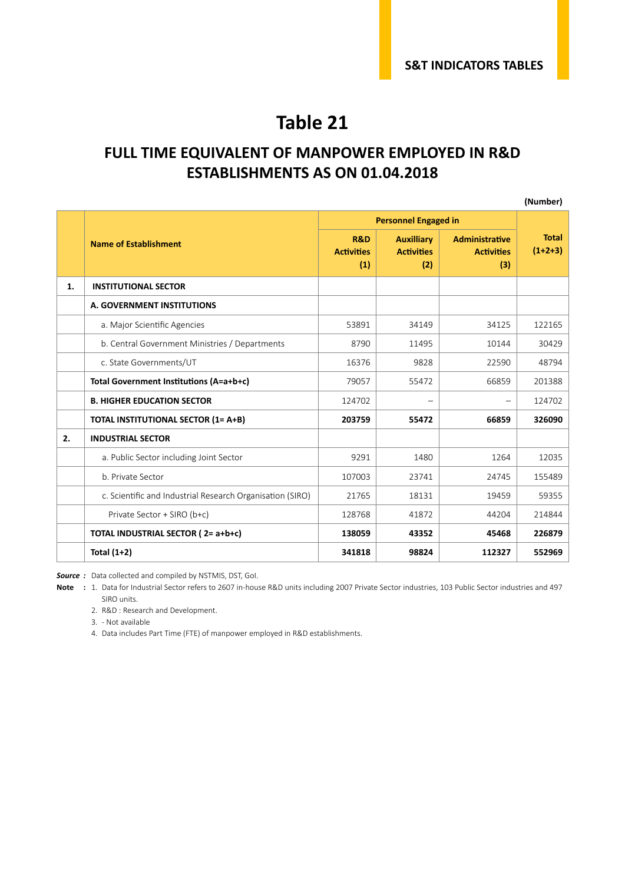# Table 21

## FULL TIME EQUIVALENT OF MANPOWER EMPLOYED IN R&D ESTABLISHMENTS AS ON 01.04.2018

(Number)

| | Name of Establishment | Personnel Engaged in | | | Total (1+2+3) |
|---|---|---|---|---|---|
| | | R&D Activities (1) | Auxilliary Activities (2) | Administrative Activities (3) | |
| **1.** | **INSTITUTIONAL SECTOR** | | | | |
| | **A. GOVERNMENT INSTITUTIONS** | | | | |
| | a. Major Scientific Agencies | 53891 | 34149 | 34125 | 122165 |
| | b. Central Government Ministries / Departments | 8790 | 11495 | 10144 | 30429 |
| | c. State Governments/UT | 16376 | 9828 | 22590 | 48794 |
| | **Total Government Institutions (A=a+b+c)** | 79057 | 55472 | 66859 | 201388 |
| | **B. HIGHER EDUCATION SECTOR** | 124702 | – | – | 124702 |
| | **TOTAL INSTITUTIONAL SECTOR (1= A+B)** | **203759** | **55472** | **66859** | **326090** |
| **2.** | **INDUSTRIAL SECTOR** | | | | |
| | a. Public Sector including Joint Sector | 9291 | 1480 | 1264 | 12035 |
| | b. Private Sector | 107003 | 23741 | 24745 | 155489 |
| | c. Scientific and Industrial Research Organisation (SIRO) | 21765 | 18131 | 19459 | 59355 |
| | Private Sector + SIRO (b+c) | 128768 | 41872 | 44204 | 214844 |
| | **TOTAL INDUSTRIAL SECTOR ( 2= a+b+c)** | **138059** | **43352** | **45468** | **226879** |
| | **Total (1+2)** | **341818** | **98824** | **112327** | **552969** |

***Source :*** Data collected and compiled by NSTMIS, DST, GoI.

**Note :**
1. Data for Industrial Sector refers to 2607 in-house R&D units including 2007 Private Sector industries, 103 Public Sector industries and 497 SIRO units.
2. R&D : Research and Development.
3. - Not available
4. Data includes Part Time (FTE) of manpower employed in R&D establishments.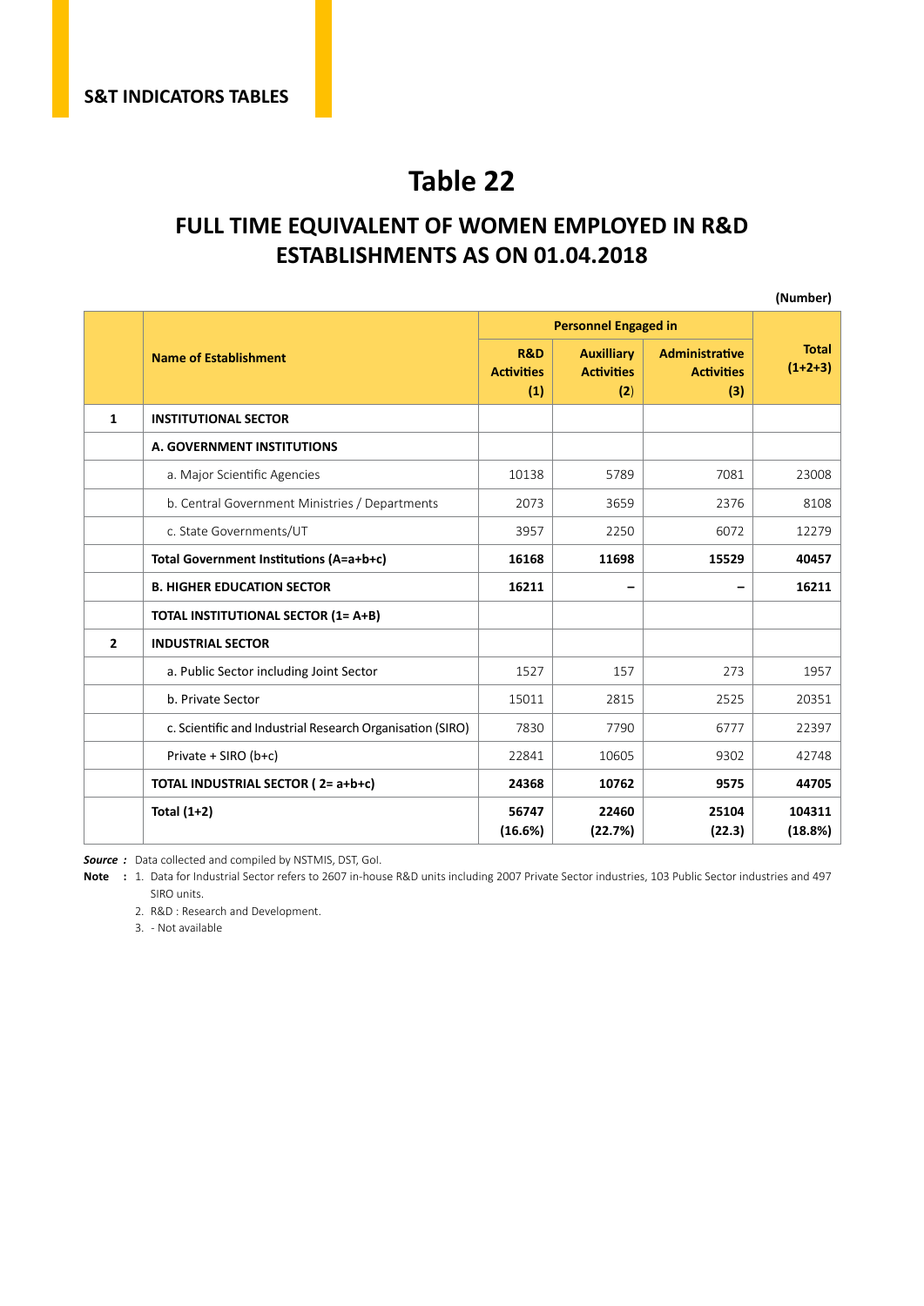S&T INDICATORS TABLES

# Table 22

## FULL TIME EQUIVALENT OF WOMEN EMPLOYED IN R&D ESTABLISHMENTS AS ON 01.04.2018

(Number)

| | Name of Establishment | Personnel Engaged in | | | Total (1+2+3) |
|---|---|---|---|---|---|
| | | R&D Activities (1) | Auxilliary Activities (2) | Administrative Activities (3) | |
| **1** | **INSTITUTIONAL SECTOR** | | | | |
| | **A. GOVERNMENT INSTITUTIONS** | | | | |
| | a. Major Scientific Agencies | 10138 | 5789 | 7081 | 23008 |
| | b. Central Government Ministries / Departments | 2073 | 3659 | 2376 | 8108 |
| | c. State Governments/UT | 3957 | 2250 | 6072 | 12279 |
| | **Total Government Institutions (A=a+b+c)** | **16168** | **11698** | **15529** | **40457** |
| | **B. HIGHER EDUCATION SECTOR** | **16211** | **–** | **–** | **16211** |
| | **TOTAL INSTITUTIONAL SECTOR (1= A+B)** | | | | |
| **2** | **INDUSTRIAL SECTOR** | | | | |
| | a. Public Sector including Joint Sector | 1527 | 157 | 273 | 1957 |
| | b. Private Sector | 15011 | 2815 | 2525 | 20351 |
| | c. Scientific and Industrial Research Organisation (SIRO) | 7830 | 7790 | 6777 | 22397 |
| | Private + SIRO (b+c) | 22841 | 10605 | 9302 | 42748 |
| | **TOTAL INDUSTRIAL SECTOR ( 2= a+b+c)** | **24368** | **10762** | **9575** | **44705** |
| | **Total (1+2)** | **56747 (16.6%)** | **22460 (22.7%)** | **25104 (22.3)** | **104311 (18.8%)** |

***Source :*** Data collected and compiled by NSTMIS, DST, GoI.

**Note :**
1. Data for Industrial Sector refers to 2607 in-house R&D units including 2007 Private Sector industries, 103 Public Sector industries and 497 SIRO units.
2. R&D : Research and Development.
3. - Not available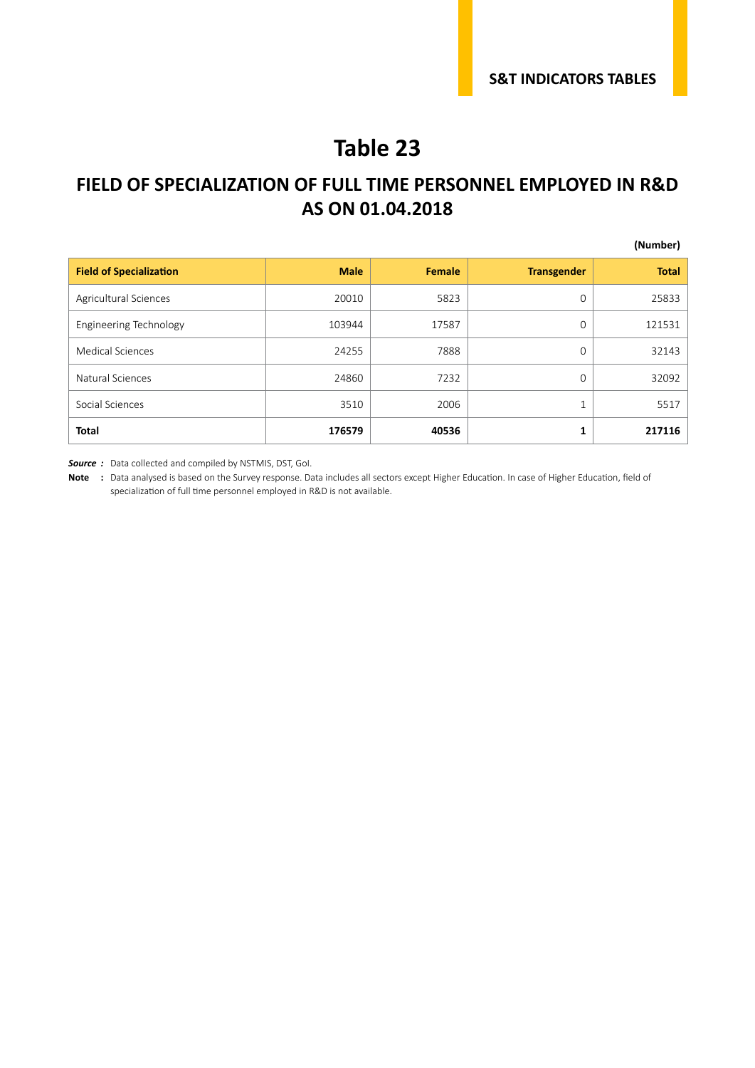# Table 23

## FIELD OF SPECIALIZATION OF FULL TIME PERSONNEL EMPLOYED IN R&D AS ON 01.04.2018

(Number)

| Field of Specialization | Male | Female | Transgender | Total |
|---|---|---|---|---|
| Agricultural Sciences | 20010 | 5823 | 0 | 25833 |
| Engineering Technology | 103944 | 17587 | 0 | 121531 |
| Medical Sciences | 24255 | 7888 | 0 | 32143 |
| Natural Sciences | 24860 | 7232 | 0 | 32092 |
| Social Sciences | 3510 | 2006 | 1 | 5517 |
| **Total** | **176579** | **40536** | **1** | **217116** |

***Source :*** Data collected and compiled by NSTMIS, DST, GoI.

**Note :** Data analysed is based on the Survey response. Data includes all sectors except Higher Education. In case of Higher Education, field of specialization of full time personnel employed in R&D is not available.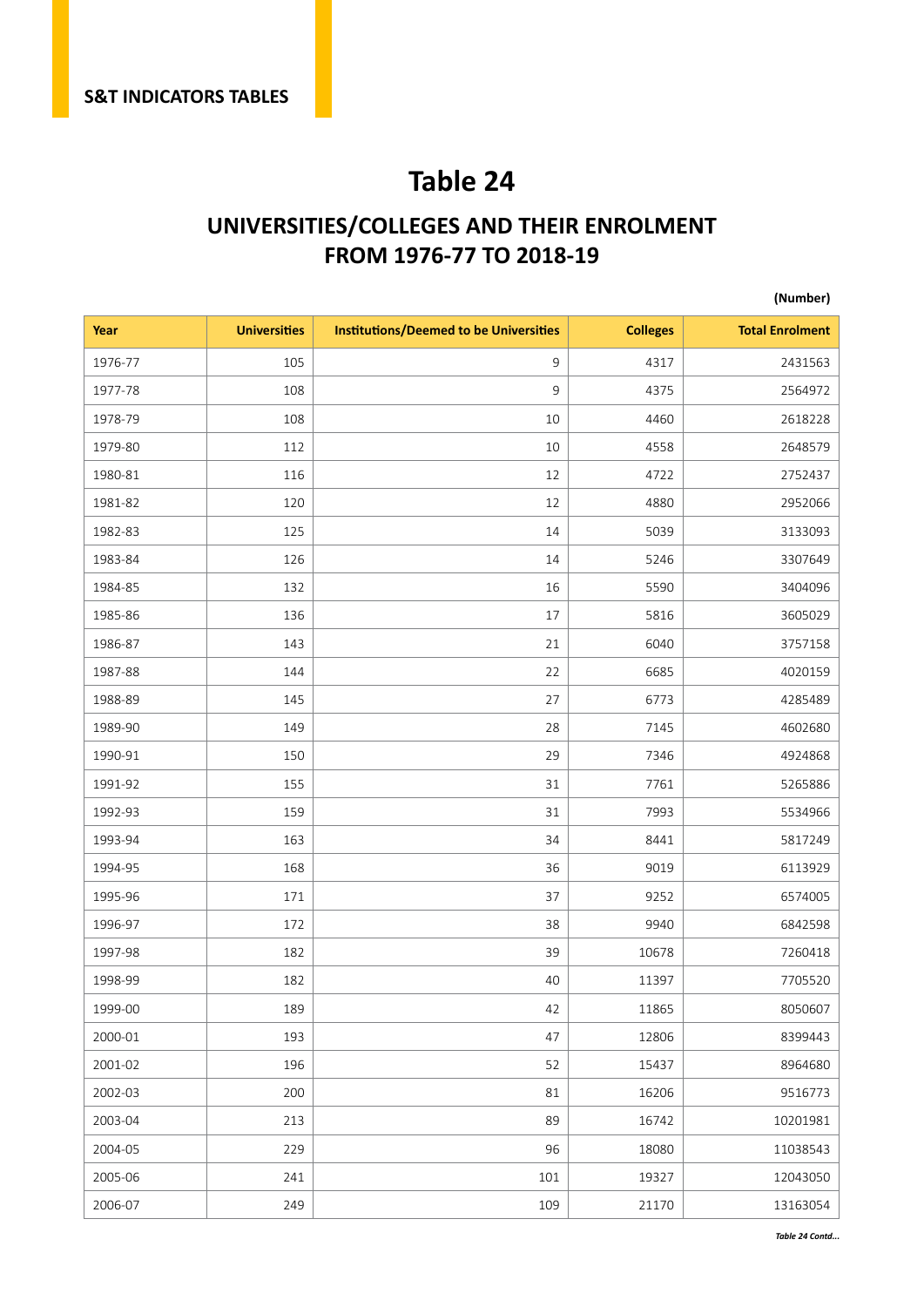# Table 24

## UNIVERSITIES/COLLEGES AND THEIR ENROLMENT FROM 1976-77 TO 2018-19

**(Number)**

| Year | Universities | Institutions/Deemed to be Universities | Colleges | Total Enrolment |
|---|---|---|---|---|
| 1976-77 | 105 | 9 | 4317 | 2431563 |
| 1977-78 | 108 | 9 | 4375 | 2564972 |
| 1978-79 | 108 | 10 | 4460 | 2618228 |
| 1979-80 | 112 | 10 | 4558 | 2648579 |
| 1980-81 | 116 | 12 | 4722 | 2752437 |
| 1981-82 | 120 | 12 | 4880 | 2952066 |
| 1982-83 | 125 | 14 | 5039 | 3133093 |
| 1983-84 | 126 | 14 | 5246 | 3307649 |
| 1984-85 | 132 | 16 | 5590 | 3404096 |
| 1985-86 | 136 | 17 | 5816 | 3605029 |
| 1986-87 | 143 | 21 | 6040 | 3757158 |
| 1987-88 | 144 | 22 | 6685 | 4020159 |
| 1988-89 | 145 | 27 | 6773 | 4285489 |
| 1989-90 | 149 | 28 | 7145 | 4602680 |
| 1990-91 | 150 | 29 | 7346 | 4924868 |
| 1991-92 | 155 | 31 | 7761 | 5265886 |
| 1992-93 | 159 | 31 | 7993 | 5534966 |
| 1993-94 | 163 | 34 | 8441 | 5817249 |
| 1994-95 | 168 | 36 | 9019 | 6113929 |
| 1995-96 | 171 | 37 | 9252 | 6574005 |
| 1996-97 | 172 | 38 | 9940 | 6842598 |
| 1997-98 | 182 | 39 | 10678 | 7260418 |
| 1998-99 | 182 | 40 | 11397 | 7705520 |
| 1999-00 | 189 | 42 | 11865 | 8050607 |
| 2000-01 | 193 | 47 | 12806 | 8399443 |
| 2001-02 | 196 | 52 | 15437 | 8964680 |
| 2002-03 | 200 | 81 | 16206 | 9516773 |
| 2003-04 | 213 | 89 | 16742 | 10201981 |
| 2004-05 | 229 | 96 | 18080 | 11038543 |
| 2005-06 | 241 | 101 | 19327 | 12043050 |
| 2006-07 | 249 | 109 | 21170 | 13163054 |

*Table 24 Contd...*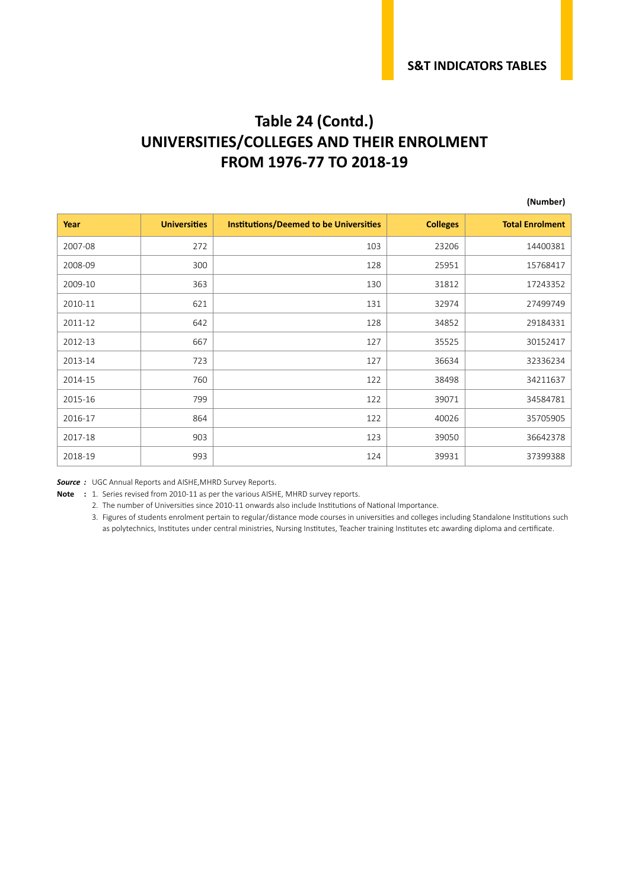# Table 24 (Contd.)
# UNIVERSITIES/COLLEGES AND THEIR ENROLMENT FROM 1976-77 TO 2018-19

**(Number)**

| Year | Universities | Institutions/Deemed to be Universities | Colleges | Total Enrolment |
|---|---|---|---|---|
| 2007-08 | 272 | 103 | 23206 | 14400381 |
| 2008-09 | 300 | 128 | 25951 | 15768417 |
| 2009-10 | 363 | 130 | 31812 | 17243352 |
| 2010-11 | 621 | 131 | 32974 | 27499749 |
| 2011-12 | 642 | 128 | 34852 | 29184331 |
| 2012-13 | 667 | 127 | 35525 | 30152417 |
| 2013-14 | 723 | 127 | 36634 | 32336234 |
| 2014-15 | 760 | 122 | 38498 | 34211637 |
| 2015-16 | 799 | 122 | 39071 | 34584781 |
| 2016-17 | 864 | 122 | 40026 | 35705905 |
| 2017-18 | 903 | 123 | 39050 | 36642378 |
| 2018-19 | 993 | 124 | 39931 | 37399388 |

***Source :*** UGC Annual Reports and AISHE,MHRD Survey Reports.

**Note :**
1. Series revised from 2010-11 as per the various AISHE, MHRD survey reports.
2. The number of Universities since 2010-11 onwards also include Institutions of National Importance.
3. Figures of students enrolment pertain to regular/distance mode courses in universities and colleges including Standalone Institutions such as polytechnics, Institutes under central ministries, Nursing Institutes, Teacher training Institutes etc awarding diploma and certificate.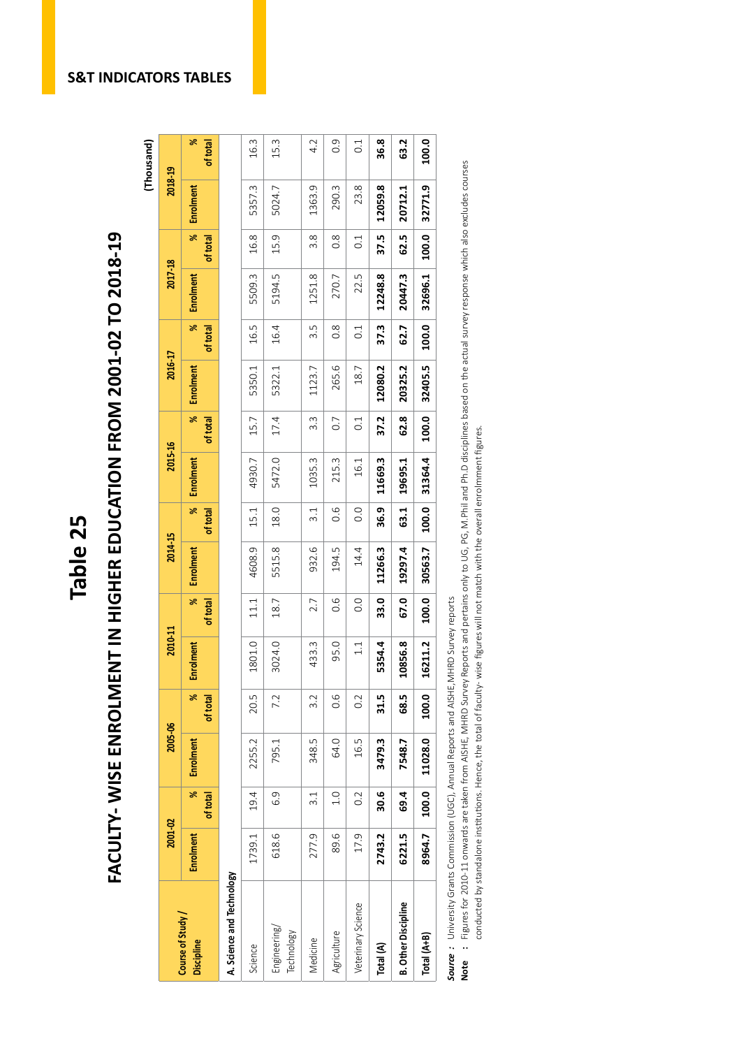# Table 25

## FACULTY- WISE ENROLMENT IN HIGHER EDUCATION FROM 2001-02 TO 2018-19

(Thousand)

| Course of Study / Discipline | 2001-02 | | 2005-06 | | 2010-11 | | 2014-15 | | 2015-16 | | 2016-17 | | 2017-18 | | 2018-19 | |
|---|---|---|---|---|---|---|---|---|---|---|---|---|---|---|---|---|
| | Enrolment | % of total | Enrolment | % of total | Enrolment | % of total | Enrolment | % of total | Enrolment | % of total | Enrolment | % of total | Enrolment | % of total | Enrolment | % of total |
| **A. Science and Technology** | | | | | | | | | | | | | | | | |
| Science | 1739.1 | 19.4 | 2255.2 | 20.5 | 1801.0 | 11.1 | 4608.9 | 15.1 | 4930.7 | 15.7 | 5350.1 | 16.5 | 5509.3 | 16.8 | 5357.3 | 16.3 |
| Engineering/ Technology | 618.6 | 6.9 | 795.1 | 7.2 | 3024.0 | 18.7 | 5515.8 | 18.0 | 5472.0 | 17.4 | 5322.1 | 16.4 | 5194.5 | 15.9 | 5024.7 | 15.3 |
| Medicine | 277.9 | 3.1 | 348.5 | 3.2 | 433.3 | 2.7 | 932.6 | 3.1 | 1035.3 | 3.3 | 1123.7 | 3.5 | 1251.8 | 3.8 | 1363.9 | 4.2 |
| Agriculture | 89.6 | 1.0 | 64.0 | 0.6 | 95.0 | 0.6 | 194.5 | 0.6 | 215.3 | 0.7 | 265.6 | 0.8 | 270.7 | 0.8 | 290.3 | 0.9 |
| Veterinary Science | 17.9 | 0.2 | 16.5 | 0.2 | 1.1 | 0.0 | 14.4 | 0.0 | 16.1 | 0.1 | 18.7 | 0.1 | 22.5 | 0.1 | 23.8 | 0.1 |
| **Total (A)** | **2743.2** | **30.6** | **3479.3** | **31.5** | **5354.4** | **33.0** | **11266.3** | **36.9** | **11669.3** | **37.2** | **12080.2** | **37.3** | **12248.8** | **37.5** | **12059.8** | **36.8** |
| **B. Other Discipline** | **6221.5** | **69.4** | **7548.7** | **68.5** | **10856.8** | **67.0** | **19297.4** | **63.1** | **19695.1** | **62.8** | **20325.2** | **62.7** | **20447.3** | **62.5** | **20712.1** | **63.2** |
| **Total (A+B)** | **8964.7** | **100.0** | **11028.0** | **100.0** | **16211.2** | **100.0** | **30563.7** | **100.0** | **31364.4** | **100.0** | **32405.5** | **100.0** | **32696.1** | **100.0** | **32771.9** | **100.0** |

***Source*** **:** University Grants Commission (UGC), Annual Reports and AISHE,MHRD Survey reports

**Note** **:** Figures for 2010-11 onwards are taken from AISHE, MHRD Survey Reports and pertains only to UG, PG, M.Phil and Ph.D disciplines based on the actual survey response which also excludes courses conducted by standalone institutions. Hence, the total of faculty- wise figures will not match with the overall enrolment figures.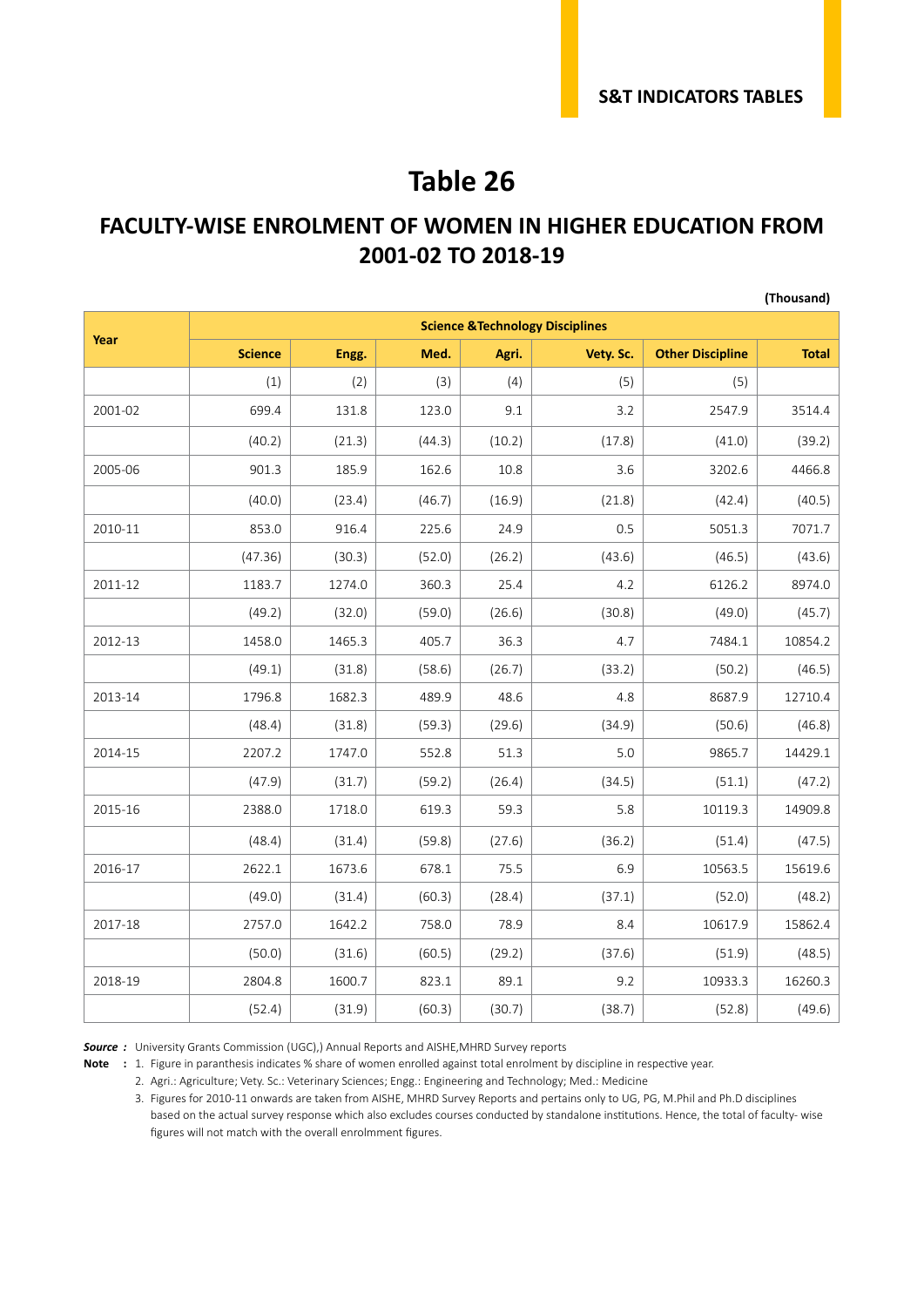# Table 26

## FACULTY-WISE ENROLMENT OF WOMEN IN HIGHER EDUCATION FROM 2001-02 TO 2018-19

**(Thousand)**

| Year | Science & Technology Disciplines | | | | | | |
|---|---|---|---|---|---|---|---|
| | **Science** | **Engg.** | **Med.** | **Agri.** | **Vety. Sc.** | **Other Discipline** | **Total** |
| | (1) | (2) | (3) | (4) | (5) | (5) | |
| 2001-02 | 699.4 | 131.8 | 123.0 | 9.1 | 3.2 | 2547.9 | 3514.4 |
| | (40.2) | (21.3) | (44.3) | (10.2) | (17.8) | (41.0) | (39.2) |
| 2005-06 | 901.3 | 185.9 | 162.6 | 10.8 | 3.6 | 3202.6 | 4466.8 |
| | (40.0) | (23.4) | (46.7) | (16.9) | (21.8) | (42.4) | (40.5) |
| 2010-11 | 853.0 | 916.4 | 225.6 | 24.9 | 0.5 | 5051.3 | 7071.7 |
| | (47.36) | (30.3) | (52.0) | (26.2) | (43.6) | (46.5) | (43.6) |
| 2011-12 | 1183.7 | 1274.0 | 360.3 | 25.4 | 4.2 | 6126.2 | 8974.0 |
| | (49.2) | (32.0) | (59.0) | (26.6) | (30.8) | (49.0) | (45.7) |
| 2012-13 | 1458.0 | 1465.3 | 405.7 | 36.3 | 4.7 | 7484.1 | 10854.2 |
| | (49.1) | (31.8) | (58.6) | (26.7) | (33.2) | (50.2) | (46.5) |
| 2013-14 | 1796.8 | 1682.3 | 489.9 | 48.6 | 4.8 | 8687.9 | 12710.4 |
| | (48.4) | (31.8) | (59.3) | (29.6) | (34.9) | (50.6) | (46.8) |
| 2014-15 | 2207.2 | 1747.0 | 552.8 | 51.3 | 5.0 | 9865.7 | 14429.1 |
| | (47.9) | (31.7) | (59.2) | (26.4) | (34.5) | (51.1) | (47.2) |
| 2015-16 | 2388.0 | 1718.0 | 619.3 | 59.3 | 5.8 | 10119.3 | 14909.8 |
| | (48.4) | (31.4) | (59.8) | (27.6) | (36.2) | (51.4) | (47.5) |
| 2016-17 | 2622.1 | 1673.6 | 678.1 | 75.5 | 6.9 | 10563.5 | 15619.6 |
| | (49.0) | (31.4) | (60.3) | (28.4) | (37.1) | (52.0) | (48.2) |
| 2017-18 | 2757.0 | 1642.2 | 758.0 | 78.9 | 8.4 | 10617.9 | 15862.4 |
| | (50.0) | (31.6) | (60.5) | (29.2) | (37.6) | (51.9) | (48.5) |
| 2018-19 | 2804.8 | 1600.7 | 823.1 | 89.1 | 9.2 | 10933.3 | 16260.3 |
| | (52.4) | (31.9) | (60.3) | (30.7) | (38.7) | (52.8) | (49.6) |

***Source :*** University Grants Commission (UGC),) Annual Reports and AISHE,MHRD Survey reports

**Note :**
1. Figure in paranthesis indicates % share of women enrolled against total enrolment by discipline in respective year.
2. Agri.: Agriculture; Vety. Sc.: Veterinary Sciences; Engg.: Engineering and Technology; Med.: Medicine
3. Figures for 2010-11 onwards are taken from AISHE, MHRD Survey Reports and pertains only to UG, PG, M.Phil and Ph.D disciplines based on the actual survey response which also excludes courses conducted by standalone institutions. Hence, the total of faculty- wise figures will not match with the overall enrolment figures.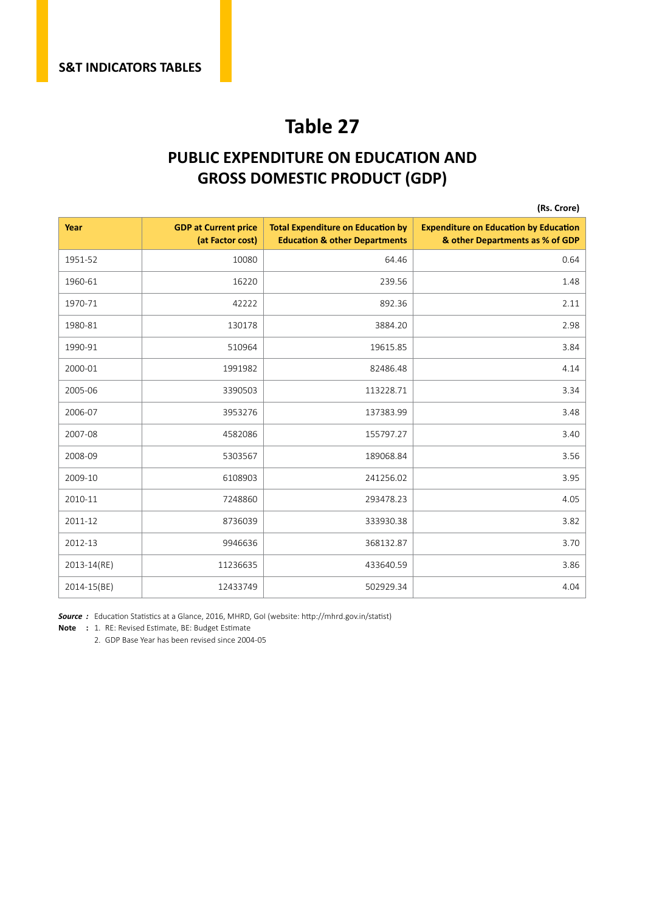S&T INDICATORS TABLES

# Table 27

## PUBLIC EXPENDITURE ON EDUCATION AND GROSS DOMESTIC PRODUCT (GDP)

**(Rs. Crore)**

| Year | GDP at Current price (at Factor cost) | Total Expenditure on Education by Education & other Departments | Expenditure on Education by Education & other Departments as % of GDP |
|---|---|---|---|
| 1951-52 | 10080 | 64.46 | 0.64 |
| 1960-61 | 16220 | 239.56 | 1.48 |
| 1970-71 | 42222 | 892.36 | 2.11 |
| 1980-81 | 130178 | 3884.20 | 2.98 |
| 1990-91 | 510964 | 19615.85 | 3.84 |
| 2000-01 | 1991982 | 82486.48 | 4.14 |
| 2005-06 | 3390503 | 113228.71 | 3.34 |
| 2006-07 | 3953276 | 137383.99 | 3.48 |
| 2007-08 | 4582086 | 155797.27 | 3.40 |
| 2008-09 | 5303567 | 189068.84 | 3.56 |
| 2009-10 | 6108903 | 241256.02 | 3.95 |
| 2010-11 | 7248860 | 293478.23 | 4.05 |
| 2011-12 | 8736039 | 333930.38 | 3.82 |
| 2012-13 | 9946636 | 368132.87 | 3.70 |
| 2013-14(RE) | 11236635 | 433640.59 | 3.86 |
| 2014-15(BE) | 12433749 | 502929.34 | 4.04 |

***Source :*** Education Statistics at a Glance, 2016, MHRD, GoI (website: http://mhrd.gov.in/statist)

**Note :** 1. RE: Revised Estimate, BE: Budget Estimate

2. GDP Base Year has been revised since 2004-05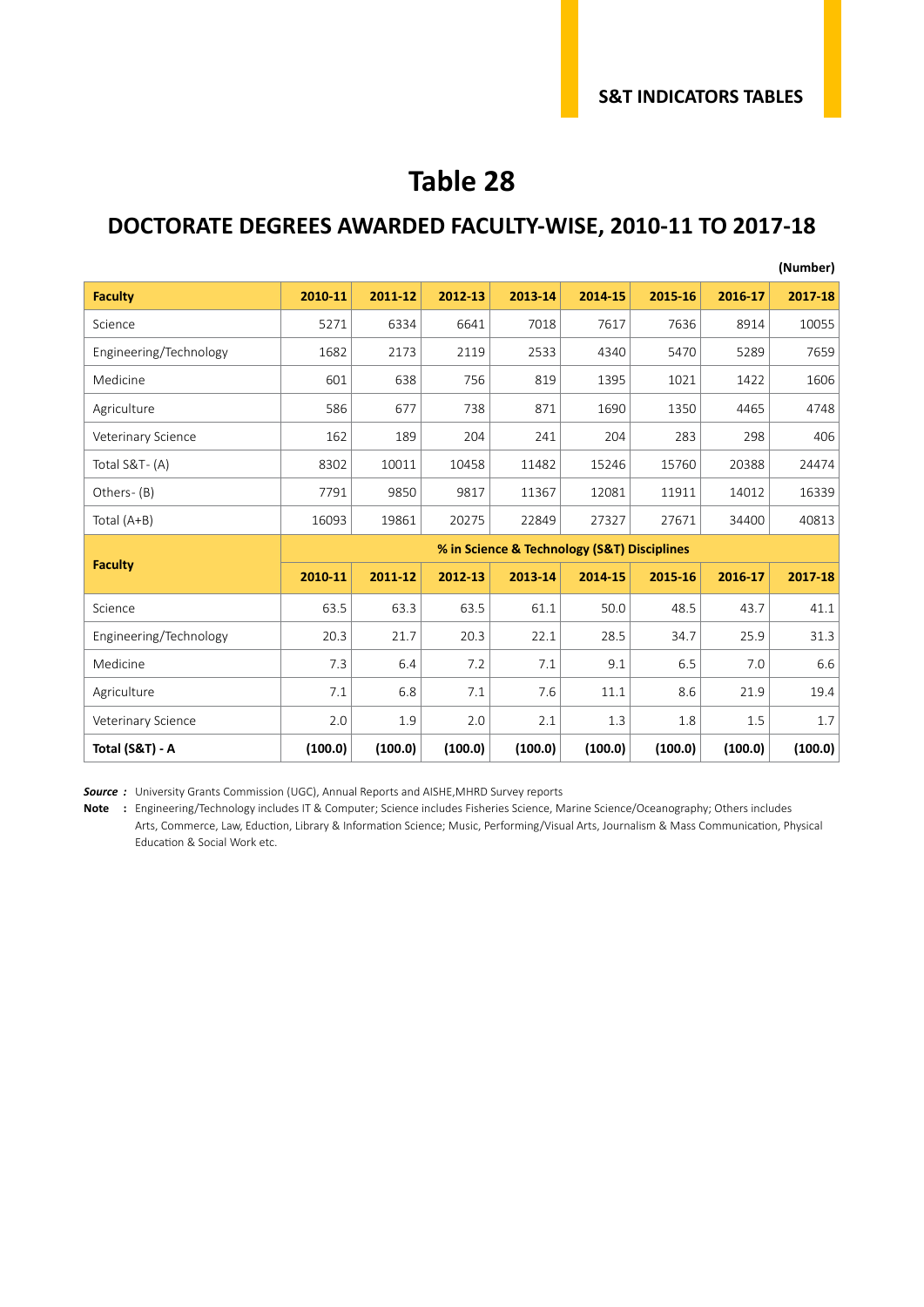# Table 28

## DOCTORATE DEGREES AWARDED FACULTY-WISE, 2010-11 TO 2017-18

(Number)

| Faculty | 2010-11 | 2011-12 | 2012-13 | 2013-14 | 2014-15 | 2015-16 | 2016-17 | 2017-18 |
|---|---|---|---|---|---|---|---|---|
| Science | 5271 | 6334 | 6641 | 7018 | 7617 | 7636 | 8914 | 10055 |
| Engineering/Technology | 1682 | 2173 | 2119 | 2533 | 4340 | 5470 | 5289 | 7659 |
| Medicine | 601 | 638 | 756 | 819 | 1395 | 1021 | 1422 | 1606 |
| Agriculture | 586 | 677 | 738 | 871 | 1690 | 1350 | 4465 | 4748 |
| Veterinary Science | 162 | 189 | 204 | 241 | 204 | 283 | 298 | 406 |
| Total S&T- (A) | 8302 | 10011 | 10458 | 11482 | 15246 | 15760 | 20388 | 24474 |
| Others- (B) | 7791 | 9850 | 9817 | 11367 | 12081 | 11911 | 14012 | 16339 |
| Total (A+B) | 16093 | 19861 | 20275 | 22849 | 27327 | 27671 | 34400 | 40813 |
| **Faculty** | **% in Science & Technology (S&T) Disciplines** | | | | | | | |
| | **2010-11** | **2011-12** | **2012-13** | **2013-14** | **2014-15** | **2015-16** | **2016-17** | **2017-18** |
| Science | 63.5 | 63.3 | 63.5 | 61.1 | 50.0 | 48.5 | 43.7 | 41.1 |
| Engineering/Technology | 20.3 | 21.7 | 20.3 | 22.1 | 28.5 | 34.7 | 25.9 | 31.3 |
| Medicine | 7.3 | 6.4 | 7.2 | 7.1 | 9.1 | 6.5 | 7.0 | 6.6 |
| Agriculture | 7.1 | 6.8 | 7.1 | 7.6 | 11.1 | 8.6 | 21.9 | 19.4 |
| Veterinary Science | 2.0 | 1.9 | 2.0 | 2.1 | 1.3 | 1.8 | 1.5 | 1.7 |
| **Total (S&T) - A** | **(100.0)** | **(100.0)** | **(100.0)** | **(100.0)** | **(100.0)** | **(100.0)** | **(100.0)** | **(100.0)** |

***Source :*** University Grants Commission (UGC), Annual Reports and AISHE,MHRD Survey reports

**Note :** Engineering/Technology includes IT & Computer; Science includes Fisheries Science, Marine Science/Oceanography; Others includes Arts, Commerce, Law, Eduction, Library & Information Science; Music, Performing/Visual Arts, Journalism & Mass Communication, Physical Education & Social Work etc.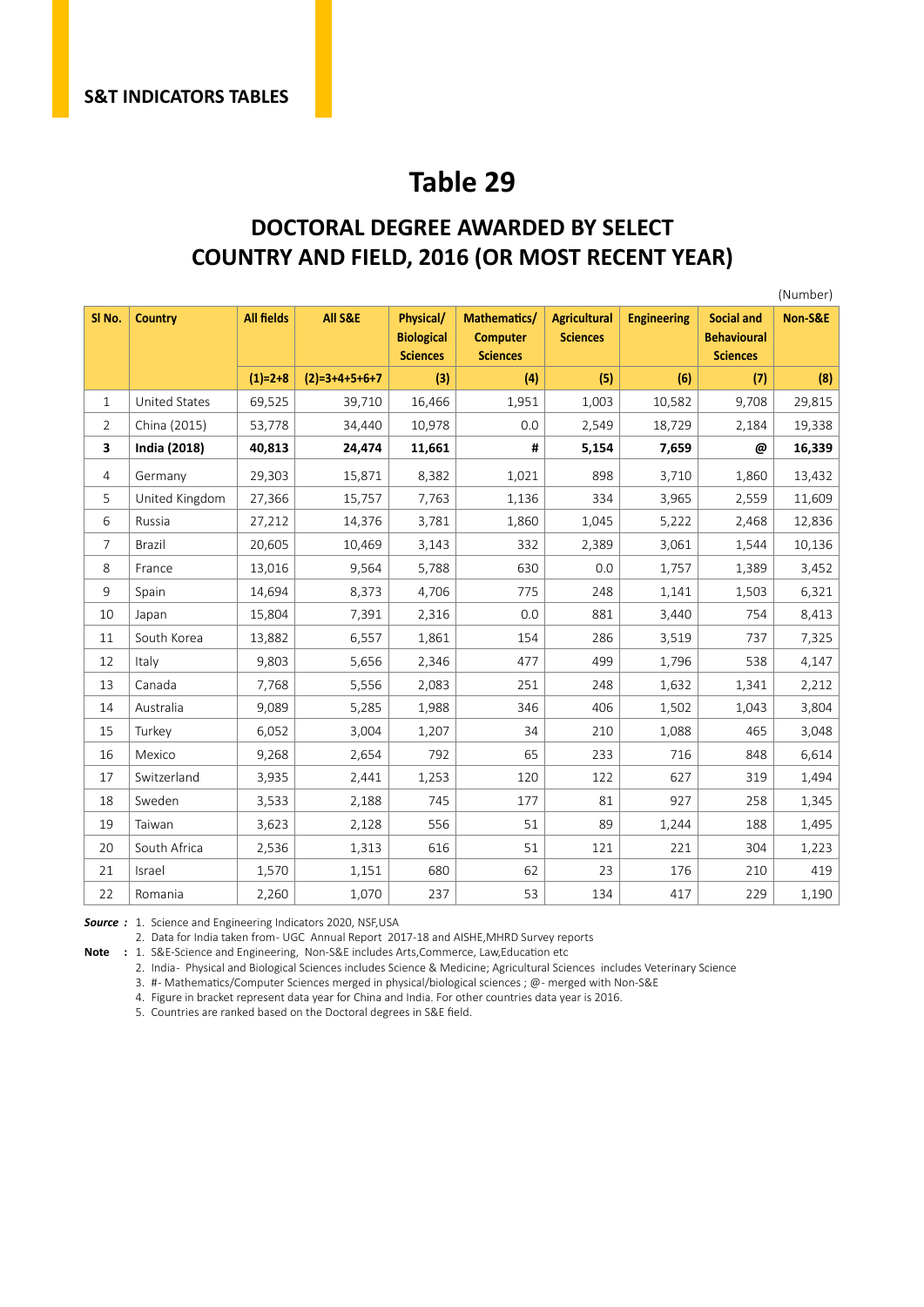S&T INDICATORS TABLES

# Table 29

## DOCTORAL DEGREE AWARDED BY SELECT COUNTRY AND FIELD, 2016 (OR MOST RECENT YEAR)

(Number)

| Sl No. | Country | All fields | All S&E | Physical/ Biological Sciences | Mathematics/ Computer Sciences | Agricultural Sciences | Engineering | Social and Behavioural Sciences | Non-S&E |
|---|---|---|---|---|---|---|---|---|---|
| | | (1)=2+8 | (2)=3+4+5+6+7 | (3) | (4) | (5) | (6) | (7) | (8) |
| 1 | United States | 69,525 | 39,710 | 16,466 | 1,951 | 1,003 | 10,582 | 9,708 | 29,815 |
| 2 | China (2015) | 53,778 | 34,440 | 10,978 | 0.0 | 2,549 | 18,729 | 2,184 | 19,338 |
| **3** | **India (2018)** | **40,813** | **24,474** | **11,661** | **#** | **5,154** | **7,659** | **@** | **16,339** |
| 4 | Germany | 29,303 | 15,871 | 8,382 | 1,021 | 898 | 3,710 | 1,860 | 13,432 |
| 5 | United Kingdom | 27,366 | 15,757 | 7,763 | 1,136 | 334 | 3,965 | 2,559 | 11,609 |
| 6 | Russia | 27,212 | 14,376 | 3,781 | 1,860 | 1,045 | 5,222 | 2,468 | 12,836 |
| 7 | Brazil | 20,605 | 10,469 | 3,143 | 332 | 2,389 | 3,061 | 1,544 | 10,136 |
| 8 | France | 13,016 | 9,564 | 5,788 | 630 | 0.0 | 1,757 | 1,389 | 3,452 |
| 9 | Spain | 14,694 | 8,373 | 4,706 | 775 | 248 | 1,141 | 1,503 | 6,321 |
| 10 | Japan | 15,804 | 7,391 | 2,316 | 0.0 | 881 | 3,440 | 754 | 8,413 |
| 11 | South Korea | 13,882 | 6,557 | 1,861 | 154 | 286 | 3,519 | 737 | 7,325 |
| 12 | Italy | 9,803 | 5,656 | 2,346 | 477 | 499 | 1,796 | 538 | 4,147 |
| 13 | Canada | 7,768 | 5,556 | 2,083 | 251 | 248 | 1,632 | 1,341 | 2,212 |
| 14 | Australia | 9,089 | 5,285 | 1,988 | 346 | 406 | 1,502 | 1,043 | 3,804 |
| 15 | Turkey | 6,052 | 3,004 | 1,207 | 34 | 210 | 1,088 | 465 | 3,048 |
| 16 | Mexico | 9,268 | 2,654 | 792 | 65 | 233 | 716 | 848 | 6,614 |
| 17 | Switzerland | 3,935 | 2,441 | 1,253 | 120 | 122 | 627 | 319 | 1,494 |
| 18 | Sweden | 3,533 | 2,188 | 745 | 177 | 81 | 927 | 258 | 1,345 |
| 19 | Taiwan | 3,623 | 2,128 | 556 | 51 | 89 | 1,244 | 188 | 1,495 |
| 20 | South Africa | 2,536 | 1,313 | 616 | 51 | 121 | 221 | 304 | 1,223 |
| 21 | Israel | 1,570 | 1,151 | 680 | 62 | 23 | 176 | 210 | 419 |
| 22 | Romania | 2,260 | 1,070 | 237 | 53 | 134 | 417 | 229 | 1,190 |

***Source :*** 1. Science and Engineering Indicators 2020, NSF,USA
2. Data for India taken from- UGC Annual Report 2017-18 and AISHE,MHRD Survey reports

**Note :** 1. S&E-Science and Engineering, Non-S&E includes Arts,Commerce, Law,Education etc
2. India- Physical and Biological Sciences includes Science & Medicine; Agricultural Sciences includes Veterinary Science
3. #- Mathematics/Computer Sciences merged in physical/biological sciences ; @- merged with Non-S&E
4. Figure in bracket represent data year for China and India. For other countries data year is 2016.
5. Countries are ranked based on the Doctoral degrees in S&E field.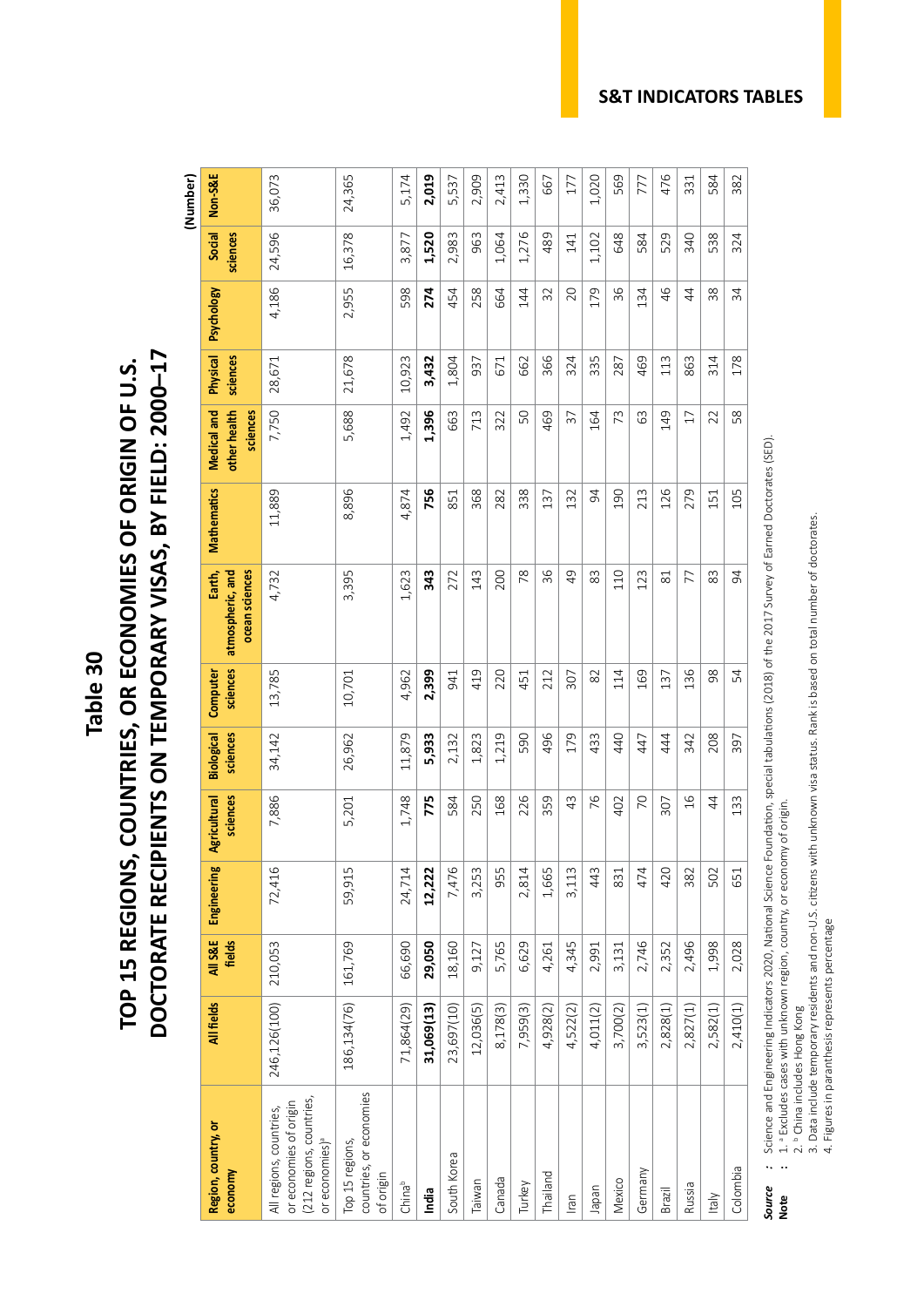# Table 30

## TOP 15 REGIONS, COUNTRIES, OR ECONOMIES OF ORIGIN OF U.S. DOCTORATE RECIPIENTS ON TEMPORARY VISAS, BY FIELD: 2000–17

(Number)

| Region, country, or economy | All fields | All S&E fields | Engineering | Agricultural sciences | Biological sciences | Computer sciences | Earth, atmospheric, and ocean sciences | Mathematics | Medical and other health sciences | Physical sciences | Psychology | Social sciences | Non-S&E |
|---|---|---|---|---|---|---|---|---|---|---|---|---|---|
| All regions, countries, or economies of origin (212 regions, countries, or economies)[a] | 246,126(100) | 210,053 | 72,416 | 7,886 | 34,142 | 13,785 | 4,732 | 11,889 | 7,750 | 28,671 | 4,186 | 24,596 | 36,073 |
| Top 15 regions, countries, or economies of origin | 186,134(76) | 161,769 | 59,915 | 5,201 | 26,962 | 10,701 | 3,395 | 8,896 | 5,688 | 21,678 | 2,955 | 16,378 | 24,365 |
| China[b] | 71,864(29) | 66,690 | 24,714 | 1,748 | 11,879 | 4,962 | 1,623 | 4,874 | 1,492 | 10,923 | 598 | 3,877 | 5,174 |
| **India** | **31,069(13)** | **29,050** | **12,222** | **775** | **5,933** | **2,399** | **343** | **756** | **1,396** | **3,432** | **274** | **1,520** | **2,019** |
| South Korea | 23,697(10) | 18,160 | 7,476 | 584 | 2,132 | 941 | 272 | 851 | 663 | 1,804 | 454 | 2,983 | 5,537 |
| Taiwan | 12,036(5) | 9,127 | 3,253 | 250 | 1,823 | 419 | 143 | 368 | 713 | 937 | 258 | 963 | 2,909 |
| Canada | 8,178(3) | 5,765 | 955 | 168 | 1,219 | 220 | 200 | 282 | 322 | 671 | 664 | 1,064 | 2,413 |
| Turkey | 7,959(3) | 6,629 | 2,814 | 226 | 590 | 451 | 78 | 338 | 50 | 662 | 144 | 1,276 | 1,330 |
| Thailand | 4,928(2) | 4,261 | 1,665 | 359 | 496 | 212 | 36 | 137 | 469 | 366 | 32 | 489 | 667 |
| Iran | 4,522(2) | 4,345 | 3,113 | 43 | 179 | 307 | 49 | 132 | 37 | 324 | 20 | 141 | 177 |
| Japan | 4,011(2) | 2,991 | 443 | 76 | 433 | 82 | 83 | 94 | 164 | 335 | 179 | 1,102 | 1,020 |
| Mexico | 3,700(2) | 3,131 | 831 | 402 | 440 | 114 | 110 | 190 | 73 | 287 | 36 | 648 | 569 |
| Germany | 3,523(1) | 2,746 | 474 | 70 | 447 | 169 | 123 | 213 | 63 | 469 | 134 | 584 | 777 |
| Brazil | 2,828(1) | 2,352 | 420 | 307 | 444 | 137 | 81 | 126 | 149 | 113 | 46 | 529 | 476 |
| Russia | 2,827(1) | 2,496 | 382 | 16 | 342 | 136 | 77 | 279 | 17 | 863 | 44 | 340 | 331 |
| Italy | 2,582(1) | 1,998 | 502 | 44 | 208 | 98 | 83 | 151 | 22 | 314 | 38 | 538 | 584 |
| Colombia | 2,410(1) | 2,028 | 651 | 133 | 397 | 54 | 94 | 105 | 58 | 178 | 34 | 324 | 382 |

*Source* : Science and Engineering Indicators 2020, National Science Foundation, special tabulations (2018) of the 2017 Survey of Earned Doctorates (SED).

**Note** : 1. [a] Excludes cases with unknown region, country, or economy of origin.
2. [b] China includes Hong Kong
3. Data include temporary residents and non-U.S. citizens with unknown visa status. Rank is based on total number of doctorates.
4. Figures in paranthesis represents percentage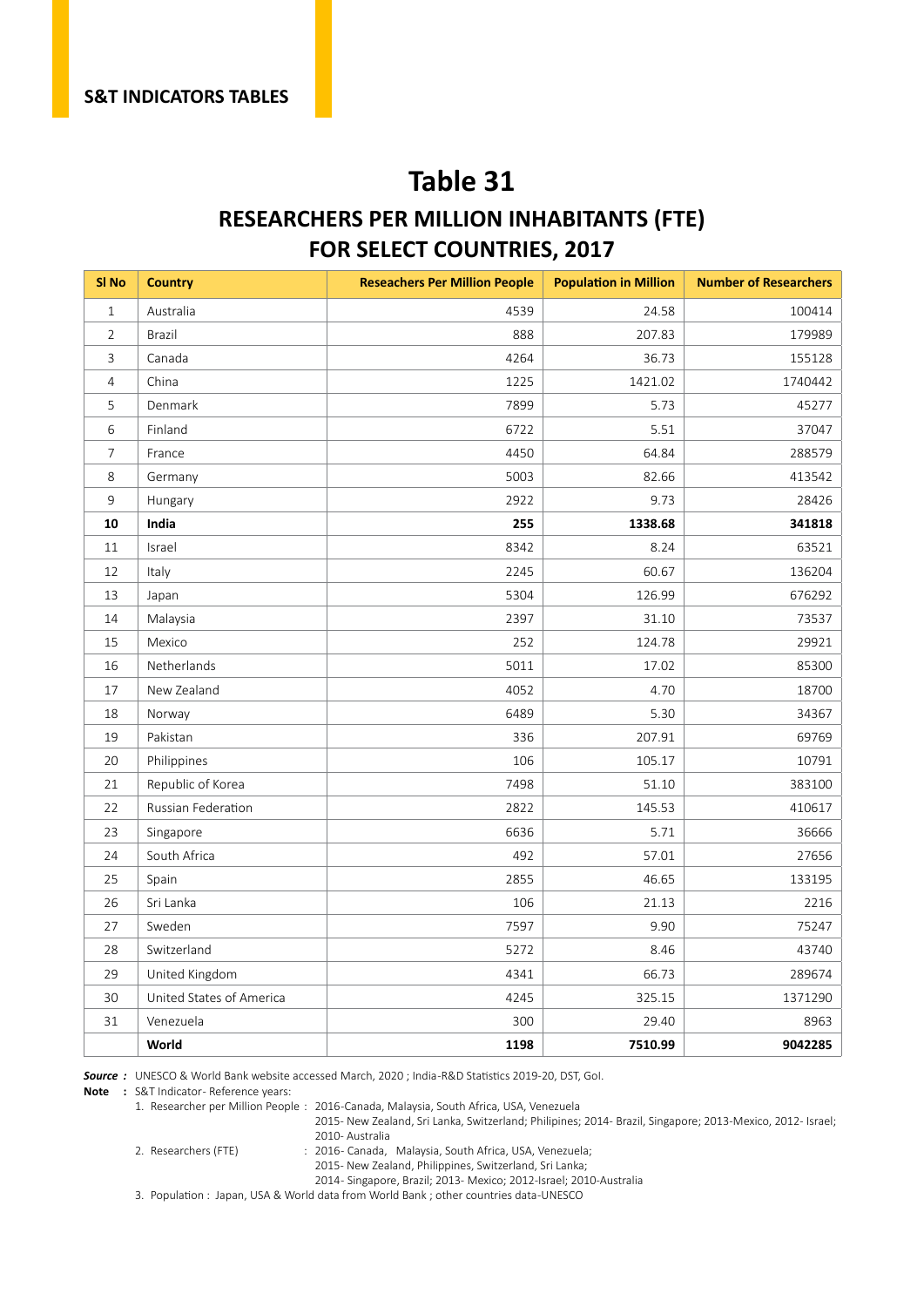S&T INDICATORS TABLES

# Table 31

## RESEARCHERS PER MILLION INHABITANTS (FTE) FOR SELECT COUNTRIES, 2017

| Sl No | Country | Reseachers Per Million People | Population in Million | Number of Researchers |
|---|---|---|---|---|
| 1 | Australia | 4539 | 24.58 | 100414 |
| 2 | Brazil | 888 | 207.83 | 179989 |
| 3 | Canada | 4264 | 36.73 | 155128 |
| 4 | China | 1225 | 1421.02 | 1740442 |
| 5 | Denmark | 7899 | 5.73 | 45277 |
| 6 | Finland | 6722 | 5.51 | 37047 |
| 7 | France | 4450 | 64.84 | 288579 |
| 8 | Germany | 5003 | 82.66 | 413542 |
| 9 | Hungary | 2922 | 9.73 | 28426 |
| **10** | **India** | **255** | **1338.68** | **341818** |
| 11 | Israel | 8342 | 8.24 | 63521 |
| 12 | Italy | 2245 | 60.67 | 136204 |
| 13 | Japan | 5304 | 126.99 | 676292 |
| 14 | Malaysia | 2397 | 31.10 | 73537 |
| 15 | Mexico | 252 | 124.78 | 29921 |
| 16 | Netherlands | 5011 | 17.02 | 85300 |
| 17 | New Zealand | 4052 | 4.70 | 18700 |
| 18 | Norway | 6489 | 5.30 | 34367 |
| 19 | Pakistan | 336 | 207.91 | 69769 |
| 20 | Philippines | 106 | 105.17 | 10791 |
| 21 | Republic of Korea | 7498 | 51.10 | 383100 |
| 22 | Russian Federation | 2822 | 145.53 | 410617 |
| 23 | Singapore | 6636 | 5.71 | 36666 |
| 24 | South Africa | 492 | 57.01 | 27656 |
| 25 | Spain | 2855 | 46.65 | 133195 |
| 26 | Sri Lanka | 106 | 21.13 | 2216 |
| 27 | Sweden | 7597 | 9.90 | 75247 |
| 28 | Switzerland | 5272 | 8.46 | 43740 |
| 29 | United Kingdom | 4341 | 66.73 | 289674 |
| 30 | United States of America | 4245 | 325.15 | 1371290 |
| 31 | Venezuela | 300 | 29.40 | 8963 |
| | **World** | **1198** | **7510.99** | **9042285** |

***Source :*** UNESCO & World Bank website accessed March, 2020 ; India-R&D Statistics 2019-20, DST, GoI.

**Note :** S&T Indicator- Reference years:

1. Researcher per Million People : 2016-Canada, Malaysia, South Africa, USA, Venezuela
   2015- New Zealand, Sri Lanka, Switzerland; Philipines; 2014- Brazil, Singapore; 2013-Mexico, 2012- Israel; 2010- Australia
2. Researchers (FTE) : 2016- Canada, Malaysia, South Africa, USA, Venezuela;
   2015- New Zealand, Philippines, Switzerland, Sri Lanka;
   2014- Singapore, Brazil; 2013- Mexico; 2012-Israel; 2010-Australia
3. Population : Japan, USA & World data from World Bank ; other countries data-UNESCO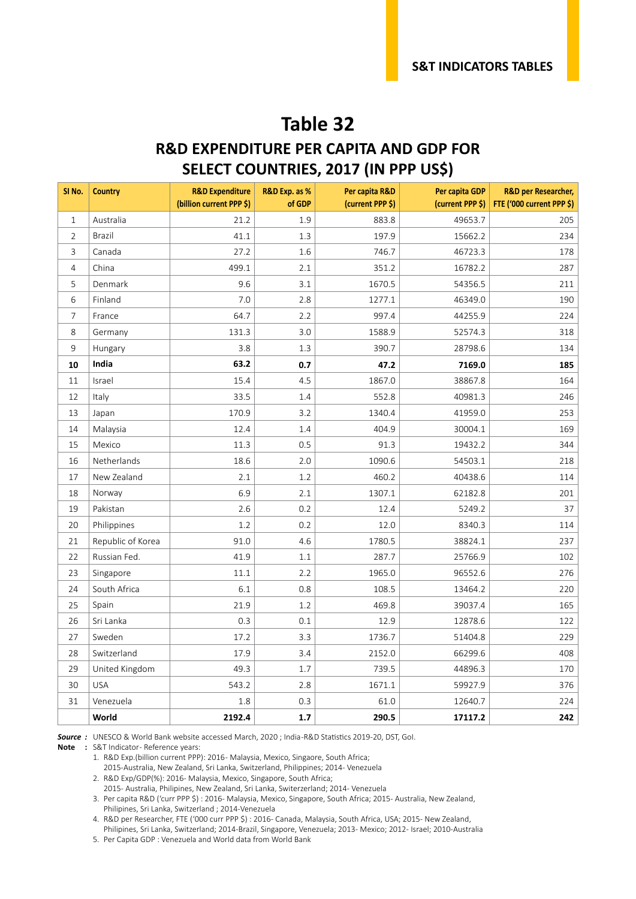# Table 32

## R&D EXPENDITURE PER CAPITA AND GDP FOR SELECT COUNTRIES, 2017 (IN PPP US$)

| Sl No. | Country | R&D Expenditure (billion current PPP $) | R&D Exp. as % of GDP | Per capita R&D (current PPP $) | Per capita GDP (current PPP $) | R&D per Researcher, FTE ('000 current PPP $) |
|---|---|---|---|---|---|---|
| 1 | Australia | 21.2 | 1.9 | 883.8 | 49653.7 | 205 |
| 2 | Brazil | 41.1 | 1.3 | 197.9 | 15662.2 | 234 |
| 3 | Canada | 27.2 | 1.6 | 746.7 | 46723.3 | 178 |
| 4 | China | 499.1 | 2.1 | 351.2 | 16782.2 | 287 |
| 5 | Denmark | 9.6 | 3.1 | 1670.5 | 54356.5 | 211 |
| 6 | Finland | 7.0 | 2.8 | 1277.1 | 46349.0 | 190 |
| 7 | France | 64.7 | 2.2 | 997.4 | 44255.9 | 224 |
| 8 | Germany | 131.3 | 3.0 | 1588.9 | 52574.3 | 318 |
| 9 | Hungary | 3.8 | 1.3 | 390.7 | 28798.6 | 134 |
| **10** | **India** | **63.2** | **0.7** | **47.2** | **7169.0** | **185** |
| 11 | Israel | 15.4 | 4.5 | 1867.0 | 38867.8 | 164 |
| 12 | Italy | 33.5 | 1.4 | 552.8 | 40981.3 | 246 |
| 13 | Japan | 170.9 | 3.2 | 1340.4 | 41959.0 | 253 |
| 14 | Malaysia | 12.4 | 1.4 | 404.9 | 30004.1 | 169 |
| 15 | Mexico | 11.3 | 0.5 | 91.3 | 19432.2 | 344 |
| 16 | Netherlands | 18.6 | 2.0 | 1090.6 | 54503.1 | 218 |
| 17 | New Zealand | 2.1 | 1.2 | 460.2 | 40438.6 | 114 |
| 18 | Norway | 6.9 | 2.1 | 1307.1 | 62182.8 | 201 |
| 19 | Pakistan | 2.6 | 0.2 | 12.4 | 5249.2 | 37 |
| 20 | Philippines | 1.2 | 0.2 | 12.0 | 8340.3 | 114 |
| 21 | Republic of Korea | 91.0 | 4.6 | 1780.5 | 38824.1 | 237 |
| 22 | Russian Fed. | 41.9 | 1.1 | 287.7 | 25766.9 | 102 |
| 23 | Singapore | 11.1 | 2.2 | 1965.0 | 96552.6 | 276 |
| 24 | South Africa | 6.1 | 0.8 | 108.5 | 13464.2 | 220 |
| 25 | Spain | 21.9 | 1.2 | 469.8 | 39037.4 | 165 |
| 26 | Sri Lanka | 0.3 | 0.1 | 12.9 | 12878.6 | 122 |
| 27 | Sweden | 17.2 | 3.3 | 1736.7 | 51404.8 | 229 |
| 28 | Switzerland | 17.9 | 3.4 | 2152.0 | 66299.6 | 408 |
| 29 | United Kingdom | 49.3 | 1.7 | 739.5 | 44896.3 | 170 |
| 30 | USA | 543.2 | 2.8 | 1671.1 | 59927.9 | 376 |
| 31 | Venezuela | 1.8 | 0.3 | 61.0 | 12640.7 | 224 |
| | **World** | **2192.4** | **1.7** | **290.5** | **17117.2** | **242** |

***Source :*** UNESCO & World Bank website accessed March, 2020 ; India-R&D Statistics 2019-20, DST, GoI.

**Note :** S&T Indicator- Reference years:

1. R&D Exp.(billion current PPP): 2016- Malaysia, Mexico, Singaore, South Africa; 2015-Australia, New Zealand, Sri Lanka, Switzerland, Philippines; 2014- Venezuela
2. R&D Exp/GDP(%): 2016- Malaysia, Mexico, Singapore, South Africa; 2015- Australia, Philipines, New Zealand, Sri Lanka, Switerzerland; 2014- Venezuela
3. Per capita R&D ('curr PPP $) : 2016- Malaysia, Mexico, Singapore, South Africa; 2015- Australia, New Zealand, Philipines, Sri Lanka, Switzerland ; 2014-Venezuela
4. R&D per Researcher, FTE ('000 curr PPP $) : 2016- Canada, Malaysia, South Africa, USA; 2015- New Zealand, Philipines, Sri Lanka, Switzerland; 2014-Brazil, Singapore, Venezuela; 2013- Mexico; 2012- Israel; 2010-Australia
5. Per Capita GDP : Venezuela and World data from World Bank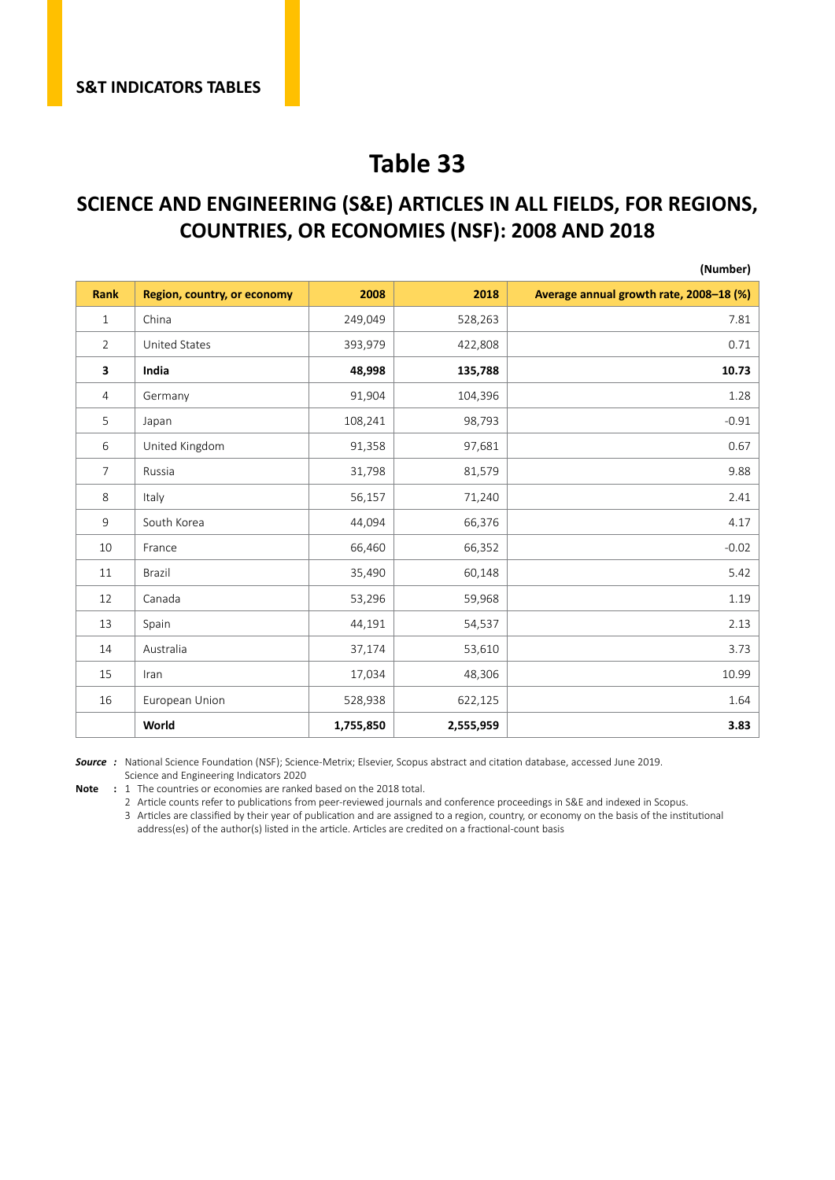S&T INDICATORS TABLES

# Table 33

## SCIENCE AND ENGINEERING (S&E) ARTICLES IN ALL FIELDS, FOR REGIONS, COUNTRIES, OR ECONOMIES (NSF): 2008 AND 2018

**(Number)**

| Rank | Region, country, or economy | 2008 | 2018 | Average annual growth rate, 2008–18 (%) |
|---|---|---|---|---|
| 1 | China | 249,049 | 528,263 | 7.81 |
| 2 | United States | 393,979 | 422,808 | 0.71 |
| **3** | **India** | **48,998** | **135,788** | **10.73** |
| 4 | Germany | 91,904 | 104,396 | 1.28 |
| 5 | Japan | 108,241 | 98,793 | -0.91 |
| 6 | United Kingdom | 91,358 | 97,681 | 0.67 |
| 7 | Russia | 31,798 | 81,579 | 9.88 |
| 8 | Italy | 56,157 | 71,240 | 2.41 |
| 9 | South Korea | 44,094 | 66,376 | 4.17 |
| 10 | France | 66,460 | 66,352 | -0.02 |
| 11 | Brazil | 35,490 | 60,148 | 5.42 |
| 12 | Canada | 53,296 | 59,968 | 1.19 |
| 13 | Spain | 44,191 | 54,537 | 2.13 |
| 14 | Australia | 37,174 | 53,610 | 3.73 |
| 15 | Iran | 17,034 | 48,306 | 10.99 |
| 16 | European Union | 528,938 | 622,125 | 1.64 |
| | **World** | **1,755,850** | **2,555,959** | **3.83** |

***Source*** **:** National Science Foundation (NSF); Science-Metrix; Elsevier, Scopus abstract and citation database, accessed June 2019. Science and Engineering Indicators 2020

**Note** **:**
1. The countries or economies are ranked based on the 2018 total.
2. Article counts refer to publications from peer-reviewed journals and conference proceedings in S&E and indexed in Scopus.
3. Articles are classified by their year of publication and are assigned to a region, country, or economy on the basis of the institutional address(es) of the author(s) listed in the article. Articles are credited on a fractional-count basis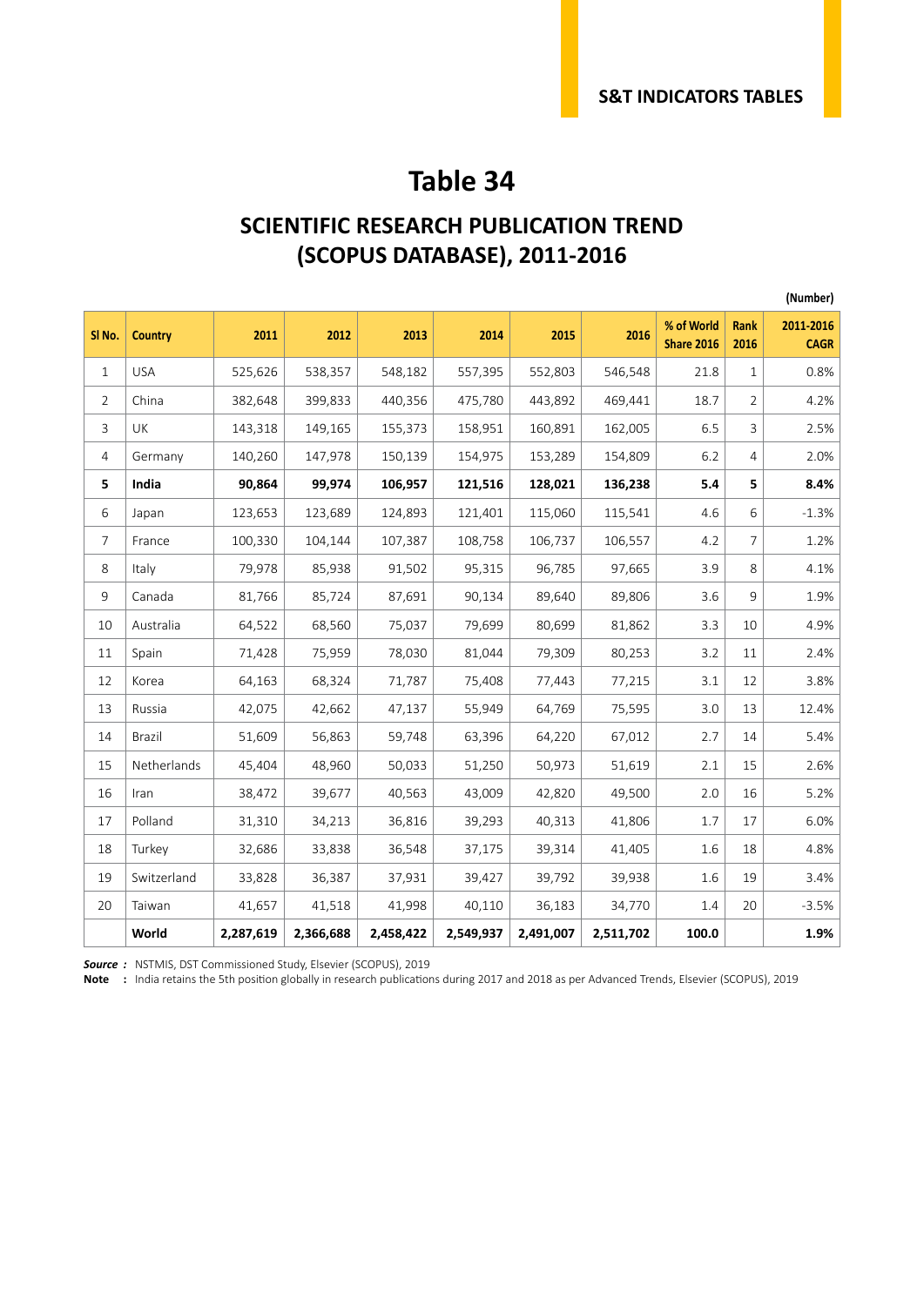# Table 34

## SCIENTIFIC RESEARCH PUBLICATION TREND (SCOPUS DATABASE), 2011-2016

(Number)

| Sl No. | Country | 2011 | 2012 | 2013 | 2014 | 2015 | 2016 | % of World Share 2016 | Rank 2016 | 2011-2016 CAGR |
|---|---|---|---|---|---|---|---|---|---|---|
| 1 | USA | 525,626 | 538,357 | 548,182 | 557,395 | 552,803 | 546,548 | 21.8 | 1 | 0.8% |
| 2 | China | 382,648 | 399,833 | 440,356 | 475,780 | 443,892 | 469,441 | 18.7 | 2 | 4.2% |
| 3 | UK | 143,318 | 149,165 | 155,373 | 158,951 | 160,891 | 162,005 | 6.5 | 3 | 2.5% |
| 4 | Germany | 140,260 | 147,978 | 150,139 | 154,975 | 153,289 | 154,809 | 6.2 | 4 | 2.0% |
| **5** | **India** | **90,864** | **99,974** | **106,957** | **121,516** | **128,021** | **136,238** | **5.4** | **5** | **8.4%** |
| 6 | Japan | 123,653 | 123,689 | 124,893 | 121,401 | 115,060 | 115,541 | 4.6 | 6 | -1.3% |
| 7 | France | 100,330 | 104,144 | 107,387 | 108,758 | 106,737 | 106,557 | 4.2 | 7 | 1.2% |
| 8 | Italy | 79,978 | 85,938 | 91,502 | 95,315 | 96,785 | 97,665 | 3.9 | 8 | 4.1% |
| 9 | Canada | 81,766 | 85,724 | 87,691 | 90,134 | 89,640 | 89,806 | 3.6 | 9 | 1.9% |
| 10 | Australia | 64,522 | 68,560 | 75,037 | 79,699 | 80,699 | 81,862 | 3.3 | 10 | 4.9% |
| 11 | Spain | 71,428 | 75,959 | 78,030 | 81,044 | 79,309 | 80,253 | 3.2 | 11 | 2.4% |
| 12 | Korea | 64,163 | 68,324 | 71,787 | 75,408 | 77,443 | 77,215 | 3.1 | 12 | 3.8% |
| 13 | Russia | 42,075 | 42,662 | 47,137 | 55,949 | 64,769 | 75,595 | 3.0 | 13 | 12.4% |
| 14 | Brazil | 51,609 | 56,863 | 59,748 | 63,396 | 64,220 | 67,012 | 2.7 | 14 | 5.4% |
| 15 | Netherlands | 45,404 | 48,960 | 50,033 | 51,250 | 50,973 | 51,619 | 2.1 | 15 | 2.6% |
| 16 | Iran | 38,472 | 39,677 | 40,563 | 43,009 | 42,820 | 49,500 | 2.0 | 16 | 5.2% |
| 17 | Polland | 31,310 | 34,213 | 36,816 | 39,293 | 40,313 | 41,806 | 1.7 | 17 | 6.0% |
| 18 | Turkey | 32,686 | 33,838 | 36,548 | 37,175 | 39,314 | 41,405 | 1.6 | 18 | 4.8% |
| 19 | Switzerland | 33,828 | 36,387 | 37,931 | 39,427 | 39,792 | 39,938 | 1.6 | 19 | 3.4% |
| 20 | Taiwan | 41,657 | 41,518 | 41,998 | 40,110 | 36,183 | 34,770 | 1.4 | 20 | -3.5% |
| | **World** | **2,287,619** | **2,366,688** | **2,458,422** | **2,549,937** | **2,491,007** | **2,511,702** | **100.0** | | **1.9%** |

***Source :*** NSTMIS, DST Commissioned Study, Elsevier (SCOPUS), 2019

**Note :** India retains the 5th position globally in research publications during 2017 and 2018 as per Advanced Trends, Elsevier (SCOPUS), 2019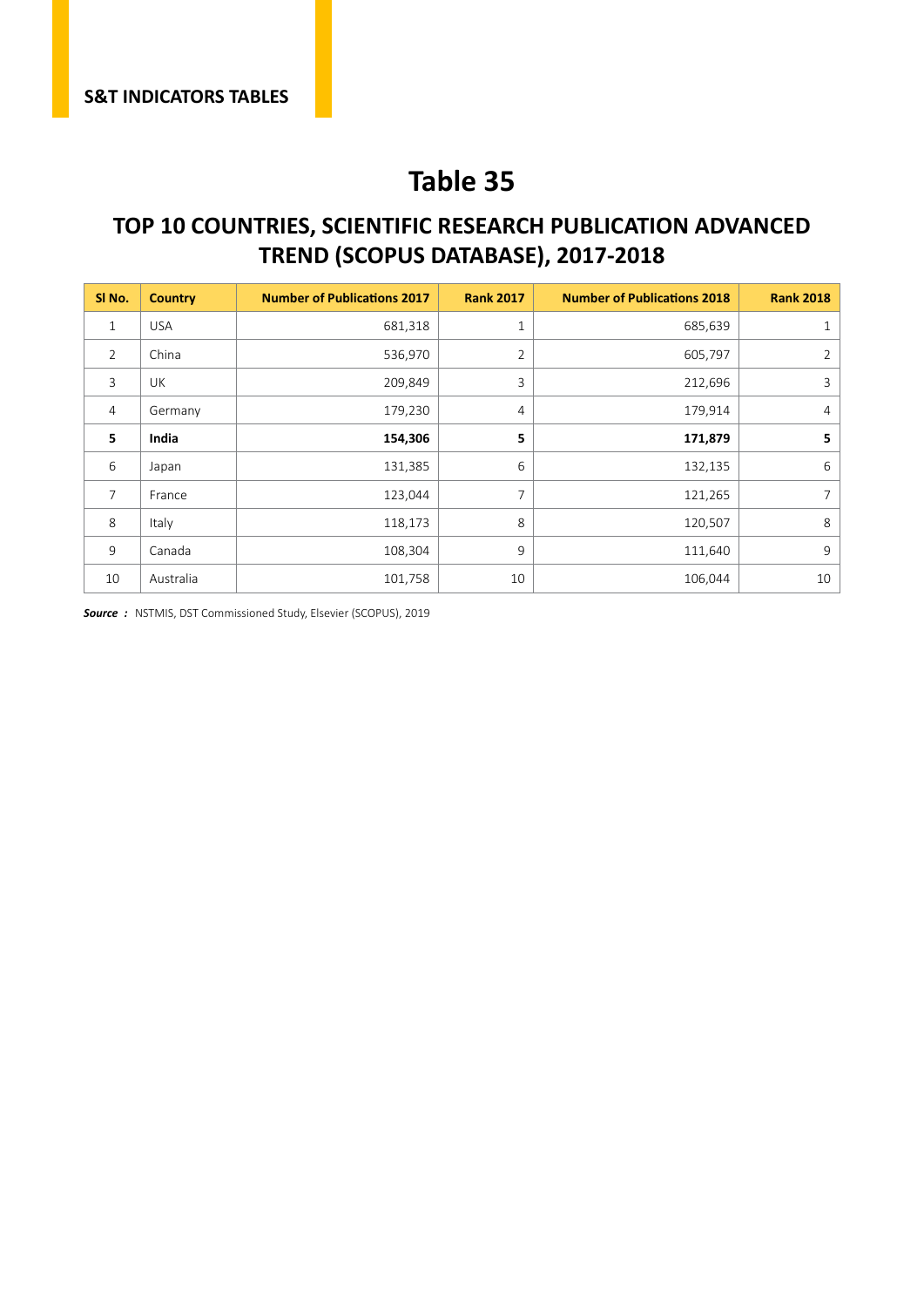S&T INDICATORS TABLES

# Table 35

## TOP 10 COUNTRIES, SCIENTIFIC RESEARCH PUBLICATION ADVANCED TREND (SCOPUS DATABASE), 2017-2018

| Sl No. | Country | Number of Publications 2017 | Rank 2017 | Number of Publications 2018 | Rank 2018 |
|---|---|---|---|---|---|
| 1 | USA | 681,318 | 1 | 685,639 | 1 |
| 2 | China | 536,970 | 2 | 605,797 | 2 |
| 3 | UK | 209,849 | 3 | 212,696 | 3 |
| 4 | Germany | 179,230 | 4 | 179,914 | 4 |
| **5** | **India** | **154,306** | **5** | **171,879** | **5** |
| 6 | Japan | 131,385 | 6 | 132,135 | 6 |
| 7 | France | 123,044 | 7 | 121,265 | 7 |
| 8 | Italy | 118,173 | 8 | 120,507 | 8 |
| 9 | Canada | 108,304 | 9 | 111,640 | 9 |
| 10 | Australia | 101,758 | 10 | 106,044 | 10 |

***Source :*** NSTMIS, DST Commissioned Study, Elsevier (SCOPUS), 2019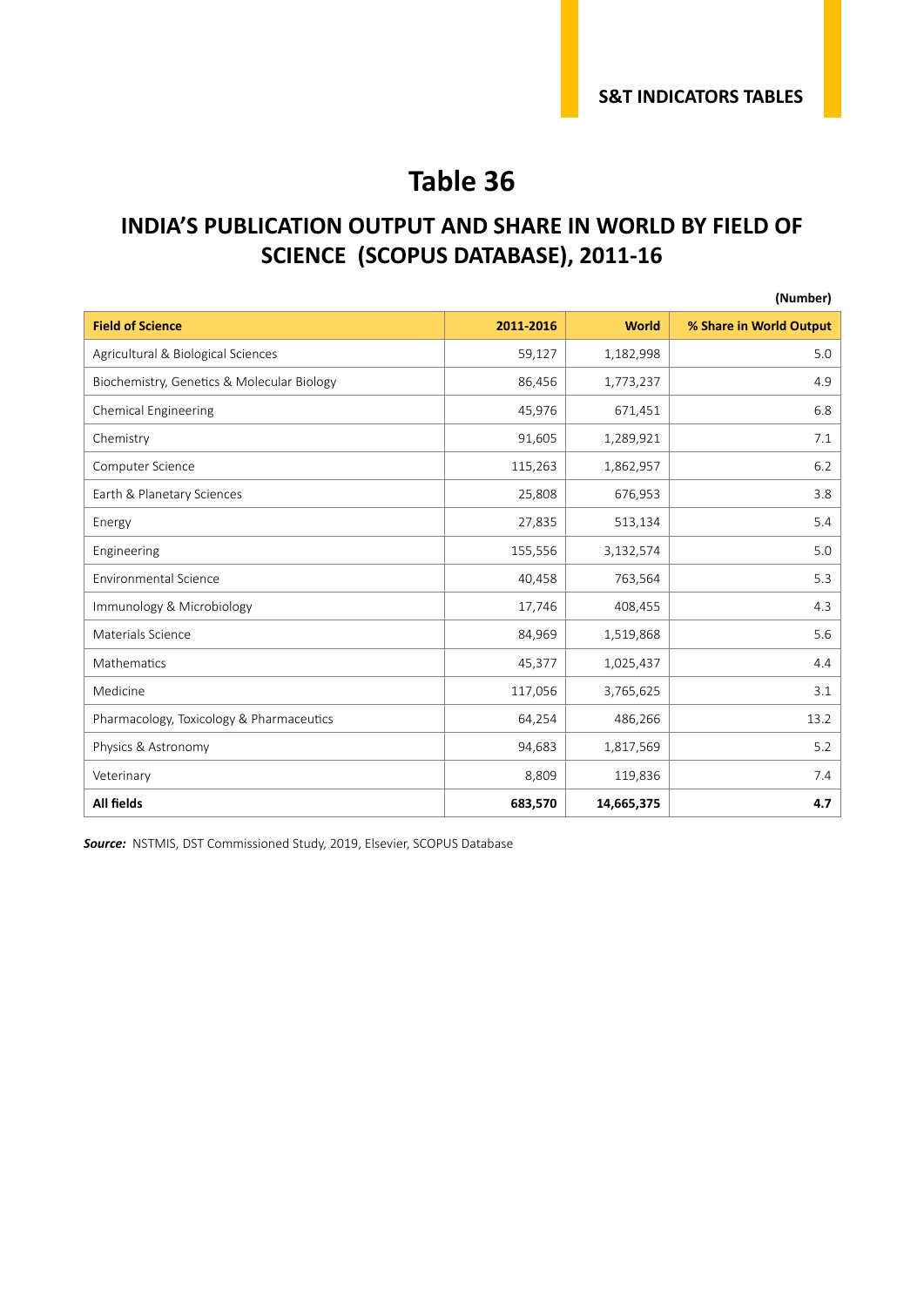# Table 36

## INDIA'S PUBLICATION OUTPUT AND SHARE IN WORLD BY FIELD OF SCIENCE (SCOPUS DATABASE), 2011-16

(Number)

| Field of Science | 2011-2016 | World | % Share in World Output |
|---|---|---|---|
| Agricultural & Biological Sciences | 59,127 | 1,182,998 | 5.0 |
| Biochemistry, Genetics & Molecular Biology | 86,456 | 1,773,237 | 4.9 |
| Chemical Engineering | 45,976 | 671,451 | 6.8 |
| Chemistry | 91,605 | 1,289,921 | 7.1 |
| Computer Science | 115,263 | 1,862,957 | 6.2 |
| Earth & Planetary Sciences | 25,808 | 676,953 | 3.8 |
| Energy | 27,835 | 513,134 | 5.4 |
| Engineering | 155,556 | 3,132,574 | 5.0 |
| Environmental Science | 40,458 | 763,564 | 5.3 |
| Immunology & Microbiology | 17,746 | 408,455 | 4.3 |
| Materials Science | 84,969 | 1,519,868 | 5.6 |
| Mathematics | 45,377 | 1,025,437 | 4.4 |
| Medicine | 117,056 | 3,765,625 | 3.1 |
| Pharmacology, Toxicology & Pharmaceutics | 64,254 | 486,266 | 13.2 |
| Physics & Astronomy | 94,683 | 1,817,569 | 5.2 |
| Veterinary | 8,809 | 119,836 | 7.4 |
| **All fields** | **683,570** | **14,665,375** | **4.7** |

***Source:*** NSTMIS, DST Commissioned Study, 2019, Elsevier, SCOPUS Database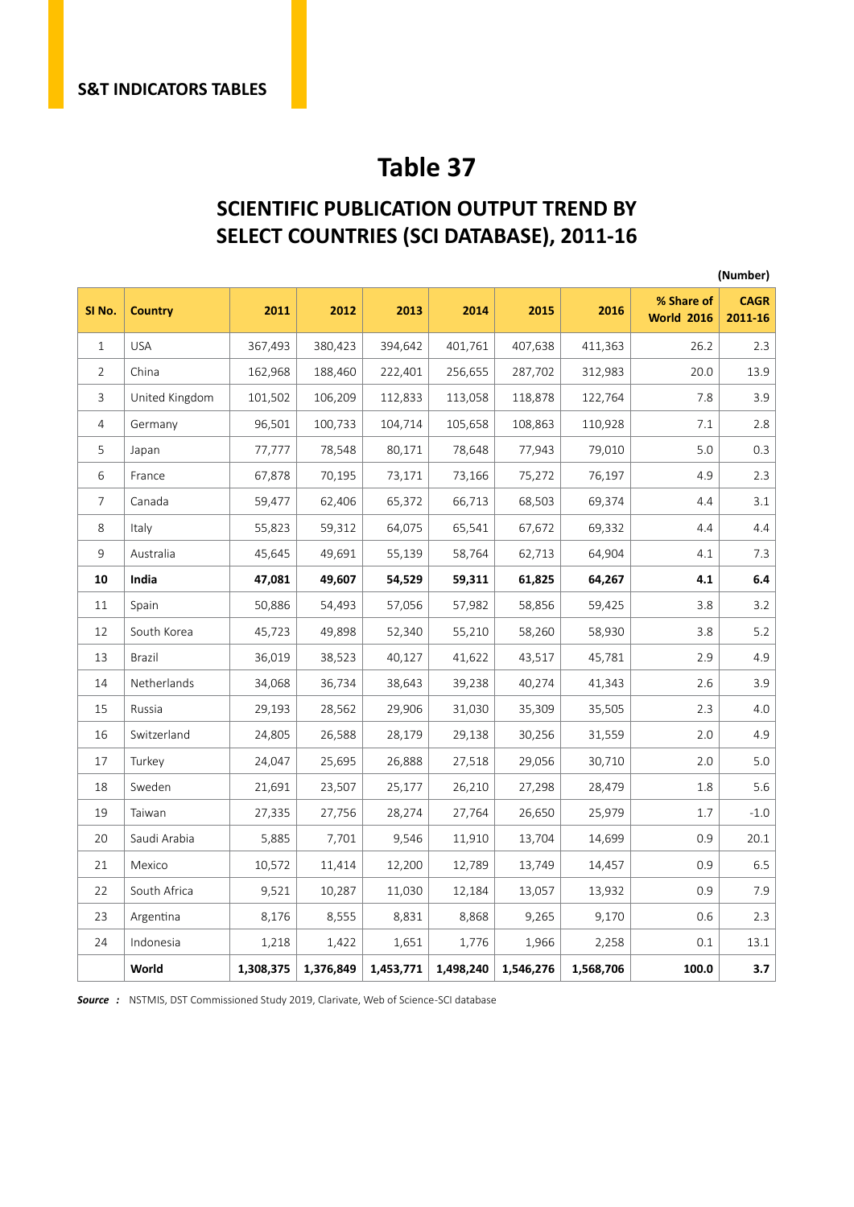S&T INDICATORS TABLES

# Table 37

## SCIENTIFIC PUBLICATION OUTPUT TREND BY SELECT COUNTRIES (SCI DATABASE), 2011-16

(Number)

| Sl No. | Country | 2011 | 2012 | 2013 | 2014 | 2015 | 2016 | % Share of World 2016 | CAGR 2011-16 |
|---|---|---|---|---|---|---|---|---|---|
| 1 | USA | 367,493 | 380,423 | 394,642 | 401,761 | 407,638 | 411,363 | 26.2 | 2.3 |
| 2 | China | 162,968 | 188,460 | 222,401 | 256,655 | 287,702 | 312,983 | 20.0 | 13.9 |
| 3 | United Kingdom | 101,502 | 106,209 | 112,833 | 113,058 | 118,878 | 122,764 | 7.8 | 3.9 |
| 4 | Germany | 96,501 | 100,733 | 104,714 | 105,658 | 108,863 | 110,928 | 7.1 | 2.8 |
| 5 | Japan | 77,777 | 78,548 | 80,171 | 78,648 | 77,943 | 79,010 | 5.0 | 0.3 |
| 6 | France | 67,878 | 70,195 | 73,171 | 73,166 | 75,272 | 76,197 | 4.9 | 2.3 |
| 7 | Canada | 59,477 | 62,406 | 65,372 | 66,713 | 68,503 | 69,374 | 4.4 | 3.1 |
| 8 | Italy | 55,823 | 59,312 | 64,075 | 65,541 | 67,672 | 69,332 | 4.4 | 4.4 |
| 9 | Australia | 45,645 | 49,691 | 55,139 | 58,764 | 62,713 | 64,904 | 4.1 | 7.3 |
| **10** | **India** | **47,081** | **49,607** | **54,529** | **59,311** | **61,825** | **64,267** | **4.1** | **6.4** |
| 11 | Spain | 50,886 | 54,493 | 57,056 | 57,982 | 58,856 | 59,425 | 3.8 | 3.2 |
| 12 | South Korea | 45,723 | 49,898 | 52,340 | 55,210 | 58,260 | 58,930 | 3.8 | 5.2 |
| 13 | Brazil | 36,019 | 38,523 | 40,127 | 41,622 | 43,517 | 45,781 | 2.9 | 4.9 |
| 14 | Netherlands | 34,068 | 36,734 | 38,643 | 39,238 | 40,274 | 41,343 | 2.6 | 3.9 |
| 15 | Russia | 29,193 | 28,562 | 29,906 | 31,030 | 35,309 | 35,505 | 2.3 | 4.0 |
| 16 | Switzerland | 24,805 | 26,588 | 28,179 | 29,138 | 30,256 | 31,559 | 2.0 | 4.9 |
| 17 | Turkey | 24,047 | 25,695 | 26,888 | 27,518 | 29,056 | 30,710 | 2.0 | 5.0 |
| 18 | Sweden | 21,691 | 23,507 | 25,177 | 26,210 | 27,298 | 28,479 | 1.8 | 5.6 |
| 19 | Taiwan | 27,335 | 27,756 | 28,274 | 27,764 | 26,650 | 25,979 | 1.7 | -1.0 |
| 20 | Saudi Arabia | 5,885 | 7,701 | 9,546 | 11,910 | 13,704 | 14,699 | 0.9 | 20.1 |
| 21 | Mexico | 10,572 | 11,414 | 12,200 | 12,789 | 13,749 | 14,457 | 0.9 | 6.5 |
| 22 | South Africa | 9,521 | 10,287 | 11,030 | 12,184 | 13,057 | 13,932 | 0.9 | 7.9 |
| 23 | Argentina | 8,176 | 8,555 | 8,831 | 8,868 | 9,265 | 9,170 | 0.6 | 2.3 |
| 24 | Indonesia | 1,218 | 1,422 | 1,651 | 1,776 | 1,966 | 2,258 | 0.1 | 13.1 |
| | **World** | **1,308,375** | **1,376,849** | **1,453,771** | **1,498,240** | **1,546,276** | **1,568,706** | **100.0** | **3.7** |

***Source :*** NSTMIS, DST Commissioned Study 2019, Clarivate, Web of Science-SCI database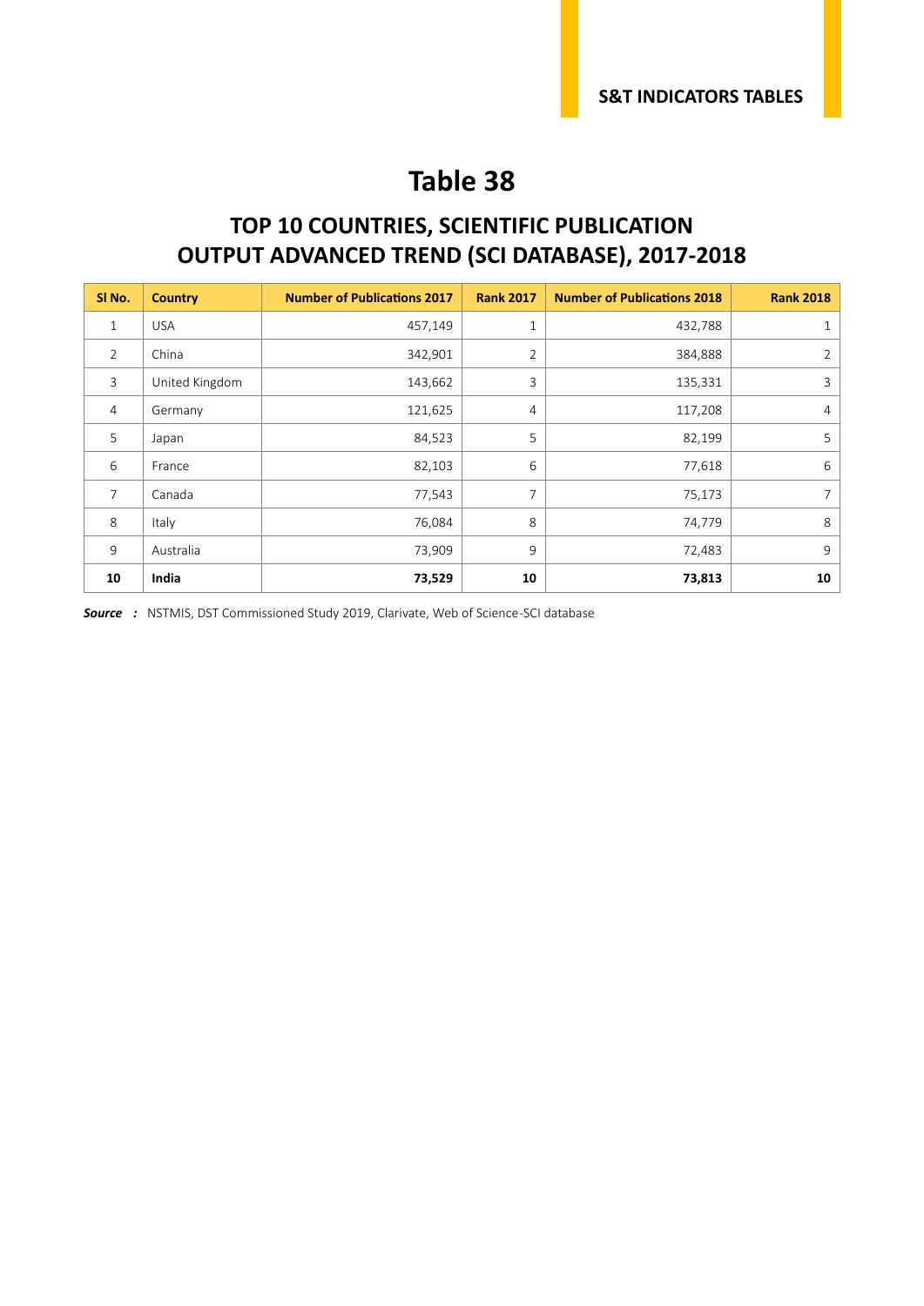# Table 38

## TOP 10 COUNTRIES, SCIENTIFIC PUBLICATION OUTPUT ADVANCED TREND (SCI DATABASE), 2017-2018

| Sl No. | Country | Number of Publications 2017 | Rank 2017 | Number of Publications 2018 | Rank 2018 |
|---|---|---|---|---|---|
| 1 | USA | 457,149 | 1 | 432,788 | 1 |
| 2 | China | 342,901 | 2 | 384,888 | 2 |
| 3 | United Kingdom | 143,662 | 3 | 135,331 | 3 |
| 4 | Germany | 121,625 | 4 | 117,208 | 4 |
| 5 | Japan | 84,523 | 5 | 82,199 | 5 |
| 6 | France | 82,103 | 6 | 77,618 | 6 |
| 7 | Canada | 77,543 | 7 | 75,173 | 7 |
| 8 | Italy | 76,084 | 8 | 74,779 | 8 |
| 9 | Australia | 73,909 | 9 | 72,483 | 9 |
| **10** | **India** | **73,529** | **10** | **73,813** | **10** |

***Source :*** NSTMIS, DST Commissioned Study 2019, Clarivate, Web of Science-SCI database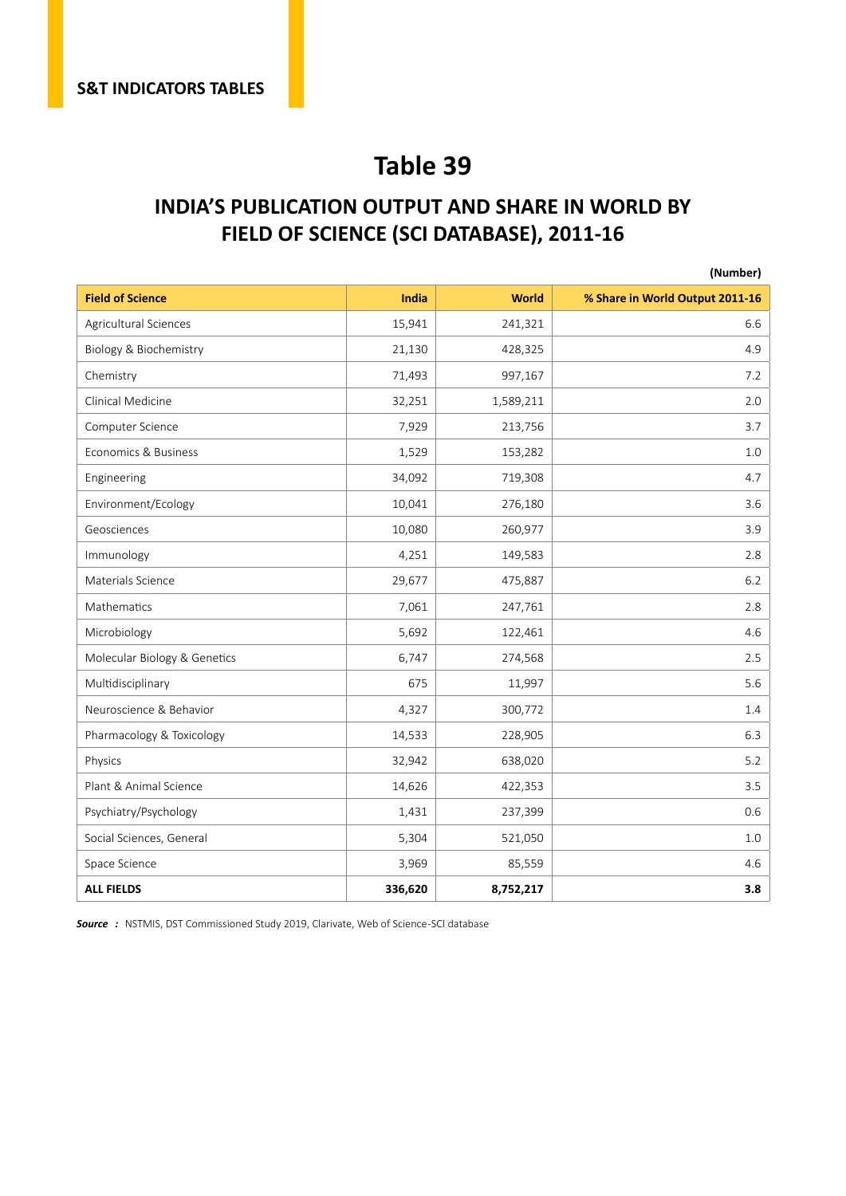S&T INDICATORS TABLES

# Table 39

## INDIA'S PUBLICATION OUTPUT AND SHARE IN WORLD BY FIELD OF SCIENCE (SCI DATABASE), 2011-16

(Number)

| Field of Science | India | World | % Share in World Output 2011-16 |
|---|---|---|---|
| Agricultural Sciences | 15,941 | 241,321 | 6.6 |
| Biology & Biochemistry | 21,130 | 428,325 | 4.9 |
| Chemistry | 71,493 | 997,167 | 7.2 |
| Clinical Medicine | 32,251 | 1,589,211 | 2.0 |
| Computer Science | 7,929 | 213,756 | 3.7 |
| Economics & Business | 1,529 | 153,282 | 1.0 |
| Engineering | 34,092 | 719,308 | 4.7 |
| Environment/Ecology | 10,041 | 276,180 | 3.6 |
| Geosciences | 10,080 | 260,977 | 3.9 |
| Immunology | 4,251 | 149,583 | 2.8 |
| Materials Science | 29,677 | 475,887 | 6.2 |
| Mathematics | 7,061 | 247,761 | 2.8 |
| Microbiology | 5,692 | 122,461 | 4.6 |
| Molecular Biology & Genetics | 6,747 | 274,568 | 2.5 |
| Multidisciplinary | 675 | 11,997 | 5.6 |
| Neuroscience & Behavior | 4,327 | 300,772 | 1.4 |
| Pharmacology & Toxicology | 14,533 | 228,905 | 6.3 |
| Physics | 32,942 | 638,020 | 5.2 |
| Plant & Animal Science | 14,626 | 422,353 | 3.5 |
| Psychiatry/Psychology | 1,431 | 237,399 | 0.6 |
| Social Sciences, General | 5,304 | 521,050 | 1.0 |
| Space Science | 3,969 | 85,559 | 4.6 |
| **ALL FIELDS** | **336,620** | **8,752,217** | **3.8** |

***Source*** **:** NSTMIS, DST Commissioned Study 2019, Clarivate, Web of Science-SCI database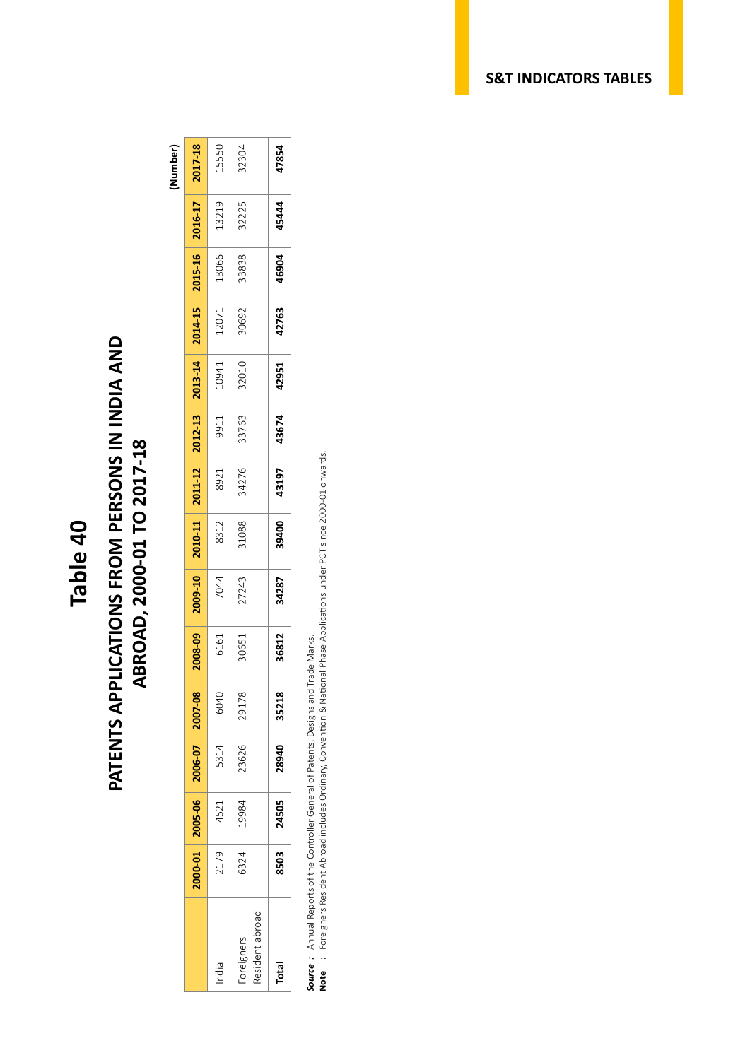# Table 40

## PATENTS APPLICATIONS FROM PERSONS IN INDIA AND ABROAD, 2000-01 TO 2017-18

(Number)

| | 2000-01 | 2005-06 | 2006-07 | 2007-08 | 2008-09 | 2009-10 | 2010-11 | 2011-12 | 2012-13 | 2013-14 | 2014-15 | 2015-16 | 2016-17 | 2017-18 |
|---|---|---|---|---|---|---|---|---|---|---|---|---|---|---|
| India | 2179 | 4521 | 5314 | 6040 | 6161 | 7044 | 8312 | 8921 | 9911 | 10941 | 12071 | 13066 | 13219 | 15550 |
| Foreigners Resident abroad | 6324 | 19984 | 23626 | 29178 | 30651 | 27243 | 31088 | 34276 | 33763 | 32010 | 30692 | 33838 | 32225 | 32304 |
| **Total** | **8503** | **24505** | **28940** | **35218** | **36812** | **34287** | **39400** | **43197** | **43674** | **42951** | **42763** | **46904** | **45444** | **47854** |

***Source*** **:** Annual Reports of the Controller General of Patents, Designs and Trade Marks.
**Note** **:** Foreigners Resident Abroad includes Ordinary, Convention & National Phase Applications under PCT since 2000-01 onwards.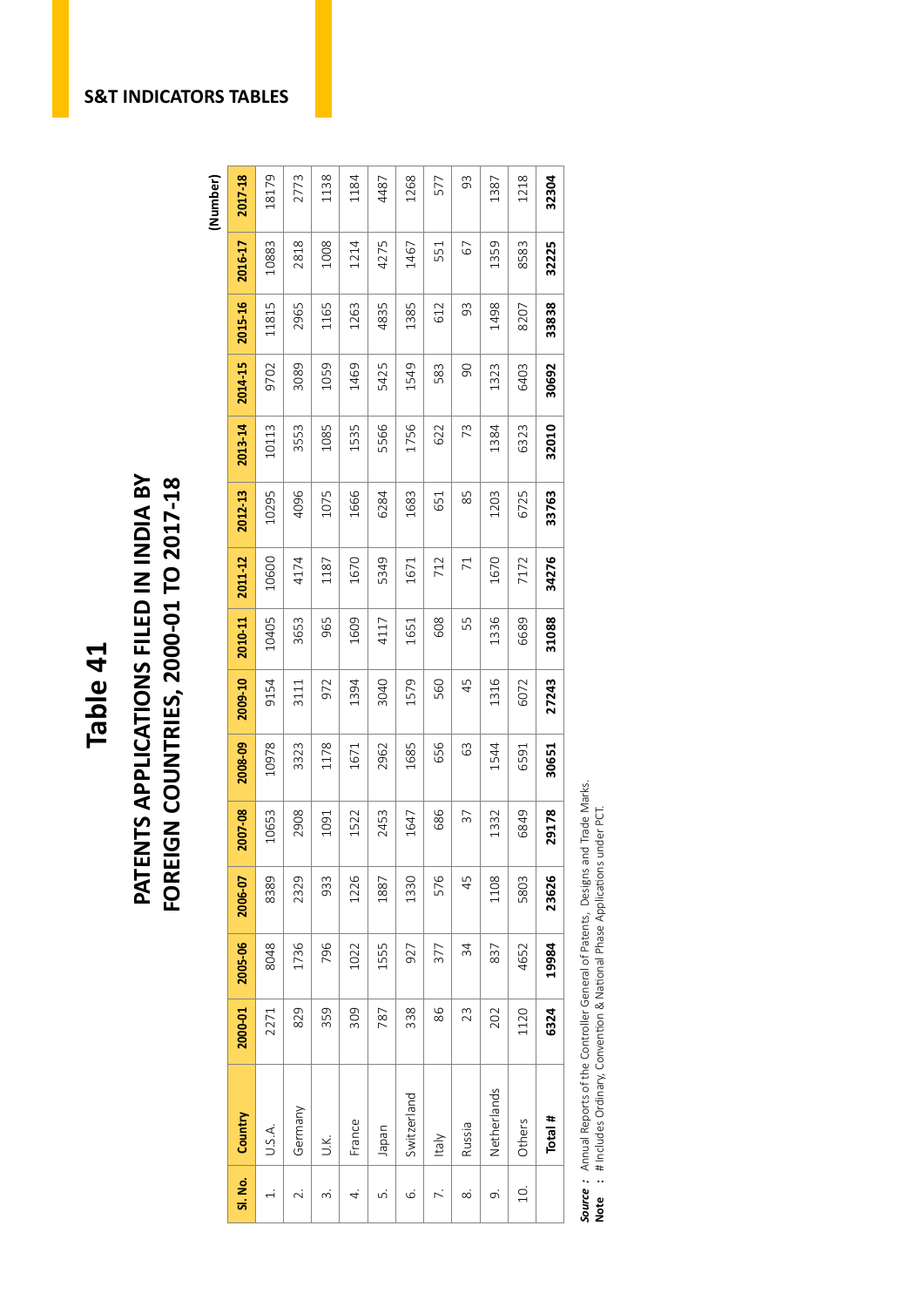S&T INDICATORS TABLES

# Table 41

## PATENTS APPLICATIONS FILED IN INDIA BY FOREIGN COUNTRIES, 2000-01 TO 2017-18

(Number)

| Sl. No. | Country | 2000-01 | 2005-06 | 2006-07 | 2007-08 | 2008-09 | 2009-10 | 2010-11 | 2011-12 | 2012-13 | 2013-14 | 2014-15 | 2015-16 | 2016-17 | 2017-18 |
|---|---|---|---|---|---|---|---|---|---|---|---|---|---|---|---|
| 1. | U.S.A. | 2271 | 8048 | 8389 | 10653 | 10978 | 9154 | 10405 | 10600 | 10295 | 10113 | 9702 | 11815 | 10883 | 18179 |
| 2. | Germany | 829 | 1736 | 2329 | 2908 | 3323 | 3111 | 3653 | 4174 | 4096 | 3553 | 3089 | 2965 | 2818 | 2773 |
| 3. | U.K. | 359 | 796 | 933 | 1091 | 1178 | 972 | 965 | 1187 | 1075 | 1085 | 1059 | 1165 | 1008 | 1138 |
| 4. | France | 309 | 1022 | 1226 | 1522 | 1671 | 1394 | 1609 | 1670 | 1666 | 1535 | 1469 | 1263 | 1214 | 1184 |
| 5. | Japan | 787 | 1555 | 1887 | 2453 | 2962 | 3040 | 4117 | 5349 | 6284 | 5566 | 5425 | 4835 | 4275 | 4487 |
| 6. | Switzerland | 338 | 927 | 1330 | 1647 | 1685 | 1579 | 1651 | 1671 | 1683 | 1756 | 1549 | 1385 | 1467 | 1268 |
| 7. | Italy | 86 | 377 | 576 | 686 | 656 | 560 | 608 | 712 | 651 | 622 | 583 | 612 | 551 | 577 |
| 8. | Russia | 23 | 34 | 45 | 37 | 63 | 45 | 55 | 71 | 85 | 73 | 90 | 93 | 67 | 93 |
| 9. | Netherlands | 202 | 837 | 1108 | 1332 | 1544 | 1316 | 1336 | 1670 | 1203 | 1384 | 1323 | 1498 | 1359 | 1387 |
| 10. | Others | 1120 | 4652 | 5803 | 6849 | 6591 | 6072 | 6689 | 7172 | 6725 | 6323 | 6403 | 8207 | 8583 | 1218 |
| | **Total #** | **6324** | **19984** | **23626** | **29178** | **30651** | **27243** | **31088** | **34276** | **33763** | **32010** | **30692** | **33838** | **32225** | **32304** |

***Source*** **:** Annual Reports of the Controller General of Patents, Designs and Trade Marks.
**Note** **:** # Includes Ordinary, Convention & National Phase Applications under PCT.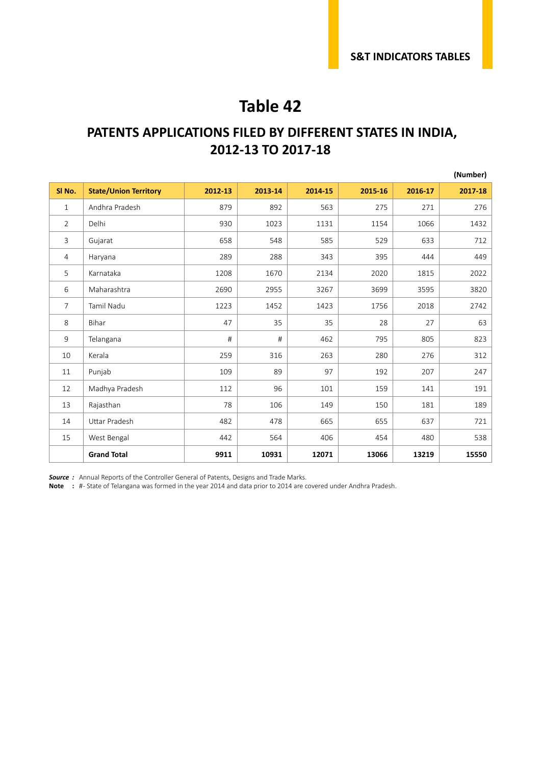# Table 42

## PATENTS APPLICATIONS FILED BY DIFFERENT STATES IN INDIA, 2012-13 TO 2017-18

**(Number)**

| Sl No. | State/Union Territory | 2012-13 | 2013-14 | 2014-15 | 2015-16 | 2016-17 | 2017-18 |
|---|---|---|---|---|---|---|---|
| 1 | Andhra Pradesh | 879 | 892 | 563 | 275 | 271 | 276 |
| 2 | Delhi | 930 | 1023 | 1131 | 1154 | 1066 | 1432 |
| 3 | Gujarat | 658 | 548 | 585 | 529 | 633 | 712 |
| 4 | Haryana | 289 | 288 | 343 | 395 | 444 | 449 |
| 5 | Karnataka | 1208 | 1670 | 2134 | 2020 | 1815 | 2022 |
| 6 | Maharashtra | 2690 | 2955 | 3267 | 3699 | 3595 | 3820 |
| 7 | Tamil Nadu | 1223 | 1452 | 1423 | 1756 | 2018 | 2742 |
| 8 | Bihar | 47 | 35 | 35 | 28 | 27 | 63 |
| 9 | Telangana | # | # | 462 | 795 | 805 | 823 |
| 10 | Kerala | 259 | 316 | 263 | 280 | 276 | 312 |
| 11 | Punjab | 109 | 89 | 97 | 192 | 207 | 247 |
| 12 | Madhya Pradesh | 112 | 96 | 101 | 159 | 141 | 191 |
| 13 | Rajasthan | 78 | 106 | 149 | 150 | 181 | 189 |
| 14 | Uttar Pradesh | 482 | 478 | 665 | 655 | 637 | 721 |
| 15 | West Bengal | 442 | 564 | 406 | 454 | 480 | 538 |
| | **Grand Total** | **9911** | **10931** | **12071** | **13066** | **13219** | **15550** |

***Source :*** Annual Reports of the Controller General of Patents, Designs and Trade Marks.

**Note :** #- State of Telangana was formed in the year 2014 and data prior to 2014 are covered under Andhra Pradesh.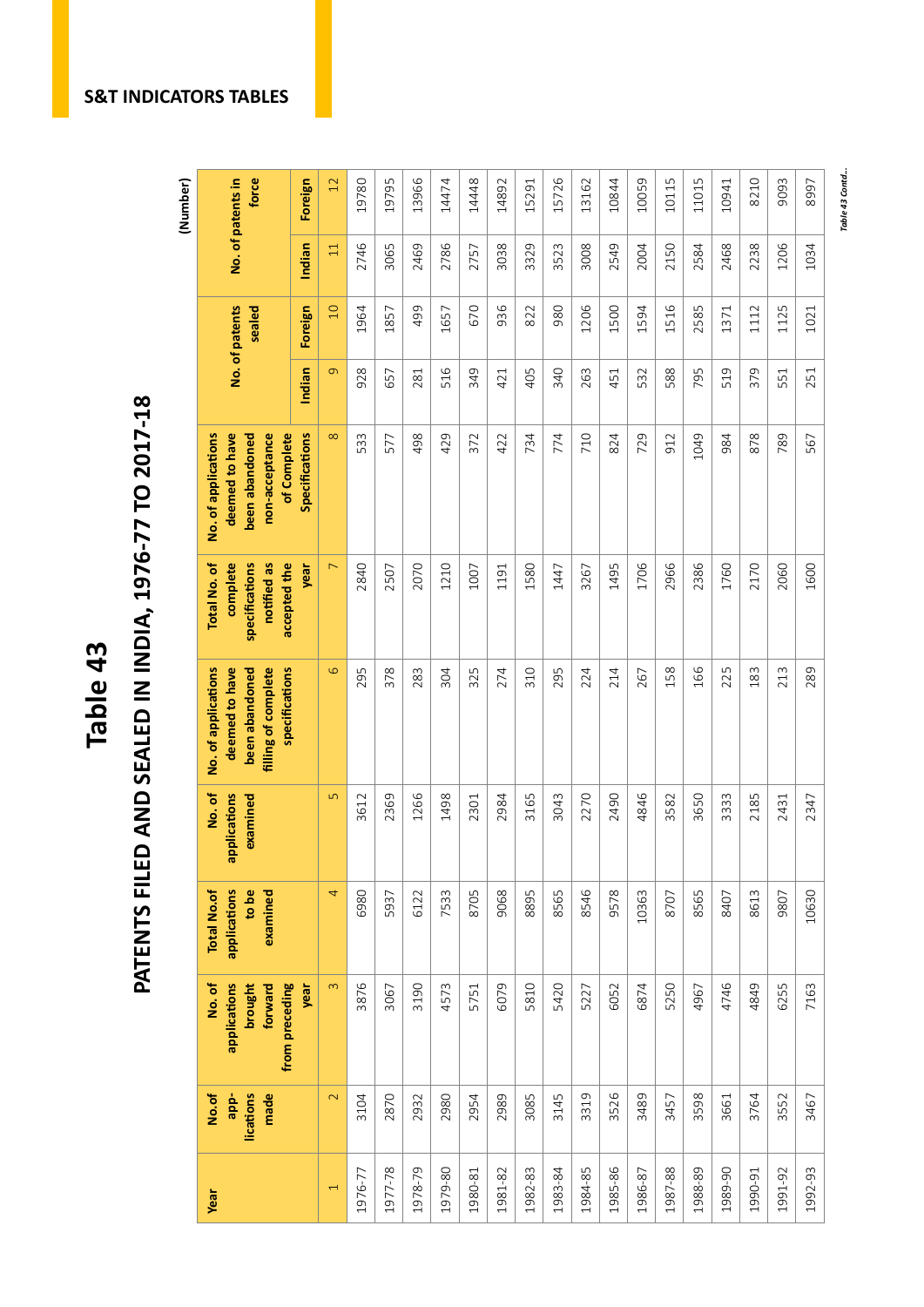# Table 43

## PATENTS FILED AND SEALED IN INDIA, 1976-77 TO 2017-18

(Number)

| Year | No.of applications made | No. of applications brought forward from preceding year | Total No.of applications to be examined | No. of applications examined | No. of applications deemed to have been abandoned filling of complete specifications | Total No. of complete specifications notified as accepted the year | No. of applications deemed to have been abandoned non-acceptance of Complete Specifications | No. of patents sealed | | No. of patents in force | |
|---|---|---|---|---|---|---|---|---|---|---|---|
| | | | | | | | | Indian | Foreign | Indian | Foreign |
| 1 | 2 | 3 | 4 | 5 | 6 | 7 | 8 | 9 | 10 | 11 | 12 |
| 1976-77 | 3104 | 3876 | 6980 | 3612 | 295 | 2840 | 533 | 928 | 1964 | 2746 | 19780 |
| 1977-78 | 2870 | 3067 | 5937 | 2369 | 378 | 2507 | 577 | 657 | 1857 | 3065 | 19795 |
| 1978-79 | 2932 | 3190 | 6122 | 1266 | 283 | 2070 | 498 | 281 | 499 | 2469 | 13966 |
| 1979-80 | 2980 | 4573 | 7533 | 1498 | 304 | 1210 | 429 | 516 | 1657 | 2786 | 14474 |
| 1980-81 | 2954 | 5751 | 8705 | 2301 | 325 | 1007 | 372 | 349 | 670 | 2757 | 14448 |
| 1981-82 | 2989 | 6079 | 9068 | 2984 | 274 | 1191 | 422 | 421 | 936 | 3038 | 14892 |
| 1982-83 | 3085 | 5810 | 8895 | 3165 | 310 | 1580 | 734 | 405 | 822 | 3329 | 15291 |
| 1983-84 | 3145 | 5420 | 8565 | 3043 | 295 | 1447 | 774 | 340 | 980 | 3523 | 15726 |
| 1984-85 | 3319 | 5227 | 8546 | 2270 | 224 | 3267 | 710 | 263 | 1206 | 3008 | 13162 |
| 1985-86 | 3526 | 6052 | 9578 | 2490 | 214 | 1495 | 824 | 451 | 1500 | 2549 | 10844 |
| 1986-87 | 3489 | 6874 | 10363 | 4846 | 267 | 1706 | 729 | 532 | 1594 | 2004 | 10059 |
| 1987-88 | 3457 | 5250 | 8707 | 3582 | 158 | 2966 | 912 | 588 | 1516 | 2150 | 10115 |
| 1988-89 | 3598 | 4967 | 8565 | 3650 | 166 | 2386 | 1049 | 795 | 2585 | 2584 | 11015 |
| 1989-90 | 3661 | 4746 | 8407 | 3333 | 225 | 1760 | 984 | 519 | 1371 | 2468 | 10941 |
| 1990-91 | 3764 | 4849 | 8613 | 2185 | 183 | 2170 | 878 | 379 | 1112 | 2238 | 8210 |
| 1991-92 | 3552 | 6255 | 9807 | 2431 | 213 | 2060 | 789 | 551 | 1125 | 1206 | 9093 |
| 1992-93 | 3467 | 7163 | 10630 | 2347 | 289 | 1600 | 567 | 251 | 1021 | 1034 | 8997 |

*Table 43 Contd...*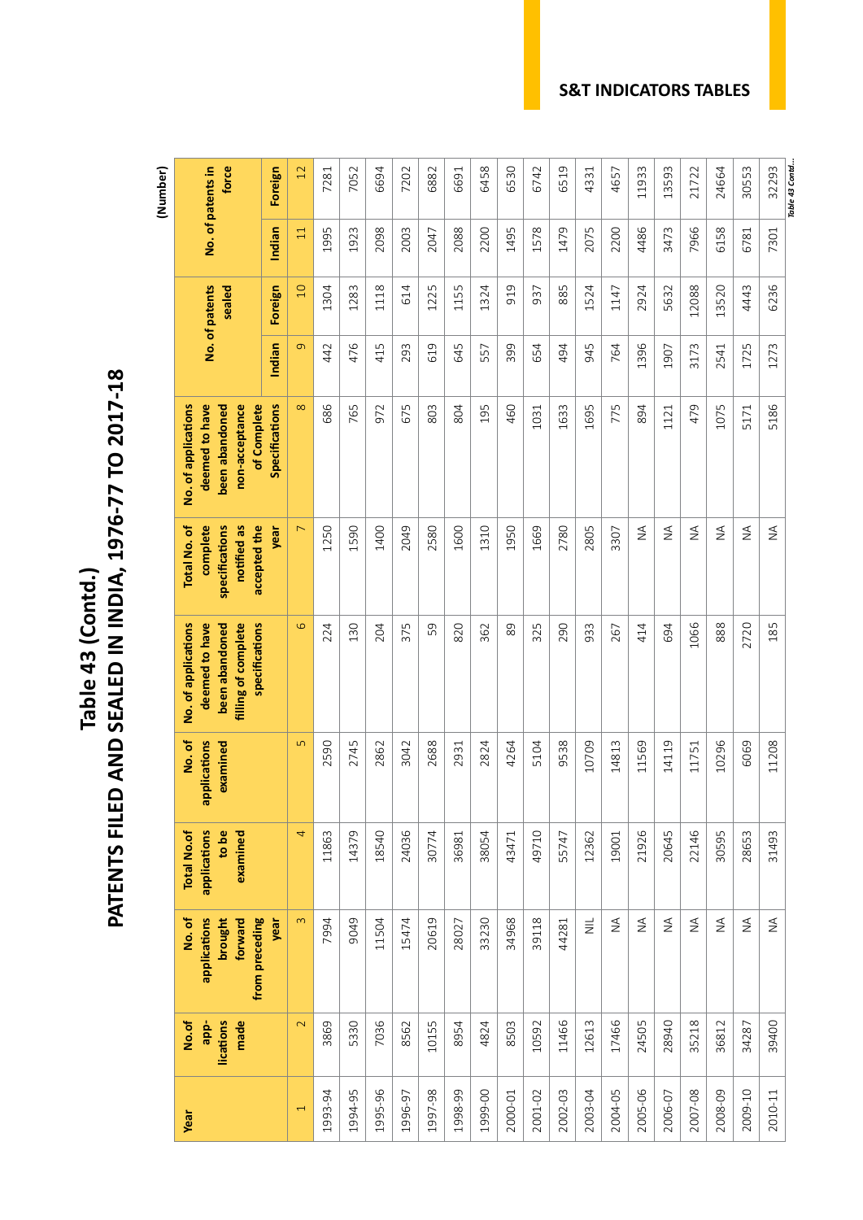# Table 43 (Contd.)

## PATENTS FILED AND SEALED IN INDIA, 1976-77 TO 2017-18

(Number)

| Year | No.of app-lications made | No. of applications brought forward from preceding year | Total No.of applications to be examined | No. of applications examined | No. of applications deemed to have been abandoned filling of complete specifications | Total No. of complete specifications notified as accepted the year | No. of applications deemed to have been abandoned non-acceptance of Complete Specifications | No. of patents sealed | | No. of patents in force | |
|---|---|---|---|---|---|---|---|---|---|---|---|
| | | | | | | | | Indian | Foreign | Indian | Foreign |
| 1 | 2 | 3 | 4 | 5 | 6 | 7 | 8 | 9 | 10 | 11 | 12 |
| 1993-94 | 3869 | 7994 | 11863 | 2590 | 224 | 1250 | 686 | 442 | 1304 | 1995 | 7281 |
| 1994-95 | 5330 | 9049 | 14379 | 2745 | 130 | 1590 | 765 | 476 | 1283 | 1923 | 7052 |
| 1995-96 | 7036 | 11504 | 18540 | 2862 | 204 | 1400 | 972 | 415 | 1118 | 2098 | 6694 |
| 1996-97 | 8562 | 15474 | 24036 | 3042 | 375 | 2049 | 675 | 293 | 614 | 2003 | 7202 |
| 1997-98 | 10155 | 20619 | 30774 | 2688 | 59 | 2580 | 803 | 619 | 1225 | 2047 | 6882 |
| 1998-99 | 8954 | 28027 | 36981 | 2931 | 820 | 1600 | 804 | 645 | 1155 | 2088 | 6691 |
| 1999-00 | 4824 | 33230 | 38054 | 2824 | 362 | 1310 | 195 | 557 | 1324 | 2200 | 6458 |
| 2000-01 | 8503 | 34968 | 43471 | 4264 | 89 | 1950 | 460 | 399 | 919 | 1495 | 6530 |
| 2001-02 | 10592 | 39118 | 49710 | 5104 | 325 | 1669 | 1031 | 654 | 937 | 1578 | 6742 |
| 2002-03 | 11466 | 44281 | 55747 | 9538 | 290 | 2780 | 1633 | 494 | 885 | 1479 | 6519 |
| 2003-04 | 12613 | NIL | 12362 | 10709 | 933 | 2805 | 1695 | 945 | 1524 | 2075 | 4331 |
| 2004-05 | 17466 | NA | 19001 | 14813 | 267 | 3307 | 775 | 764 | 1147 | 2200 | 4657 |
| 2005-06 | 24505 | NA | 21926 | 11569 | 414 | NA | 894 | 1396 | 2924 | 4486 | 11933 |
| 2006-07 | 28940 | NA | 20645 | 14119 | 694 | NA | 1121 | 1907 | 5632 | 3473 | 13593 |
| 2007-08 | 35218 | NA | 22146 | 11751 | 1066 | NA | 479 | 3173 | 12088 | 7966 | 21722 |
| 2008-09 | 36812 | NA | 30595 | 10296 | 888 | NA | 1075 | 2541 | 13520 | 6158 | 24664 |
| 2009-10 | 34287 | NA | 28653 | 6069 | 2720 | NA | 5171 | 1725 | 4443 | 6781 | 30553 |
| 2010-11 | 39400 | NA | 31493 | 11208 | 185 | NA | 5186 | 1273 | 6236 | 7301 | 32293 |

*Table 43 Contd...*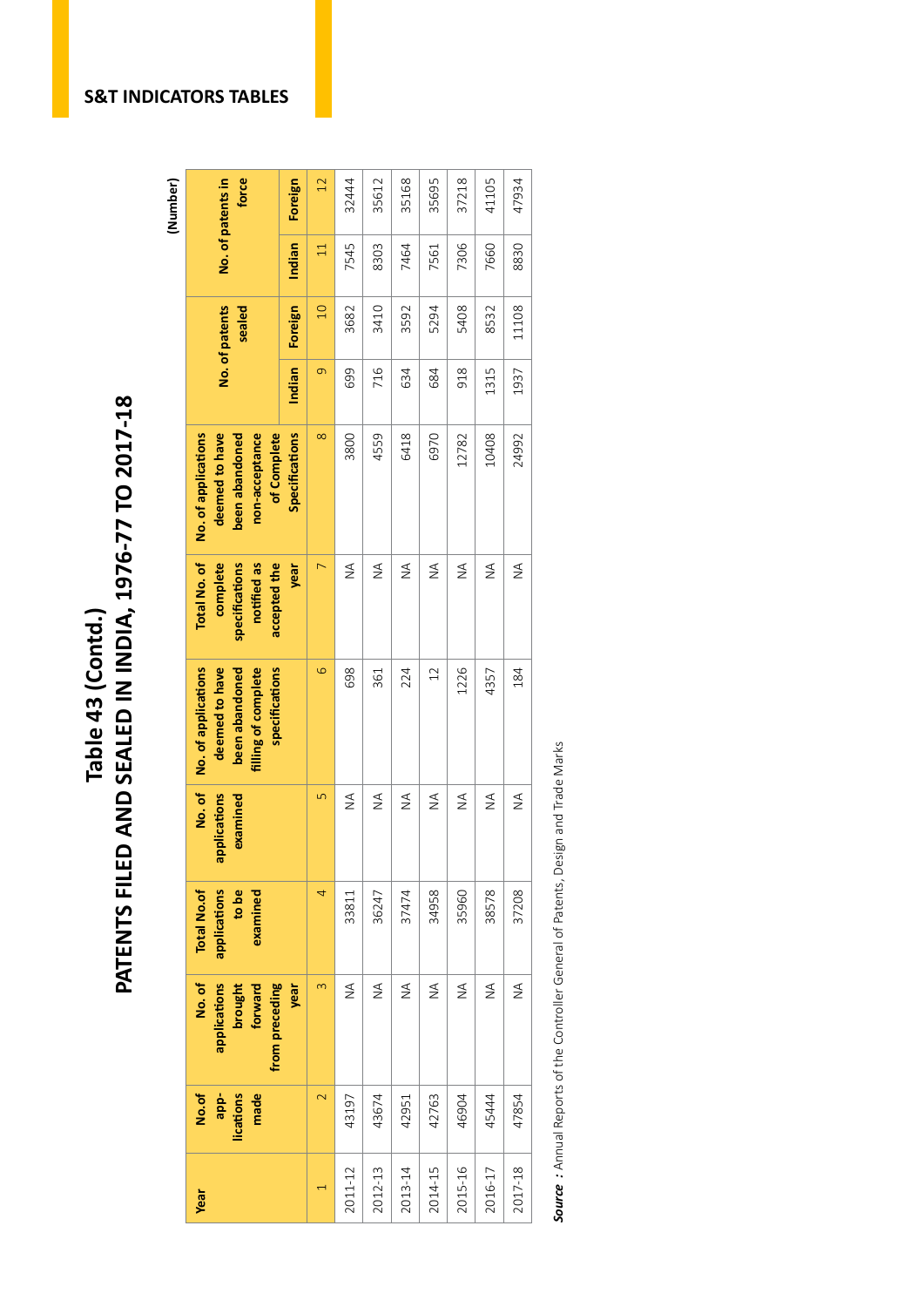# Table 43 (Contd.)

## PATENTS FILED AND SEALED IN INDIA, 1976-77 TO 2017-18

(Number)

| Year | No.of app-lications made | No. of applications brought forward from preceding year | Total No.of applications to be examined | No. of applications examined | No. of applications deemed to have been abandoned filling of complete specifications | Total No. of complete specifications notified as accepted the year | No. of applications deemed to have been abandoned non-acceptance of Complete Specifications | No. of patents sealed | | No. of patents in force | |
|---|---|---|---|---|---|---|---|---|---|---|---|
| | | | | | | | | Indian | Foreign | Indian | Foreign |
| 1 | 2 | 3 | 4 | 5 | 6 | 7 | 8 | 9 | 10 | 11 | 12 |
| 2011-12 | 43197 | NA | 33811 | NA | 698 | NA | 3800 | 699 | 3682 | 7545 | 32444 |
| 2012-13 | 43674 | NA | 36247 | NA | 361 | NA | 4559 | 716 | 3410 | 8303 | 35612 |
| 2013-14 | 42951 | NA | 37474 | NA | 224 | NA | 6418 | 634 | 3592 | 7464 | 35168 |
| 2014-15 | 42763 | NA | 34958 | NA | 12 | NA | 6970 | 684 | 5294 | 7561 | 35695 |
| 2015-16 | 46904 | NA | 35960 | NA | 1226 | NA | 12782 | 918 | 5408 | 7306 | 37218 |
| 2016-17 | 45444 | NA | 38578 | NA | 4357 | NA | 10408 | 1315 | 8532 | 7660 | 41105 |
| 2017-18 | 47854 | NA | 37208 | NA | 184 | NA | 24992 | 1937 | 11108 | 8830 | 47934 |

***Source* :** Annual Reports of the Controller General of Patents, Design and Trade Marks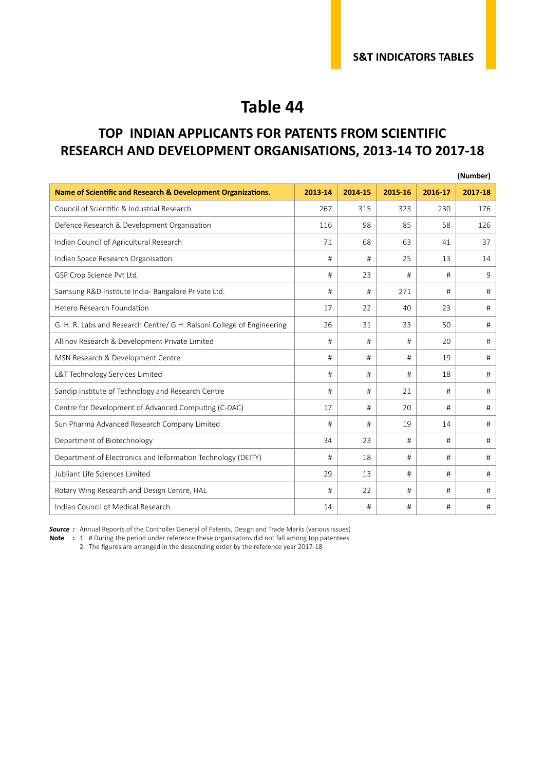# Table 44

## TOP INDIAN APPLICANTS FOR PATENTS FROM SCIENTIFIC RESEARCH AND DEVELOPMENT ORGANISATIONS, 2013-14 TO 2017-18

(Number)

| Name of Scientific and Research & Development Organizations. | 2013-14 | 2014-15 | 2015-16 | 2016-17 | 2017-18 |
|---|---|---|---|---|---|
| Council of Scientific & Industrial Research | 267 | 315 | 323 | 230 | 176 |
| Defence Research & Development Organisation | 116 | 98 | 85 | 58 | 126 |
| Indian Council of Agricultural Research | 71 | 68 | 63 | 41 | 37 |
| Indian Space Research Organisation | # | # | 25 | 13 | 14 |
| GSP Crop Science Pvt Ltd. | # | 23 | # | # | 9 |
| Samsung R&D Institute India- Bangalore Private Ltd. | # | # | 271 | # | # |
| Hetero Research Foundation | 17 | 22 | 40 | 23 | # |
| G. H. R. Labs and Research Centre/ G.H. Raisoni College of Engineering | 26 | 31 | 33 | 50 | # |
| Allinov Research & Development Private Limited | # | # | # | 20 | # |
| MSN Research & Development Centre | # | # | # | 19 | # |
| L&T Technology Services Limited | # | # | # | 18 | # |
| Sandip Institute of Technology and Research Centre | # | # | 21 | # | # |
| Centre for Development of Advanced Computing (C-DAC) | 17 | # | 20 | # | # |
| Sun Pharma Advanced Research Company Limited | # | # | 19 | 14 | # |
| Department of Biotechnology | 34 | 23 | # | # | # |
| Department of Electronics and Information Technology (DEITY) | # | 18 | # | # | # |
| Jubliant Life Sciences Limited | 29 | 13 | # | # | # |
| Rotary Wing Research and Design Centre, HAL | # | 22 | # | # | # |
| Indian Council of Medical Research | 14 | # | # | # | # |

***Source :*** Annual Reports of the Controller General of Patents, Design and Trade Marks (various issues)

**Note :** 1. # During the period under reference these organisatons did not fall among top patentees

2. The figures are arranged in the descending order by the reference year 2017-18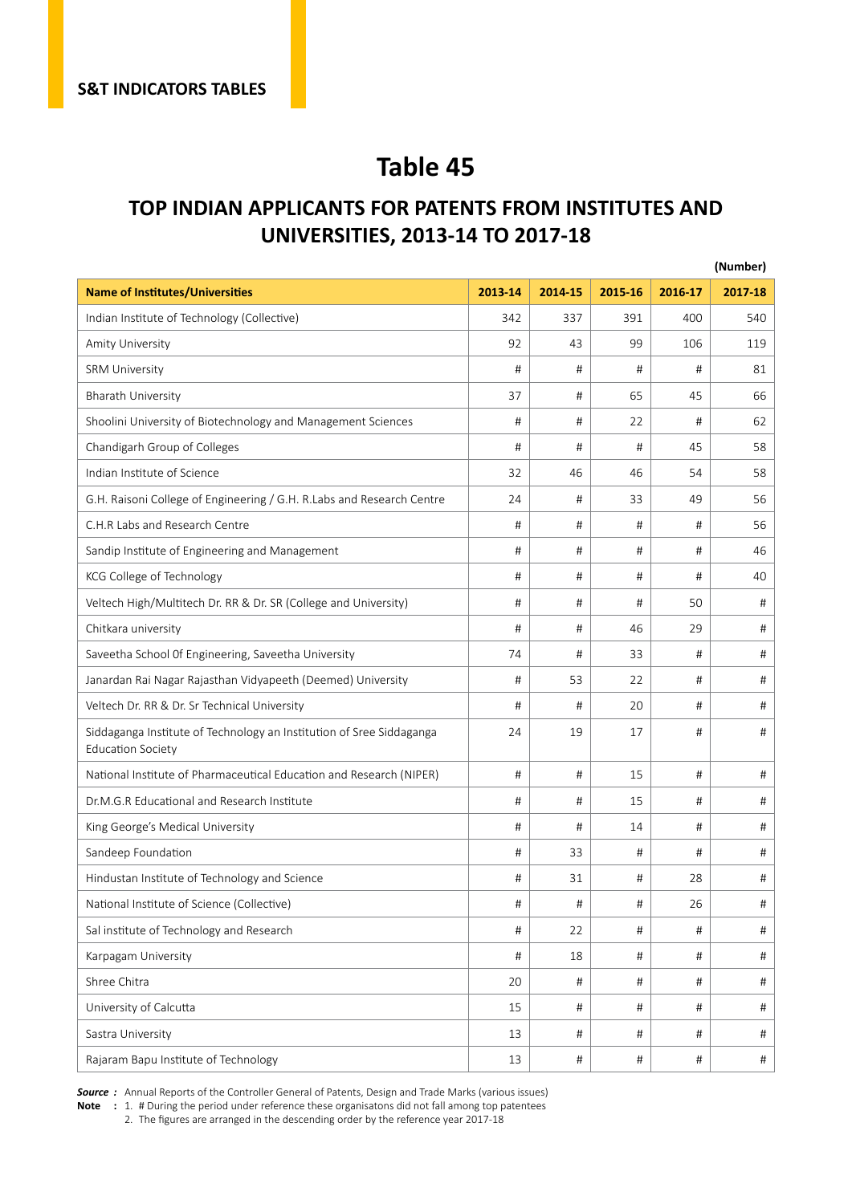S&T INDICATORS TABLES

# Table 45

## TOP INDIAN APPLICANTS FOR PATENTS FROM INSTITUTES AND UNIVERSITIES, 2013-14 TO 2017-18

(Number)

| Name of Institutes/Universities | 2013-14 | 2014-15 | 2015-16 | 2016-17 | 2017-18 |
|---|---|---|---|---|---|
| Indian Institute of Technology (Collective) | 342 | 337 | 391 | 400 | 540 |
| Amity University | 92 | 43 | 99 | 106 | 119 |
| SRM University | # | # | # | # | 81 |
| Bharath University | 37 | # | 65 | 45 | 66 |
| Shoolini University of Biotechnology and Management Sciences | # | # | 22 | # | 62 |
| Chandigarh Group of Colleges | # | # | # | 45 | 58 |
| Indian Institute of Science | 32 | 46 | 46 | 54 | 58 |
| G.H. Raisoni College of Engineering / G.H. R.Labs and Research Centre | 24 | # | 33 | 49 | 56 |
| C.H.R Labs and Research Centre | # | # | # | # | 56 |
| Sandip Institute of Engineering and Management | # | # | # | # | 46 |
| KCG College of Technology | # | # | # | # | 40 |
| Veltech High/Multitech Dr. RR & Dr. SR (College and University) | # | # | # | 50 | # |
| Chitkara university | # | # | 46 | 29 | # |
| Saveetha School 0f Engineering, Saveetha University | 74 | # | 33 | # | # |
| Janardan Rai Nagar Rajasthan Vidyapeeth (Deemed) University | # | 53 | 22 | # | # |
| Veltech Dr. RR & Dr. Sr Technical University | # | # | 20 | # | # |
| Siddaganga Institute of Technology an Institution of Sree Siddaganga Education Society | 24 | 19 | 17 | # | # |
| National Institute of Pharmaceutical Education and Research (NIPER) | # | # | 15 | # | # |
| Dr.M.G.R Educational and Research Institute | # | # | 15 | # | # |
| King George's Medical University | # | # | 14 | # | # |
| Sandeep Foundation | # | 33 | # | # | # |
| Hindustan Institute of Technology and Science | # | 31 | # | 28 | # |
| National Institute of Science (Collective) | # | # | # | 26 | # |
| Sal institute of Technology and Research | # | 22 | # | # | # |
| Karpagam University | # | 18 | # | # | # |
| Shree Chitra | 20 | # | # | # | # |
| University of Calcutta | 15 | # | # | # | # |
| Sastra University | 13 | # | # | # | # |
| Rajaram Bapu Institute of Technology | 13 | # | # | # | # |

***Source :*** Annual Reports of the Controller General of Patents, Design and Trade Marks (various issues)

**Note :** 1. # During the period under reference these organisatons did not fall among top patentees
2. The figures are arranged in the descending order by the reference year 2017-18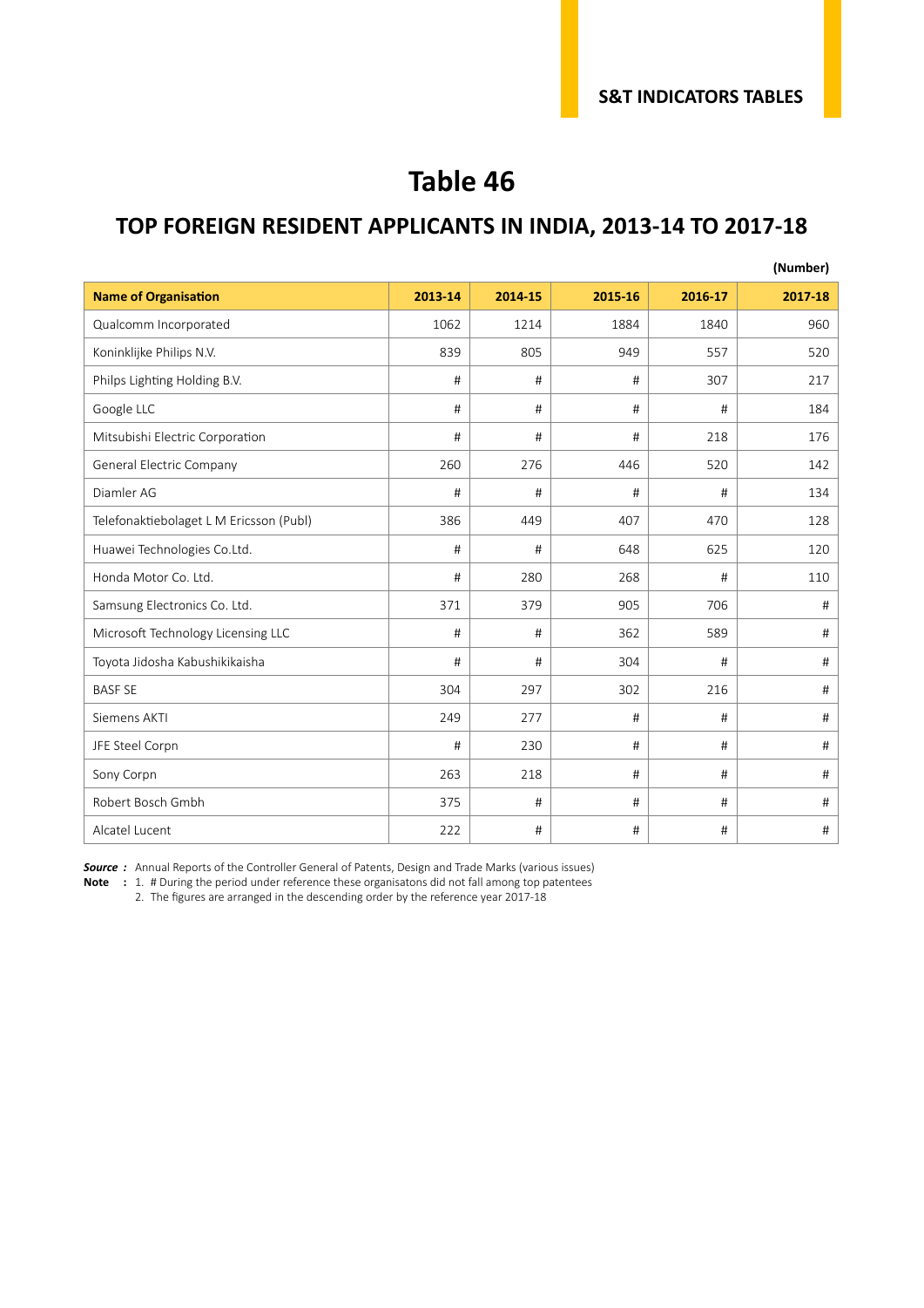# Table 46

## TOP FOREIGN RESIDENT APPLICANTS IN INDIA, 2013-14 TO 2017-18

(Number)

| Name of Organisation | 2013-14 | 2014-15 | 2015-16 | 2016-17 | 2017-18 |
|---|---|---|---|---|---|
| Qualcomm Incorporated | 1062 | 1214 | 1884 | 1840 | 960 |
| Koninklijke Philips N.V. | 839 | 805 | 949 | 557 | 520 |
| Philps Lighting Holding B.V. | # | # | # | 307 | 217 |
| Google LLC | # | # | # | # | 184 |
| Mitsubishi Electric Corporation | # | # | # | 218 | 176 |
| General Electric Company | 260 | 276 | 446 | 520 | 142 |
| Diamler AG | # | # | # | # | 134 |
| Telefonaktiebolaget L M Ericsson (Publ) | 386 | 449 | 407 | 470 | 128 |
| Huawei Technologies Co.Ltd. | # | # | 648 | 625 | 120 |
| Honda Motor Co. Ltd. | # | 280 | 268 | # | 110 |
| Samsung Electronics Co. Ltd. | 371 | 379 | 905 | 706 | # |
| Microsoft Technology Licensing LLC | # | # | 362 | 589 | # |
| Toyota Jidosha Kabushikikaisha | # | # | 304 | # | # |
| BASF SE | 304 | 297 | 302 | 216 | # |
| Siemens AKTI | 249 | 277 | # | # | # |
| JFE Steel Corpn | # | 230 | # | # | # |
| Sony Corpn | 263 | 218 | # | # | # |
| Robert Bosch Gmbh | 375 | # | # | # | # |
| Alcatel Lucent | 222 | # | # | # | # |

***Source :*** Annual Reports of the Controller General of Patents, Design and Trade Marks (various issues)

**Note :** 1. # During the period under reference these organisatons did not fall among top patentees
2. The figures are arranged in the descending order by the reference year 2017-18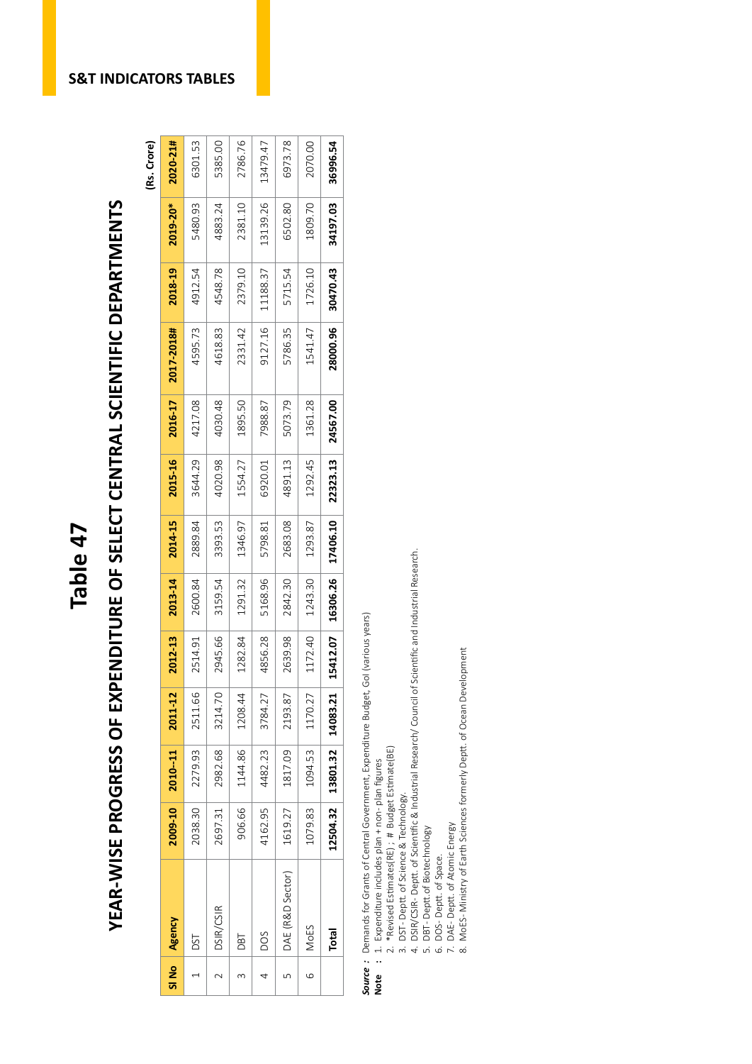S&T INDICATORS TABLES

# Table 47

## YEAR-WISE PROGRESS OF EXPENDITURE OF SELECT CENTRAL SCIENTIFIC DEPARTMENTS

(Rs. Crore)

| Sl No | Agency | 2009-10 | 2010–11 | 2011-12 | 2012-13 | 2013-14 | 2014-15 | 2015-16 | 2016-17 | 2017-2018# | 2018-19 | 2019-20* | 2020-21# |
|---|---|---|---|---|---|---|---|---|---|---|---|---|---|
| 1 | DST | 2038.30 | 2279.93 | 2511.66 | 2514.91 | 2600.84 | 2889.84 | 3644.29 | 4217.08 | 4595.73 | 4912.54 | 5480.93 | 6301.53 |
| 2 | DSIR/CSIR | 2697.31 | 2982.68 | 3214.70 | 2945.66 | 3159.54 | 3393.53 | 4020.98 | 4030.48 | 4618.83 | 4548.78 | 4883.24 | 5385.00 |
| 3 | DBT | 906.66 | 1144.86 | 1208.44 | 1282.84 | 1291.32 | 1346.97 | 1554.27 | 1895.50 | 2331.42 | 2379.10 | 2381.10 | 2786.76 |
| 4 | DOS | 4162.95 | 4482.23 | 3784.27 | 4856.28 | 5168.96 | 5798.81 | 6920.01 | 7988.87 | 9127.16 | 11188.37 | 13139.26 | 13479.47 |
| 5 | DAE (R&D Sector) | 1619.27 | 1817.09 | 2193.87 | 2639.98 | 2842.30 | 2683.08 | 4891.13 | 5073.79 | 5786.35 | 5715.54 | 6502.80 | 6973.78 |
| 6 | MoES | 1079.83 | 1094.53 | 1170.27 | 1172.40 | 1243.30 | 1293.87 | 1292.45 | 1361.28 | 1541.47 | 1726.10 | 1809.70 | 2070.00 |
| | **Total** | **12504.32** | **13801.32** | **14083.21** | **15412.07** | **16306.26** | **17406.10** | **22323.13** | **24567.00** | **28000.96** | **30470.43** | **34197.03** | **36996.54** |

***Source*** : Demands for Grants of Central Government, Expenditure Budget, GoI (various years)

**Note** :
1. Expenditure includes plan + non- plan figures
2. *Revised Estimates(RE) ; # Budget Estimate(BE)
3. DST- Deptt. of Science & Technology.
4. DSIR/CSIR- Deptt. of Scientific & Industrial Research/ Council of Scientific and Industrial Research.
5. DBT- Deptt.of Biotechnology
6. DOS- Deptt. of Space.
7. DAE- Deptt. of Atomic Energy
8. MoES- Ministry of Earth Sciences formerly Deptt. of Ocean Development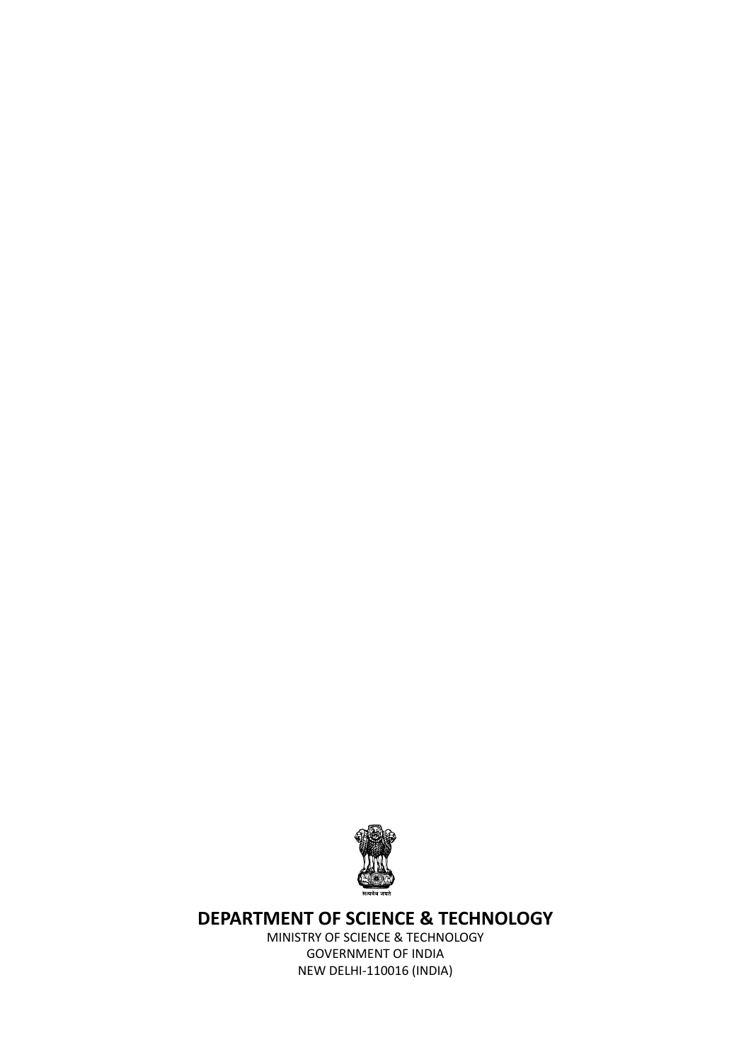सत्यमेव जयते

**DEPARTMENT OF SCIENCE & TECHNOLOGY**

MINISTRY OF SCIENCE & TECHNOLOGY

GOVERNMENT OF INDIA

NEW DELHI-110016 (INDIA)